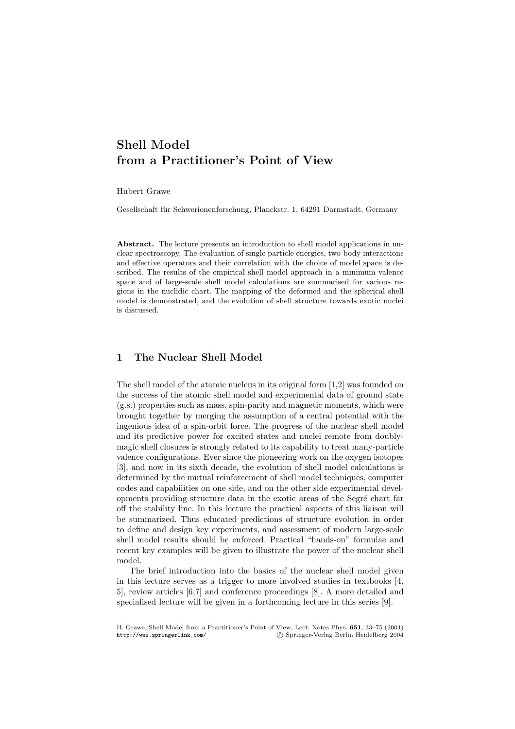# Shell Model from a Practitioner's Point of View

Hubert Grawe

Gesellschaft für Schwerionenforschung, Planckstr. 1, 64291 Darmstadt, Germany

**Abstract.** The lecture presents an introduction to shell model applications in nuclear spectroscopy. The evaluation of single particle energies, two-body interactions and effective operators and their correlation with the choice of model space is described. The results of the empirical shell model approach in a minimum valence space and of large-scale shell model calculations are summarised for various regions in the nuclidic chart. The mapping of the deformed and the spherical shell model is demonstrated, and the evolution of shell structure towards exotic nuclei is discussed.

## 1 The Nuclear Shell Model

The shell model of the atomic nucleus in its original form [1,2] was founded on the success of the atomic shell model and experimental data of ground state (g.s.) properties such as mass, spin-parity and magnetic moments, which were brought together by merging the assumption of a central potential with the ingenious idea of a spin-orbit force. The progress of the nuclear shell model and its predictive power for excited states and nuclei remote from doubly-magic shell closures is strongly related to its capability to treat many-particle valence configurations. Ever since the pioneering work on the oxygen isotopes [3], and now in its sixth decade, the evolution of shell model calculations is determined by the mutual reinforcement of shell model techniques, computer codes and capabilities on one side, and on the other side experimental developments providing structure data in the exotic areas of the Segré chart far off the stability line. In this lecture the practical aspects of this liaison will be summarized. Thus educated predictions of structure evolution in order to define and design key experiments, and assessment of modern large-scale shell model results should be enforced. Practical "hands-on" formulae and recent key examples will be given to illustrate the power of the nuclear shell model.

The brief introduction into the basics of the nuclear shell model given in this lecture serves as a trigger to more involved studies in textbooks [4, 5], review articles [6,7] and conference proceedings [8]. A more detailed and specialised lecture will be given in a forthcoming lecture in this series [9].

H. Grawe, Shell Model from a Practitioner's Point of View, Lect. Notes Phys. **651**, 33–75 (2004)
http://www.springerlink.com/ © Springer-Verlag Berlin Heidelberg 2004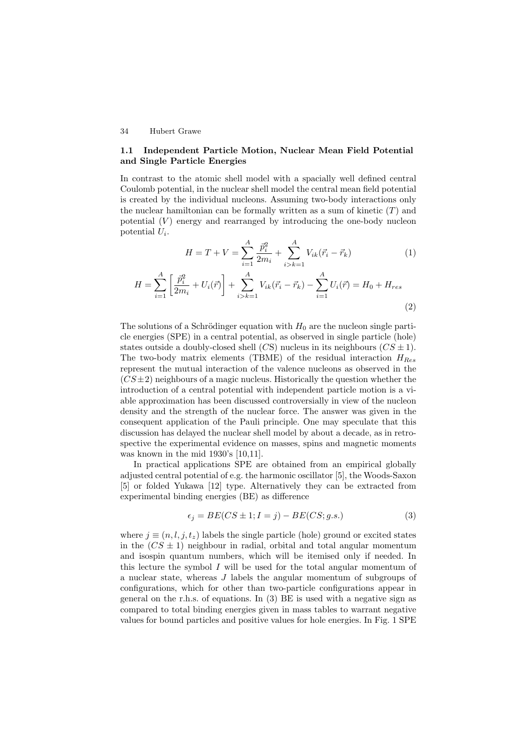### 1.1 Independent Particle Motion, Nuclear Mean Field Potential and Single Particle Energies

In contrast to the atomic shell model with a spacially well defined central Coulomb potential, in the nuclear shell model the central mean field potential is created by the individual nucleons. Assuming two-body interactions only the nuclear hamiltonian can be formally written as a sum of kinetic ($T$) and potential ($V$) energy and rearranged by introducing the one-body nucleon potential $U_i$.

$$H = T + V = \sum_{i=1}^{A} \frac{\vec{p}_i^2}{2m_i} + \sum_{i>k=1}^{A} V_{ik}(\vec{r}_i - \vec{r}_k) \tag{1}$$

$$H = \sum_{i=1}^{A} \left[ \frac{\vec{p}_i^2}{2m_i} + U_i(\vec{r}) \right] + \sum_{i>k=1}^{A} V_{ik}(\vec{r}_i - \vec{r}_k) - \sum_{i=1}^{A} U_i(\vec{r}) = H_0 + H_{res} \tag{2}$$

The solutions of a Schrödinger equation with $H_0$ are the nucleon single particle energies (SPE) in a central potential, as observed in single particle (hole) states outside a doubly-closed shell ($C$S) nucleus in its neighbours ($CS \pm 1$). The two-body matrix elements (TBME) of the residual interaction $H_{Res}$ represent the mutual interaction of the valence nucleons as observed in the ($CS \pm 2$) neighbours of a magic nucleus. Historically the question whether the introduction of a central potential with independent particle motion is a viable approximation has been discussed controversially in view of the nucleon density and the strength of the nuclear force. The answer was given in the consequent application of the Pauli principle. One may speculate that this discussion has delayed the nuclear shell model by about a decade, as in retrospective the experimental evidence on masses, spins and magnetic moments was known in the mid 1930's [10,11].

In practical applications SPE are obtained from an empirical globally adjusted central potential of e.g. the harmonic oscillator [5], the Woods-Saxon [5] or folded Yukawa [12] type. Alternatively they can be extracted from experimental binding energies (BE) as difference

$$\epsilon_j = BE(CS \pm 1; I = j) - BE(CS; g.s.) \tag{3}$$

where $j \equiv (n, l, j, t_z)$ labels the single particle (hole) ground or excited states in the ($CS \pm 1$) neighbour in radial, orbital and total angular momentum and isospin quantum numbers, which will be itemised only if needed. In this lecture the symbol $I$ will be used for the total angular momentum of a nuclear state, whereas $J$ labels the angular momentum of subgroups of configurations, which for other than two-particle configurations appear in general on the r.h.s. of equations. In (3) BE is used with a negative sign as compared to total binding energies given in mass tables to warrant negative values for bound particles and positive values for hole energies. In Fig. 1 SPE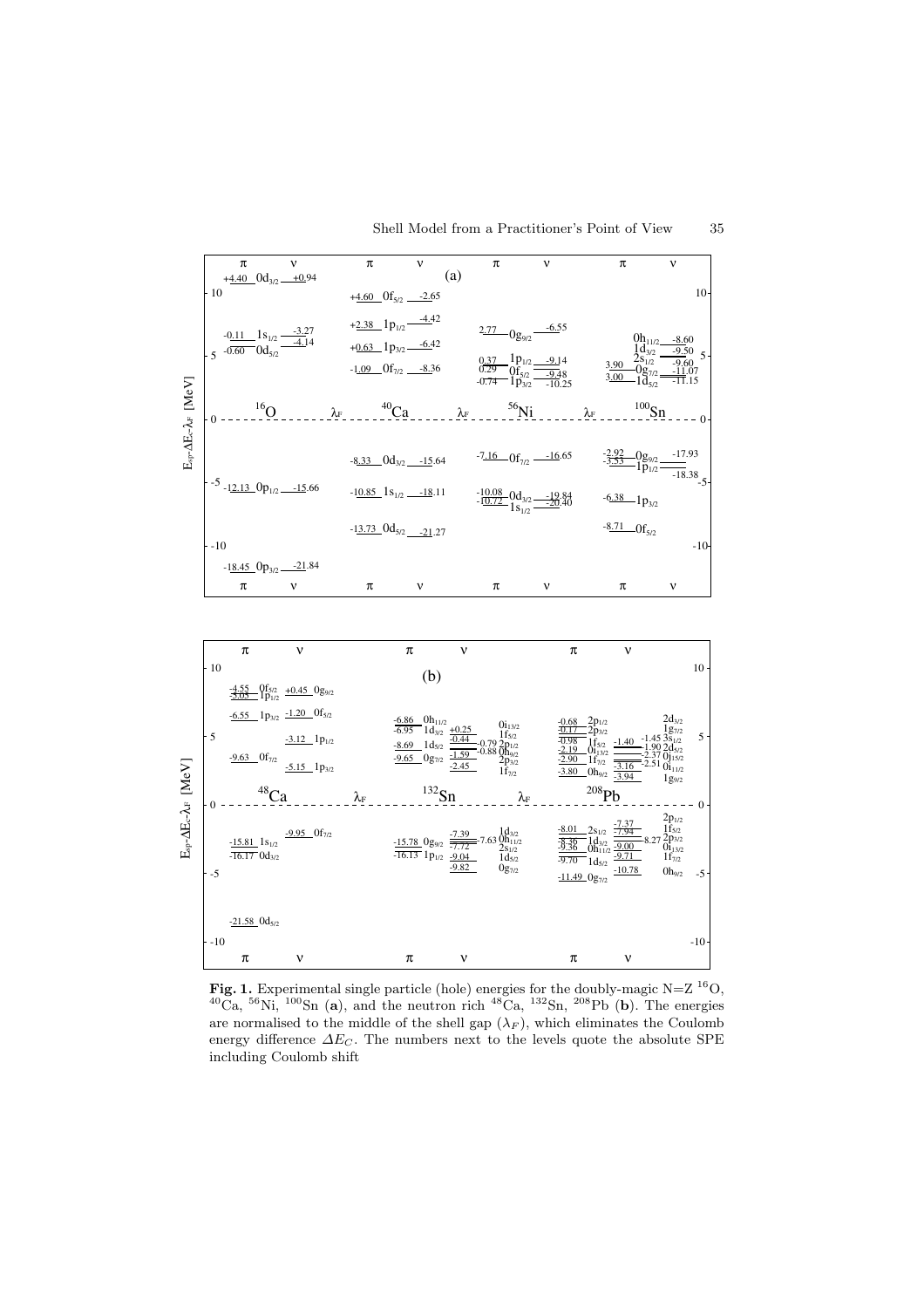π ν π ν π ν π ν

(a)

$E_{sp}$-$\Delta E_c$-$\lambda_F$ [MeV]

+4.40 $0d_{3/2}$ +0.94

-0.11 $1s_{1/2}$ -3.27

-0.60 $0d_{5/2}$ -4.14

$^{16}$O

-12.13 $0p_{1/2}$ -15.66

-18.45 $0p_{3/2}$ -21.84

+4.60 $0f_{5/2}$ -2.65

+2.38 $1p_{1/2}$ -4.42

+0.63 $1p_{3/2}$ -6.42

-1.09 $0f_{7/2}$ -8.36

$^{40}$Ca

-8.33 $0d_{3/2}$ -15.64

-10.85 $1s_{1/2}$ -18.11

-13.73 $0d_{5/2}$ -21.27

2.77 $0g_{9/2}$ -6.55

0.37 $1p_{1/2}$ -9.14

0.29 $0f_{5/2}$ -9.48

-0.74 $1p_{3/2}$ -10.25

$^{56}$Ni

-7.16 $0f_{7/2}$ -16.65

-10.08 $0d_{3/2}$ -19.84

-10.72 $1s_{1/2}$ -20.40

$0h_{11/2}$ -8.60

$1d_{3/2}$ -9.50

3.90 $2s_{1/2}$ -9.60

3.00 $0g_{7/2}$ -11.07

$1d_{5/2}$ -11.15

$^{100}$Sn

-2.92 $0g_{9/2}$ -17.93

-3.53 $1p_{1/2}$ -18.38

-6.38 $1p_{3/2}$

-8.71 $0f_{5/2}$

$\lambda_F$ $\lambda_F$ $\lambda_F$

10 5 0 -5 -10

π ν π ν π ν π ν

π ν π ν π ν

(b)

$E_{sp}$-$\Delta E_c$-$\lambda_F$ [MeV]

-4.55 $0f_{5/2}$

-5.05 $1p_{1/2}$ +0.45 $0g_{9/2}$

-6.55 $1p_{3/2}$ -1.20 $0f_{5/2}$

-3.12 $1p_{1/2}$

-9.63 $0f_{7/2}$ -5.15 $1p_{3/2}$

$^{48}$Ca

-15.81 $1s_{1/2}$ -9.95 $0f_{7/2}$

-16.17 $0d_{3/2}$

-21.58 $0d_{5/2}$

-6.86 $0h_{11/2}$

-6.95 $1d_{3/2}$ +0.25 $0i_{13/2}$

-0.44 $1f_{5/2}$

-8.69 $1d_{5/2}$ -0.79 $2p_{1/2}$

-9.65 $0g_{7/2}$ -1.59 -0.88 $0h_{9/2}$

-2.45 $2p_{3/2}$

$1f_{7/2}$

$^{132}$Sn

-15.78 $0g_{9/2}$ -7.39 $1d_{3/2}$

-16.13 $1p_{1/2}$ -7.72 -7.63 $0h_{11/2}$

-9.04 $2s_{1/2}$

-9.82 $1d_{5/2}$

$0g_{7/2}$

-0.68 $2p_{1/2}$ $2d_{3/2}$

-0.17 $2p_{3/2}$ $1g_{7/2}$

-0.98 $1f_{5/2}$ -1.40 -1.45 $3s_{1/2}$

-2.19 $0i_{13/2}$ -1.90 $2d_{5/2}$

-2.90 $1f_{7/2}$ -2.37 $0j_{15/2}$

-3.80 $0h_{9/2}$ -3.16 -2.51 $0i_{11/2}$

-3.94 $1g_{9/2}$

$^{208}$Pb

-8.01 $2s_{1/2}$ -7.37 $2p_{1/2}$

-8.36 $1d_{3/2}$ -7.94 $1f_{5/2}$

-9.36 $0h_{11/2}$ -8.27 $2p_{3/2}$

-9.70 $1d_{5/2}$ -9.00 $0i_{13/2}$

-9.71 $1f_{7/2}$

-11.49 $0g_{7/2}$ -10.78 $0h_{9/2}$

$\lambda_F$ $\lambda_F$

10 5 0 -5 -10

π ν π ν π ν

**Fig. 1.** Experimental single particle (hole) energies for the doubly-magic N=Z $^{16}$O, $^{40}$Ca, $^{56}$Ni, $^{100}$Sn (**a**), and the neutron rich $^{48}$Ca, $^{132}$Sn, $^{208}$Pb (**b**). The energies are normalised to the middle of the shell gap ($\lambda_F$), which eliminates the Coulomb energy difference $\Delta E_C$. The numbers next to the levels quote the absolute SPE including Coulomb shift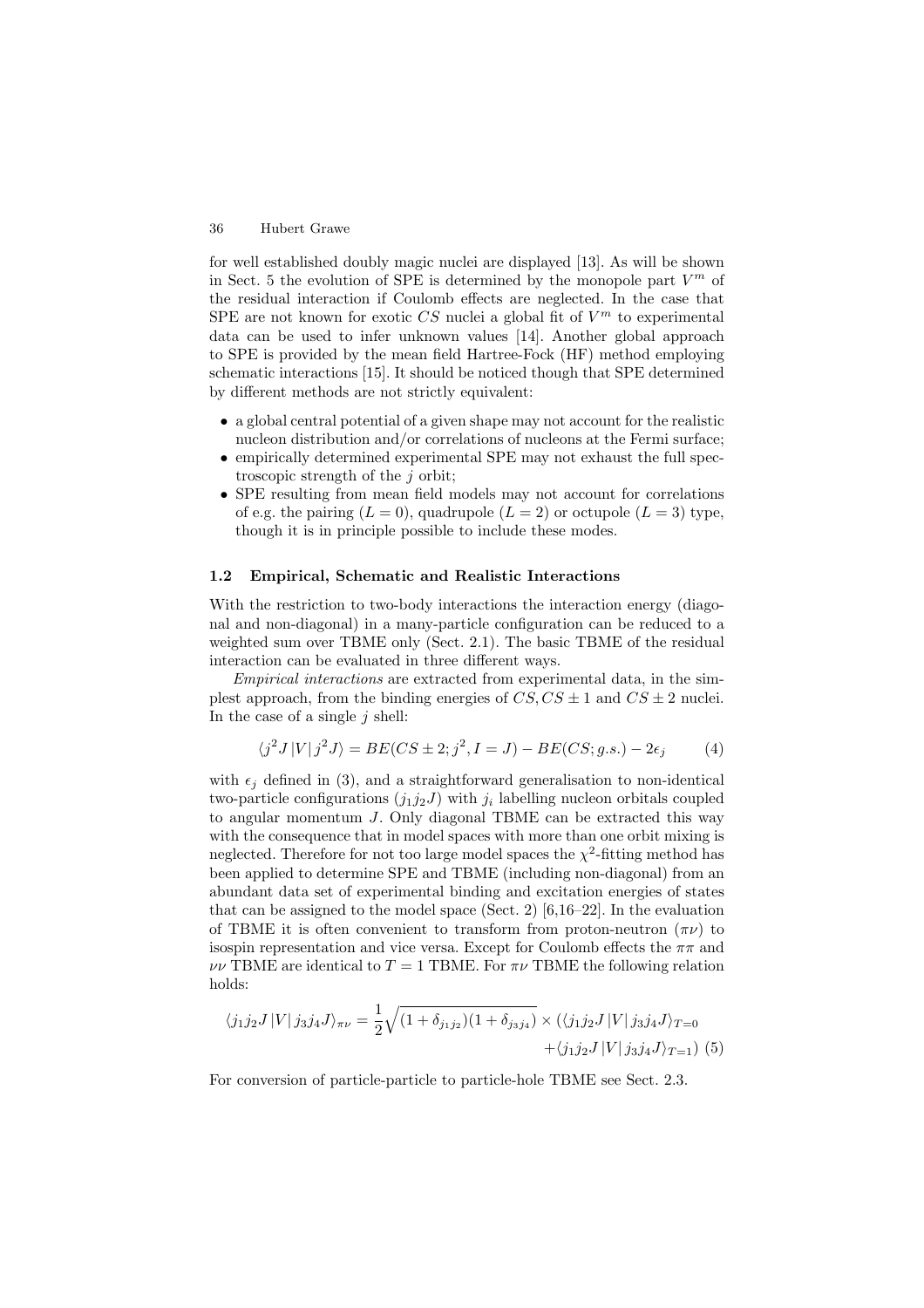for well established doubly magic nuclei are displayed [13]. As will be shown in Sect. 5 the evolution of SPE is determined by the monopole part $V^m$ of the residual interaction if Coulomb effects are neglected. In the case that SPE are not known for exotic $CS$ nuclei a global fit of $V^m$ to experimental data can be used to infer unknown values [14]. Another global approach to SPE is provided by the mean field Hartree-Fock (HF) method employing schematic interactions [15]. It should be noticed though that SPE determined by different methods are not strictly equivalent:

- a global central potential of a given shape may not account for the realistic nucleon distribution and/or correlations of nucleons at the Fermi surface;
- empirically determined experimental SPE may not exhaust the full spectroscopic strength of the $j$ orbit;
- SPE resulting from mean field models may not account for correlations of e.g. the pairing ($L = 0$), quadrupole ($L = 2$) or octupole ($L = 3$) type, though it is in principle possible to include these modes.

### 1.2 Empirical, Schematic and Realistic Interactions

With the restriction to two-body interactions the interaction energy (diagonal and non-diagonal) in a many-particle configuration can be reduced to a weighted sum over TBME only (Sect. 2.1). The basic TBME of the residual interaction can be evaluated in three different ways.

*Empirical interactions* are extracted from experimental data, in the simplest approach, from the binding energies of $CS, CS \pm 1$ and $CS \pm 2$ nuclei. In the case of a single $j$ shell:

$$\langle j^2 J \,|V|\, j^2 J\rangle = BE(CS \pm 2; j^2, I = J) - BE(CS; g.s.) - 2\epsilon_j \tag{4}$$

with $\epsilon_j$ defined in (3), and a straightforward generalisation to non-identical two-particle configurations $(j_1 j_2 J)$ with $j_i$ labelling nucleon orbitals coupled to angular momentum $J$. Only diagonal TBME can be extracted this way with the consequence that in model spaces with more than one orbit mixing is neglected. Therefore for not too large model spaces the $\chi^2$-fitting method has been applied to determine SPE and TBME (including non-diagonal) from an abundant data set of experimental binding and excitation energies of states that can be assigned to the model space (Sect. 2) [6,16–22]. In the evaluation of TBME it is often convenient to transform from proton-neutron ($\pi\nu$) to isospin representation and vice versa. Except for Coulomb effects the $\pi\pi$ and $\nu\nu$ TBME are identical to $T = 1$ TBME. For $\pi\nu$ TBME the following relation holds:

$$\langle j_1 j_2 J \,|V|\, j_3 j_4 J\rangle_{\pi\nu} = \frac{1}{2}\sqrt{(1+\delta_{j_1 j_2})(1+\delta_{j_3 j_4})} \times \left(\langle j_1 j_2 J \,|V|\, j_3 j_4 J\rangle_{T=0} + \langle j_1 j_2 J \,|V|\, j_3 j_4 J\rangle_{T=1}\right) \tag{5}$$

For conversion of particle-particle to particle-hole TBME see Sect. 2.3.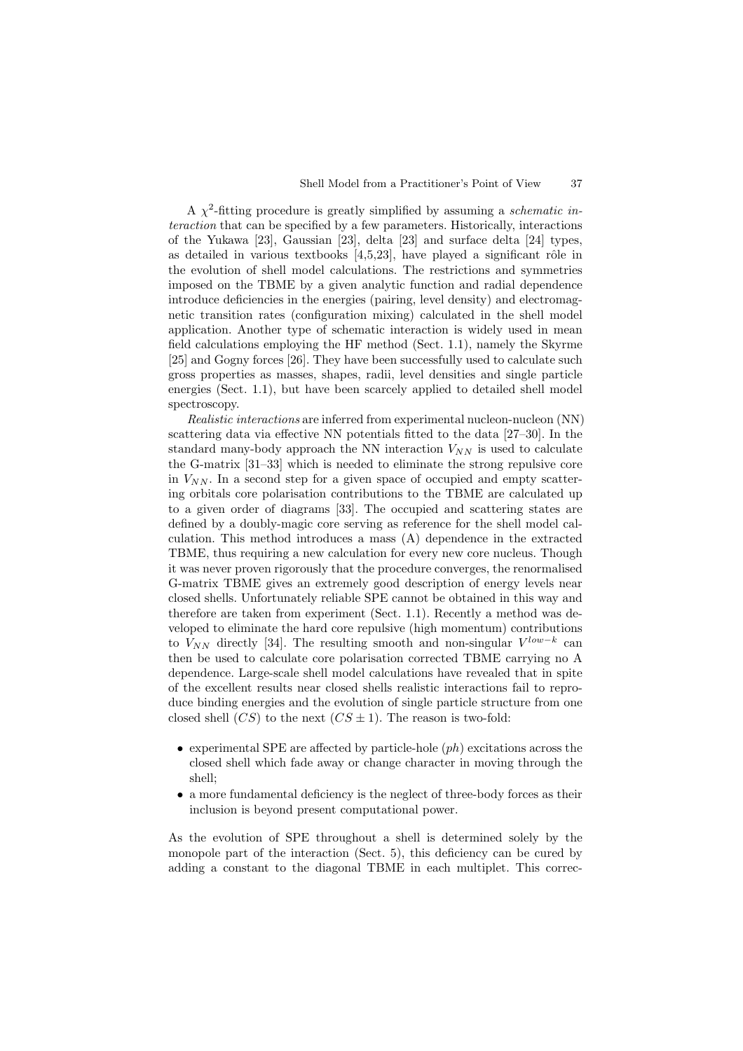A $\chi^2$-fitting procedure is greatly simplified by assuming a *schematic interaction* that can be specified by a few parameters. Historically, interactions of the Yukawa [23], Gaussian [23], delta [23] and surface delta [24] types, as detailed in various textbooks [4,5,23], have played a significant rôle in the evolution of shell model calculations. The restrictions and symmetries imposed on the TBME by a given analytic function and radial dependence introduce deficiencies in the energies (pairing, level density) and electromagnetic transition rates (configuration mixing) calculated in the shell model application. Another type of schematic interaction is widely used in mean field calculations employing the HF method (Sect. 1.1), namely the Skyrme [25] and Gogny forces [26]. They have been successfully used to calculate such gross properties as masses, shapes, radii, level densities and single particle energies (Sect. 1.1), but have been scarcely applied to detailed shell model spectroscopy.

*Realistic interactions* are inferred from experimental nucleon-nucleon (NN) scattering data via effective NN potentials fitted to the data [27–30]. In the standard many-body approach the NN interaction $V_{NN}$ is used to calculate the G-matrix [31–33] which is needed to eliminate the strong repulsive core in $V_{NN}$. In a second step for a given space of occupied and empty scattering orbitals core polarisation contributions to the TBME are calculated up to a given order of diagrams [33]. The occupied and scattering states are defined by a doubly-magic core serving as reference for the shell model calculation. This method introduces a mass (A) dependence in the extracted TBME, thus requiring a new calculation for every new core nucleus. Though it was never proven rigorously that the procedure converges, the renormalised G-matrix TBME gives an extremely good description of energy levels near closed shells. Unfortunately reliable SPE cannot be obtained in this way and therefore are taken from experiment (Sect. 1.1). Recently a method was developed to eliminate the hard core repulsive (high momentum) contributions to $V_{NN}$ directly [34]. The resulting smooth and non-singular $V^{low-k}$ can then be used to calculate core polarisation corrected TBME carrying no A dependence. Large-scale shell model calculations have revealed that in spite of the excellent results near closed shells realistic interactions fail to reproduce binding energies and the evolution of single particle structure from one closed shell ($CS$) to the next ($CS \pm 1$). The reason is two-fold:

- experimental SPE are affected by particle-hole ($ph$) excitations across the closed shell which fade away or change character in moving through the shell;
- a more fundamental deficiency is the neglect of three-body forces as their inclusion is beyond present computational power.

As the evolution of SPE throughout a shell is determined solely by the monopole part of the interaction (Sect. 5), this deficiency can be cured by adding a constant to the diagonal TBME in each multiplet. This correc-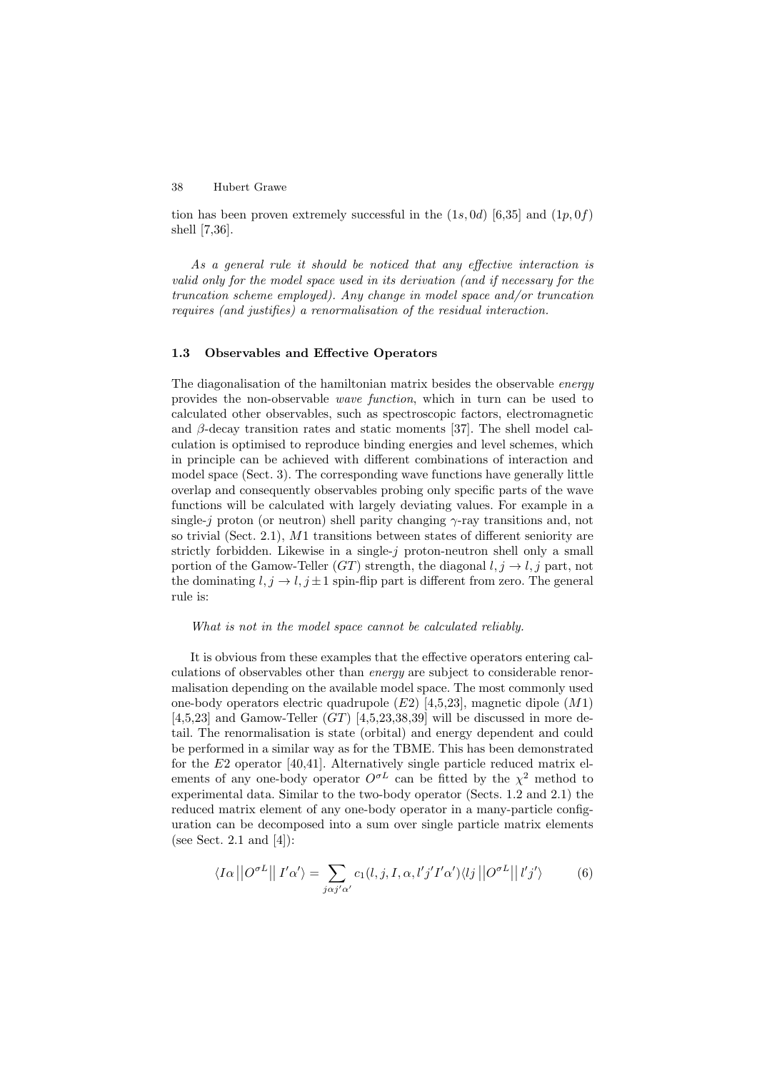tion has been proven extremely successful in the $(1s, 0d)$ [6,35] and $(1p, 0f)$ shell [7,36].

*As a general rule it should be noticed that any effective interaction is valid only for the model space used in its derivation (and if necessary for the truncation scheme employed). Any change in model space and/or truncation requires (and justifies) a renormalisation of the residual interaction.*

### 1.3 Observables and Effective Operators

The diagonalisation of the hamiltonian matrix besides the observable *energy* provides the non-observable *wave function*, which in turn can be used to calculated other observables, such as spectroscopic factors, electromagnetic and $\beta$-decay transition rates and static moments [37]. The shell model calculation is optimised to reproduce binding energies and level schemes, which in principle can be achieved with different combinations of interaction and model space (Sect. 3). The corresponding wave functions have generally little overlap and consequently observables probing only specific parts of the wave functions will be calculated with largely deviating values. For example in a single-$j$ proton (or neutron) shell parity changing $\gamma$-ray transitions and, not so trivial (Sect. 2.1), $M1$ transitions between states of different seniority are strictly forbidden. Likewise in a single-$j$ proton-neutron shell only a small portion of the Gamow-Teller ($GT$) strength, the diagonal $l, j \to l, j$ part, not the dominating $l, j \to l, j \pm 1$ spin-flip part is different from zero. The general rule is:

*What is not in the model space cannot be calculated reliably.*

It is obvious from these examples that the effective operators entering calculations of observables other than *energy* are subject to considerable renormalisation depending on the available model space. The most commonly used one-body operators electric quadrupole ($E2$) [4,5,23], magnetic dipole ($M1$) [4,5,23] and Gamow-Teller ($GT$) [4,5,23,38,39] will be discussed in more detail. The renormalisation is state (orbital) and energy dependent and could be performed in a similar way as for the TBME. This has been demonstrated for the $E2$ operator [40,41]. Alternatively single particle reduced matrix elements of any one-body operator $O^{\sigma L}$ can be fitted by the $\chi^2$ method to experimental data. Similar to the two-body operator (Sects. 1.2 and 2.1) the reduced matrix element of any one-body operator in a many-particle configuration can be decomposed into a sum over single particle matrix elements (see Sect. 2.1 and [4]):

$$\langle I\alpha \left\| O^{\sigma L} \right\| I'\alpha' \rangle = \sum_{j\alpha j'\alpha'} c_1(l, j, I, \alpha, l'j'I'\alpha') \langle lj \left\| O^{\sigma L} \right\| l'j' \rangle \tag{6}$$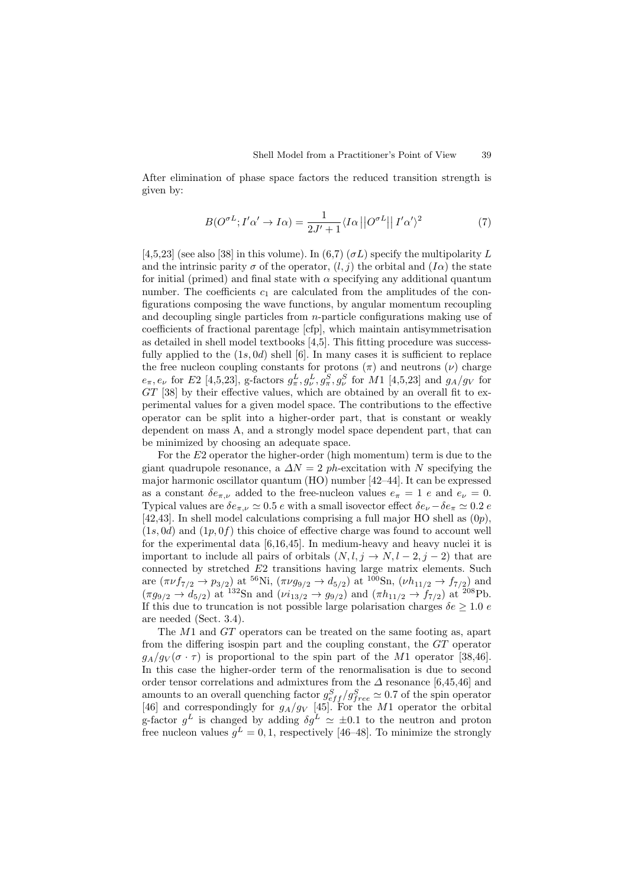After elimination of phase space factors the reduced transition strength is given by:

$$B(O^{\sigma L}; I'\alpha' \to I\alpha) = \frac{1}{2J'+1} \langle I\alpha \, || O^{\sigma L} || \, I'\alpha' \rangle^2 \tag{7}$$

[4,5,23] (see also [38] in this volume). In (6,7) $(\sigma L)$ specify the multipolarity $L$ and the intrinsic parity $\sigma$ of the operator, $(l, j)$ the orbital and $(I\alpha)$ the state for initial (primed) and final state with $\alpha$ specifying any additional quantum number. The coefficients $c_1$ are calculated from the amplitudes of the configurations composing the wave functions, by angular momentum recoupling and decoupling single particles from $n$-particle configurations making use of coefficients of fractional parentage [cfp], which maintain antisymmetrisation as detailed in shell model textbooks [4,5]. This fitting procedure was successfully applied to the $(1s, 0d)$ shell [6]. In many cases it is sufficient to replace the free nucleon coupling constants for protons $(\pi)$ and neutrons $(\nu)$ charge $e_\pi, e_\nu$ for $E2$ [4,5,23], g-factors $g_\pi^L, g_\nu^L, g_\pi^S, g_\nu^S$ for $M1$ [4,5,23] and $g_A/g_V$ for $GT$ [38] by their effective values, which are obtained by an overall fit to experimental values for a given model space. The contributions to the effective operator can be split into a higher-order part, that is constant or weakly dependent on mass A, and a strongly model space dependent part, that can be minimized by choosing an adequate space.

For the $E2$ operator the higher-order (high momentum) term is due to the giant quadrupole resonance, a $\Delta N = 2$ $ph$-excitation with $N$ specifying the major harmonic oscillator quantum (HO) number [42–44]. It can be expressed as a constant $\delta e_{\pi,\nu}$ added to the free-nucleon values $e_\pi = 1\ e$ and $e_\nu = 0$. Typical values are $\delta e_{\pi,\nu} \simeq 0.5\ e$ with a small isovector effect $\delta e_\nu - \delta e_\pi \simeq 0.2\ e$ [42,43]. In shell model calculations comprising a full major HO shell as $(0p)$, $(1s, 0d)$ and $(1p, 0f)$ this choice of effective charge was found to account well for the experimental data [6,16,45]. In medium-heavy and heavy nuclei it is important to include all pairs of orbitals $(N, l, j \to N, l-2, j-2)$ that are connected by stretched $E2$ transitions having large matrix elements. Such are $(\pi\nu f_{7/2} \to p_{3/2})$ at $^{56}$Ni, $(\pi\nu g_{9/2} \to d_{5/2})$ at $^{100}$Sn, $(\nu h_{11/2} \to f_{7/2})$ and $(\pi g_{9/2} \to d_{5/2})$ at $^{132}$Sn and $(\nu i_{13/2} \to g_{9/2})$ and $(\pi h_{11/2} \to f_{7/2})$ at $^{208}$Pb. If this due to truncation is not possible large polarisation charges $\delta e \geq 1.0\ e$ are needed (Sect. 3.4).

The $M1$ and $GT$ operators can be treated on the same footing as, apart from the differing isospin part and the coupling constant, the $GT$ operator $g_A/g_V(\sigma \cdot \tau)$ is proportional to the spin part of the $M1$ operator [38,46]. In this case the higher-order term of the renormalisation is due to second order tensor correlations and admixtures from the $\Delta$ resonance [6,45,46] and amounts to an overall quenching factor $g_{eff}^S/g_{free}^S \simeq 0.7$ of the spin operator [46] and correspondingly for $g_A/g_V$ [45]. For the $M1$ operator the orbital g-factor $g^L$ is changed by adding $\delta g^L \simeq \pm 0.1$ to the neutron and proton free nucleon values $g^L = 0, 1$, respectively [46–48]. To minimize the strongly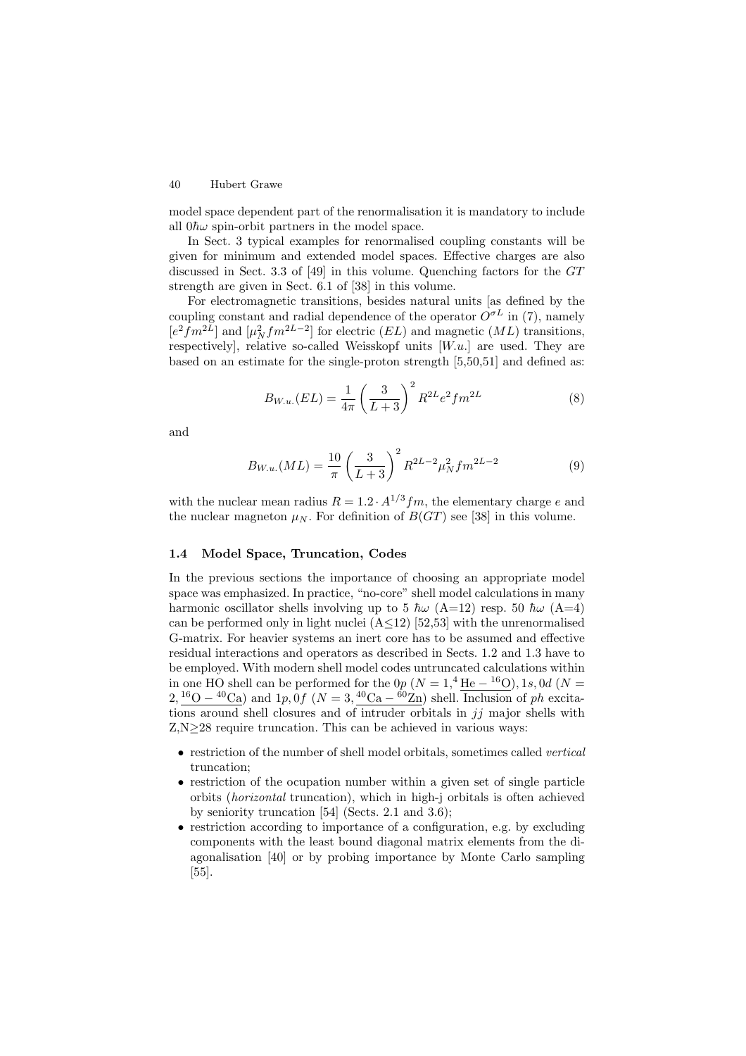model space dependent part of the renormalisation it is mandatory to include all $0\hbar\omega$ spin-orbit partners in the model space.

In Sect. 3 typical examples for renormalised coupling constants will be given for minimum and extended model spaces. Effective charges are also discussed in Sect. 3.3 of [49] in this volume. Quenching factors for the $GT$ strength are given in Sect. 6.1 of [38] in this volume.

For electromagnetic transitions, besides natural units [as defined by the coupling constant and radial dependence of the operator $O^{\sigma L}$ in (7), namely $[e^2 fm^{2L}]$ and $[\mu_N^2 fm^{2L-2}]$ for electric ($EL$) and magnetic ($ML$) transitions, respectively], relative so-called Weisskopf units [$W.u.$] are used. They are based on an estimate for the single-proton strength [5,50,51] and defined as:

$$B_{W.u.}(EL) = \frac{1}{4\pi}\left(\frac{3}{L+3}\right)^2 R^{2L} e^2 fm^{2L} \tag{8}$$

and

$$B_{W.u.}(ML) = \frac{10}{\pi}\left(\frac{3}{L+3}\right)^2 R^{2L-2} \mu_N^2 fm^{2L-2} \tag{9}$$

with the nuclear mean radius $R = 1.2 \cdot A^{1/3} fm$, the elementary charge $e$ and the nuclear magneton $\mu_N$. For definition of $B(GT)$ see [38] in this volume.

### 1.4 Model Space, Truncation, Codes

In the previous sections the importance of choosing an appropriate model space was emphasized. In practice, "no-core" shell model calculations in many harmonic oscillator shells involving up to 5 $\hbar\omega$ (A=12) resp. 50 $\hbar\omega$ (A=4) can be performed only in light nuclei (A$\leq$12) [52,53] with the unrenormalised G-matrix. For heavier systems an inert core has to be assumed and effective residual interactions and operators as described in Sects. 1.2 and 1.3 have to be employed. With modern shell model codes untruncated calculations within in one HO shell can be performed for the $0p$ ($N = 1, \underline{{}^4\mathrm{He} - {}^{16}\mathrm{O}}$), $1s, 0d$ ($N = 2, \underline{{}^{16}\mathrm{O} - {}^{40}\mathrm{Ca}}$) and $1p, 0f$ ($N = 3, \underline{{}^{40}\mathrm{Ca} - {}^{60}\mathrm{Zn}}$) shell. Inclusion of $ph$ excitations around shell closures and of intruder orbitals in $jj$ major shells with Z,N$\geq$28 require truncation. This can be achieved in various ways:

- restriction of the number of shell model orbitals, sometimes called *vertical* truncation;
- restriction of the ocupation number within a given set of single particle orbits (*horizontal* truncation), which in high-j orbitals is often achieved by seniority truncation [54] (Sects. 2.1 and 3.6);
- restriction according to importance of a configuration, e.g. by excluding components with the least bound diagonal matrix elements from the diagonalisation [40] or by probing importance by Monte Carlo sampling [55].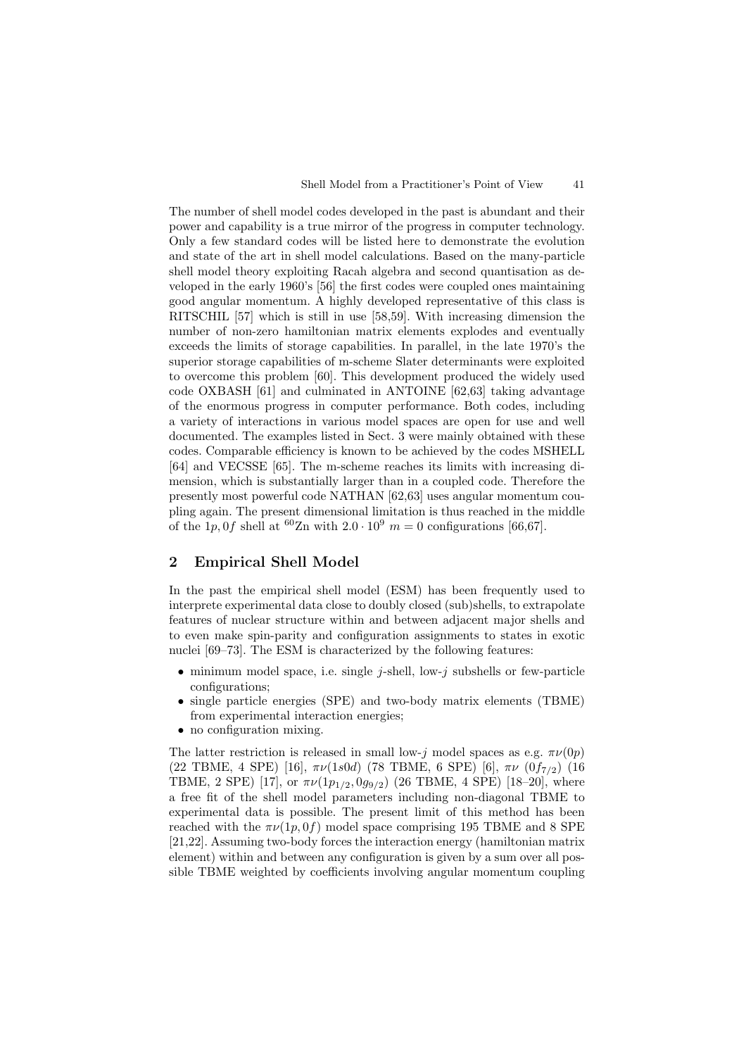The number of shell model codes developed in the past is abundant and their power and capability is a true mirror of the progress in computer technology. Only a few standard codes will be listed here to demonstrate the evolution and state of the art in shell model calculations. Based on the many-particle shell model theory exploiting Racah algebra and second quantisation as developed in the early 1960's [56] the first codes were coupled ones maintaining good angular momentum. A highly developed representative of this class is RITSCHIL [57] which is still in use [58,59]. With increasing dimension the number of non-zero hamiltonian matrix elements explodes and eventually exceeds the limits of storage capabilities. In parallel, in the late 1970's the superior storage capabilities of m-scheme Slater determinants were exploited to overcome this problem [60]. This development produced the widely used code OXBASH [61] and culminated in ANTOINE [62,63] taking advantage of the enormous progress in computer performance. Both codes, including a variety of interactions in various model spaces are open for use and well documented. The examples listed in Sect. 3 were mainly obtained with these codes. Comparable efficiency is known to be achieved by the codes MSHELL [64] and VECSSE [65]. The m-scheme reaches its limits with increasing dimension, which is substantially larger than in a coupled code. Therefore the presently most powerful code NATHAN [62,63] uses angular momentum coupling again. The present dimensional limitation is thus reached in the middle of the $1p, 0f$ shell at $^{60}$Zn with $2.0 \cdot 10^9$ $m = 0$ configurations [66,67].

## 2 Empirical Shell Model

In the past the empirical shell model (ESM) has been frequently used to interprete experimental data close to doubly closed (sub)shells, to extrapolate features of nuclear structure within and between adjacent major shells and to even make spin-parity and configuration assignments to states in exotic nuclei [69–73]. The ESM is characterized by the following features:

- minimum model space, i.e. single $j$-shell, low-$j$ subshells or few-particle configurations;
- single particle energies (SPE) and two-body matrix elements (TBME) from experimental interaction energies;
- no configuration mixing.

The latter restriction is released in small low-$j$ model spaces as e.g. $\pi\nu(0p)$ (22 TBME, 4 SPE) [16], $\pi\nu(1s0d)$ (78 TBME, 6 SPE) [6], $\pi\nu$ $(0f_{7/2})$ (16 TBME, 2 SPE) [17], or $\pi\nu(1p_{1/2}, 0g_{9/2})$ (26 TBME, 4 SPE) [18–20], where a free fit of the shell model parameters including non-diagonal TBME to experimental data is possible. The present limit of this method has been reached with the $\pi\nu(1p, 0f)$ model space comprising 195 TBME and 8 SPE [21,22]. Assuming two-body forces the interaction energy (hamiltonian matrix element) within and between any configuration is given by a sum over all possible TBME weighted by coefficients involving angular momentum coupling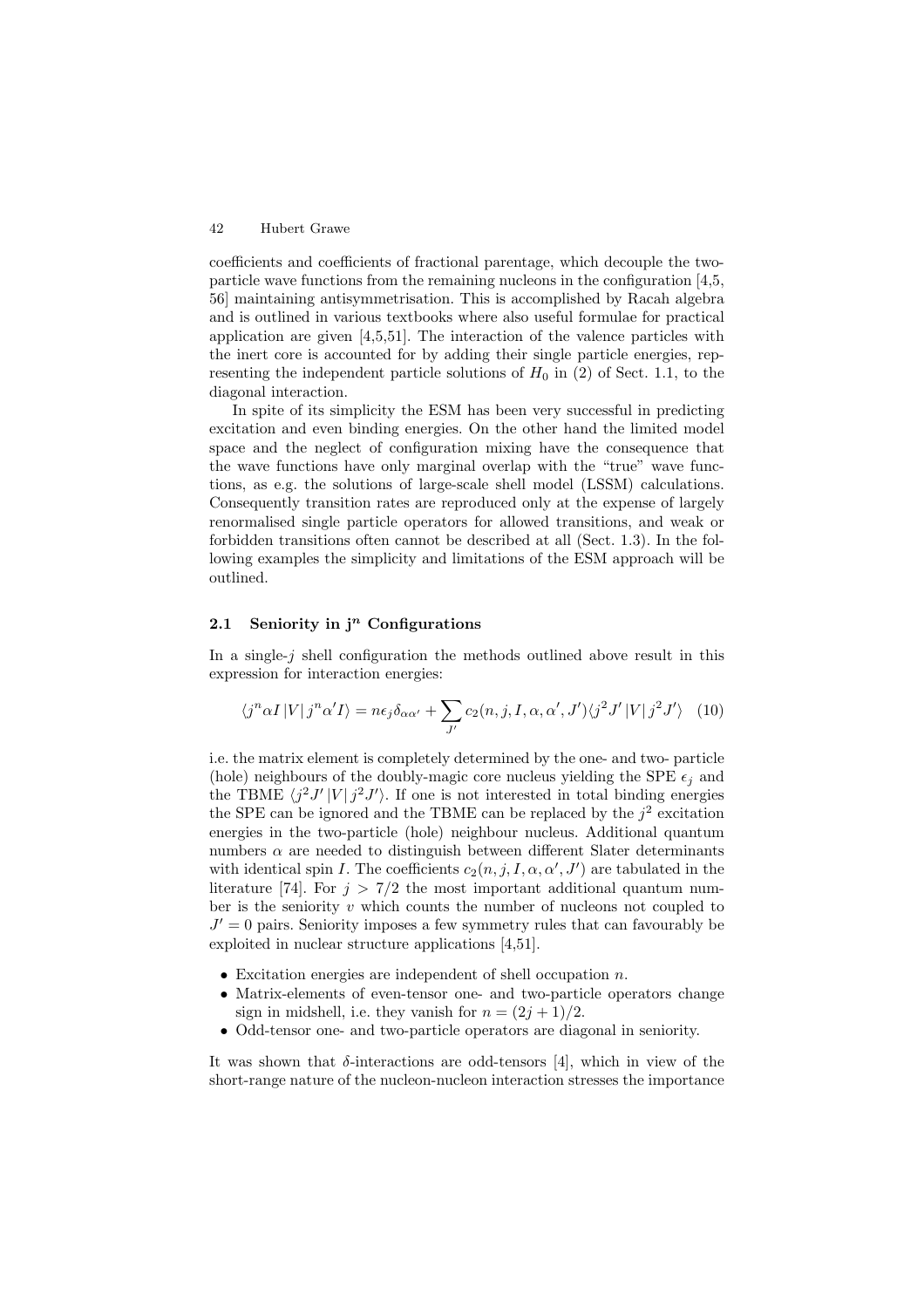coefficients and coefficients of fractional parentage, which decouple the two-particle wave functions from the remaining nucleons in the configuration [4,5, 56] maintaining antisymmetrisation. This is accomplished by Racah algebra and is outlined in various textbooks where also useful formulae for practical application are given [4,5,51]. The interaction of the valence particles with the inert core is accounted for by adding their single particle energies, representing the independent particle solutions of $H_0$ in (2) of Sect. 1.1, to the diagonal interaction.

In spite of its simplicity the ESM has been very successful in predicting excitation and even binding energies. On the other hand the limited model space and the neglect of configuration mixing have the consequence that the wave functions have only marginal overlap with the "true" wave functions, as e.g. the solutions of large-scale shell model (LSSM) calculations. Consequently transition rates are reproduced only at the expense of largely renormalised single particle operators for allowed transitions, and weak or forbidden transitions often cannot be described at all (Sect. 1.3). In the following examples the simplicity and limitations of the ESM approach will be outlined.

## 2.1 Seniority in $j^n$ Configurations

In a single-$j$ shell configuration the methods outlined above result in this expression for interaction energies:

$$\langle j^n \alpha I \,|V|\, j^n \alpha' I \rangle = n\epsilon_j \delta_{\alpha\alpha'} + \sum_{J'} c_2(n,j,I,\alpha,\alpha',J') \langle j^2 J' \,|V|\, j^2 J' \rangle \quad (10)$$

i.e. the matrix element is completely determined by the one- and two- particle (hole) neighbours of the doubly-magic core nucleus yielding the SPE $\epsilon_j$ and the TBME $\langle j^2 J' \,|V|\, j^2 J' \rangle$. If one is not interested in total binding energies the SPE can be ignored and the TBME can be replaced by the $j^2$ excitation energies in the two-particle (hole) neighbour nucleus. Additional quantum numbers $\alpha$ are needed to distinguish between different Slater determinants with identical spin $I$. The coefficients $c_2(n,j,I,\alpha,\alpha',J')$ are tabulated in the literature [74]. For $j > 7/2$ the most important additional quantum number is the seniority $v$ which counts the number of nucleons not coupled to $J' = 0$ pairs. Seniority imposes a few symmetry rules that can favourably be exploited in nuclear structure applications [4,51].

- Excitation energies are independent of shell occupation $n$.
- Matrix-elements of even-tensor one- and two-particle operators change sign in midshell, i.e. they vanish for $n = (2j+1)/2$.
- Odd-tensor one- and two-particle operators are diagonal in seniority.

It was shown that $\delta$-interactions are odd-tensors [4], which in view of the short-range nature of the nucleon-nucleon interaction stresses the importance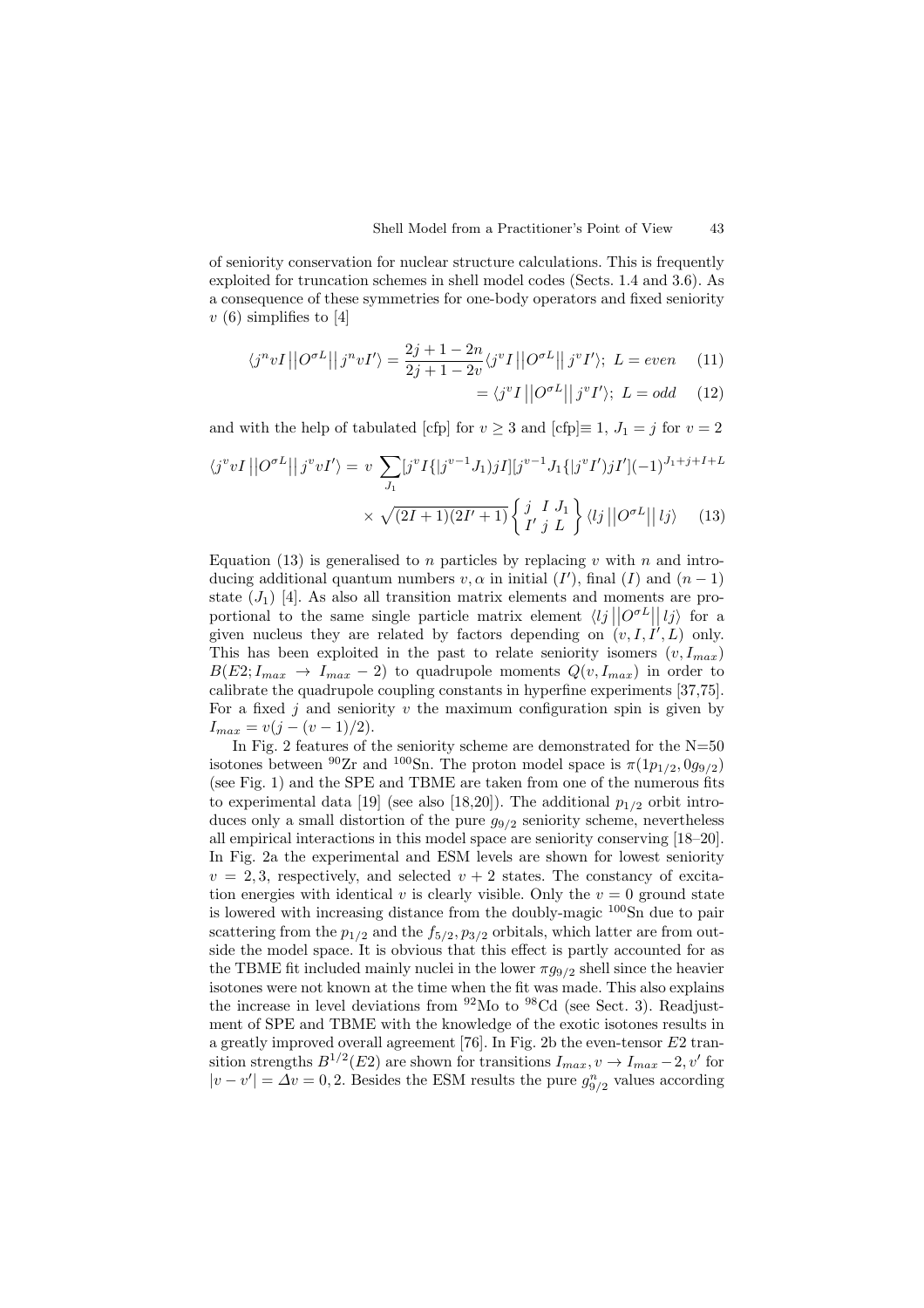of seniority conservation for nuclear structure calculations. This is frequently exploited for truncation schemes in shell model codes (Sects. 1.4 and 3.6). As a consequence of these symmetries for one-body operators and fixed seniority $v$ (6) simplifies to [4]

$$\langle j^n vI \left|\left| O^{\sigma L} \right|\right| j^n vI' \rangle = \frac{2j+1-2n}{2j+1-2v} \langle j^v I \left|\left| O^{\sigma L} \right|\right| j^v I' \rangle; \; L = even \quad (11)$$

$$= \langle j^v I \left|\left| O^{\sigma L} \right|\right| j^v I' \rangle; \; L = odd \quad (12)$$

and with the help of tabulated [cfp] for $v \geq 3$ and [cfp]$\equiv 1$, $J_1 = j$ for $v = 2$

$$\langle j^v vI \left|\left| O^{\sigma L} \right|\right| j^v vI' \rangle = v \sum_{J_1} [j^v I \{ |j^{v-1} J_1) jI] [j^{v-1} J_1 \{ |j^v I') jI'] (-1)^{J_1+j+I+L}$$
$$\times \sqrt{(2I+1)(2I'+1)} \begin{Bmatrix} j & I & J_1 \\ I' & j & L \end{Bmatrix} \langle lj \left|\left| O^{\sigma L} \right|\right| lj \rangle \quad (13)$$

Equation (13) is generalised to $n$ particles by replacing $v$ with $n$ and introducing additional quantum numbers $v, \alpha$ in initial ($I'$), final ($I$) and ($n-1$) state ($J_1$) [4]. As also all transition matrix elements and moments are proportional to the same single particle matrix element $\langle lj \left|\left| O^{\sigma L} \right|\right| lj \rangle$ for a given nucleus they are related by factors depending on $(v, I, I', L)$ only. This has been exploited in the past to relate seniority isomers $(v, I_{max})$ $B(E2; I_{max} \rightarrow I_{max} - 2)$ to quadrupole moments $Q(v, I_{max})$ in order to calibrate the quadrupole coupling constants in hyperfine experiments [37,75]. For a fixed $j$ and seniority $v$ the maximum configuration spin is given by $I_{max} = v(j - (v-1)/2)$.

In Fig. 2 features of the seniority scheme are demonstrated for the N=50 isotones between $^{90}$Zr and $^{100}$Sn. The proton model space is $\pi(1p_{1/2}, 0g_{9/2})$ (see Fig. 1) and the SPE and TBME are taken from one of the numerous fits to experimental data [19] (see also [18,20]). The additional $p_{1/2}$ orbit introduces only a small distortion of the pure $g_{9/2}$ seniority scheme, nevertheless all empirical interactions in this model space are seniority conserving [18–20]. In Fig. 2a the experimental and ESM levels are shown for lowest seniority $v = 2, 3$, respectively, and selected $v + 2$ states. The constancy of excitation energies with identical $v$ is clearly visible. Only the $v = 0$ ground state is lowered with increasing distance from the doubly-magic $^{100}$Sn due to pair scattering from the $p_{1/2}$ and the $f_{5/2}, p_{3/2}$ orbitals, which latter are from outside the model space. It is obvious that this effect is partly accounted for as the TBME fit included mainly nuclei in the lower $\pi g_{9/2}$ shell since the heavier isotones were not known at the time when the fit was made. This also explains the increase in level deviations from $^{92}$Mo to $^{98}$Cd (see Sect. 3). Readjustment of SPE and TBME with the knowledge of the exotic isotones results in a greatly improved overall agreement [76]. In Fig. 2b the even-tensor $E2$ transition strengths $B^{1/2}(E2)$ are shown for transitions $I_{max}, v \rightarrow I_{max} - 2, v'$ for $|v - v'| = \Delta v = 0, 2$. Besides the ESM results the pure $g^n_{9/2}$ values according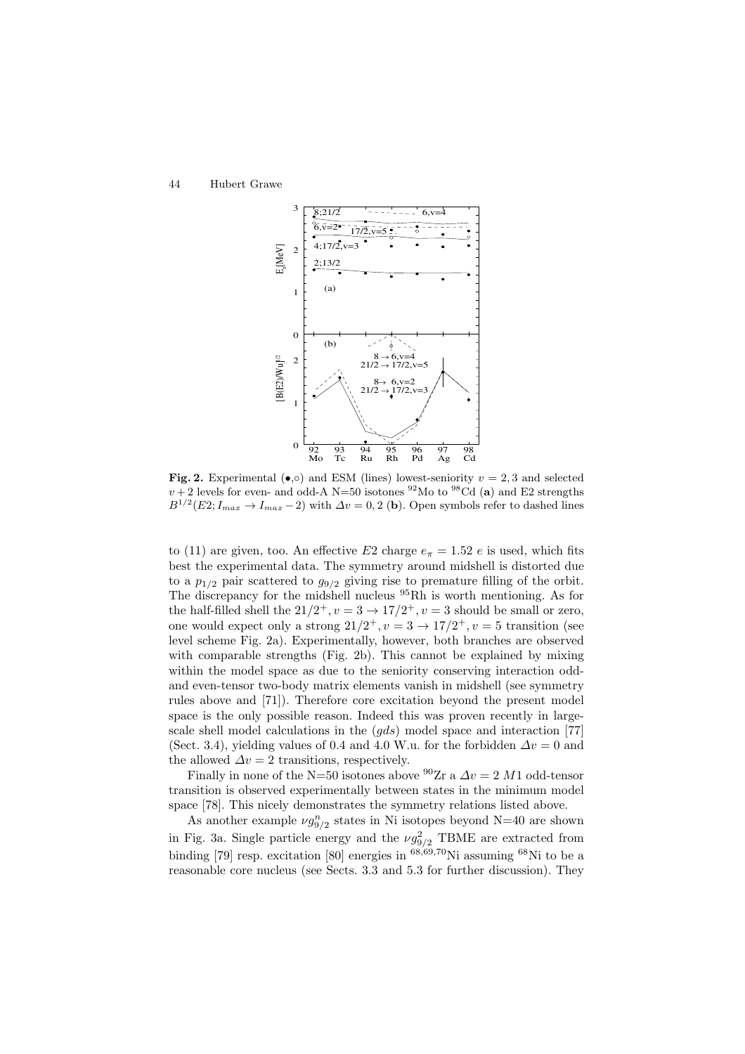3

8;21/2

6,v=4

6,v=2

17/2,v=5

4;17/2,v=3

2;13/2

$E_x$[MeV]

(a)

2

1

0

(b)

$8 \rightarrow 6$,v=4

$21/2 \rightarrow 17/2$,v=5

$8 \rightarrow 6$,v=2

$21/2 \rightarrow 17/2$,v=3

$[B(E2)/Wu]^{1/2}$

2

1

0

92 Mo 93 Tc 94 Ru 95 Rh 96 Pd 97 Ag 98 Cd

**Fig. 2.** Experimental (•,○) and ESM (lines) lowest-seniority $v = 2, 3$ and selected $v+2$ levels for even- and odd-A N=50 isotones $^{92}$Mo to $^{98}$Cd (**a**) and E2 strengths $B^{1/2}(E2; I_{max} \rightarrow I_{max} - 2)$ with $\Delta v = 0, 2$ (**b**). Open symbols refer to dashed lines

to (11) are given, too. An effective $E2$ charge $e_\pi = 1.52\ e$ is used, which fits best the experimental data. The symmetry around midshell is distorted due to a $p_{1/2}$ pair scattered to $g_{9/2}$ giving rise to premature filling of the orbit. The discrepancy for the midshell nucleus $^{95}$Rh is worth mentioning. As for the half-filled shell the $21/2^+, v = 3 \rightarrow 17/2^+, v = 3$ should be small or zero, one would expect only a strong $21/2^+, v = 3 \rightarrow 17/2^+, v = 5$ transition (see level scheme Fig. 2a). Experimentally, however, both branches are observed with comparable strengths (Fig. 2b). This cannot be explained by mixing within the model space as due to the seniority conserving interaction odd- and even-tensor two-body matrix elements vanish in midshell (see symmetry rules above and [71]). Therefore core excitation beyond the present model space is the only possible reason. Indeed this was proven recently in large-scale shell model calculations in the ($gds$) model space and interaction [77] (Sect. 3.4), yielding values of 0.4 and 4.0 W.u. for the forbidden $\Delta v = 0$ and the allowed $\Delta v = 2$ transitions, respectively.

Finally in none of the N=50 isotones above $^{90}$Zr a $\Delta v = 2$ $M1$ odd-tensor transition is observed experimentally between states in the minimum model space [78]. This nicely demonstrates the symmetry relations listed above.

As another example $\nu g_{9/2}^n$ states in Ni isotopes beyond N=40 are shown in Fig. 3a. Single particle energy and the $\nu g_{9/2}^2$ TBME are extracted from binding [79] resp. excitation [80] energies in $^{68,69,70}$Ni assuming $^{68}$Ni to be a reasonable core nucleus (see Sects. 3.3 and 5.3 for further discussion). They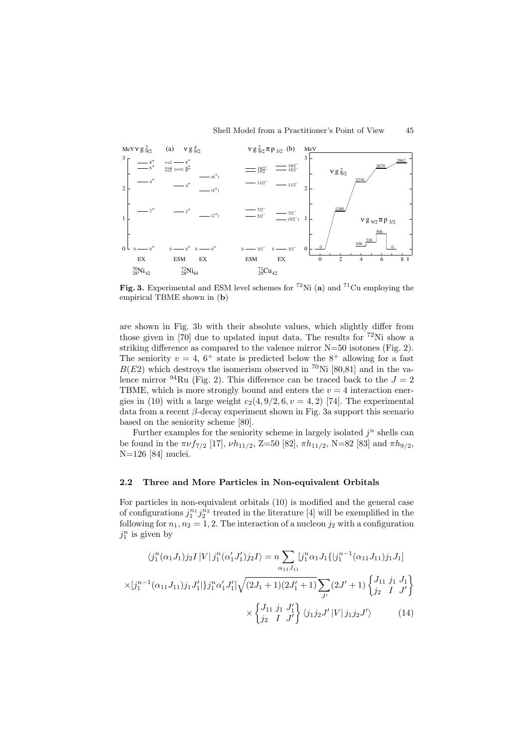MeV $\nu g^2_{9/2}$ (a) $\nu g^4_{9/2}$

$\nu g^2_{9/2} \pi p_{3/2}$ (b)

MeV

3

2

1

0

$8^+$ $6^+$ $4^+$ $2^+$ $0^+$

v=2 v=4 v=2

$8^+$ $6^+$ $6^+$ $4^+$ $2^+$ $0^+$

$(6^+)$ $(4^+)$ $(2^+)$ $0^+$

$19/2^-$ $15/2^-$ $11/2^-$ $7/2^-$ $5/2^-$ $3/2^-$

$19/2^-$ $15/2^-$ $11/2^-$ $7/2^-$ $(5/2^-)$ $3/2^-$

EX ESM EX ESM EX

$^{70}_{28}$Ni$_{42}$ $^{72}_{28}$Ni$_{44}$ $^{71}_{29}$Cu$_{42}$

$\nu g^2_{9/2}$

0 1260 2230 2679 2862

$\nu g_{9/2} \pi p_{3/2}$

106 226 506 0

0 2 4 6 8 I

**Fig. 3.** Experimental and ESM level schemes for $^{72}$Ni (**a**) and $^{71}$Cu employing the empirical TBME shown in (**b**)

are shown in Fig. 3b with their absolute values, which slightly differ from those given in [70] due to updated input data. The results for $^{72}$Ni show a striking difference as compared to the valence mirror N=50 isotones (Fig. 2). The seniority $v = 4$, $6^+$ state is predicted below the $8^+$ allowing for a fast $B(E2)$ which destroys the isomerism observed in $^{70}$Ni [80,81] and in the valence mirror $^{94}$Ru (Fig. 2). This difference can be traced back to the $J = 2$ TBME, which is more strongly bound and enters the $v = 4$ interaction energies in (10) with a large weight $c_2(4, 9/2, 6, v = 4, 2)$ [74]. The experimental data from a recent $\beta$-decay experiment shown in Fig. 3a support this scenario based on the seniority scheme [80].

Further examples for the seniority scheme in largely isolated $j^n$ shells can be found in the $\pi\nu f_{7/2}$ [17], $\nu h_{11/2}$, Z=50 [82], $\pi h_{11/2}$, N=82 [83] and $\pi h_{9/2}$, N=126 [84] nuclei.

### 2.2 Three and More Particles in Non-equivalent Orbitals

For particles in non-equivalent orbitals (10) is modified and the general case of configurations $j_1^{n_1} j_2^{n_2}$ treated in the literature [4] will be exemplified in the following for $n_1, n_2 = 1, 2$. The interaction of a nucleon $j_2$ with a configuration $j_1^n$ is given by

$$\langle j_1^n(\alpha_1 J_1) j_2 I \,|V|\, j_1^n(\alpha_1' J_1') j_2 I\rangle = n \sum_{\alpha_{11} J_{11}} [j_1^n \alpha_1 J_1 \{|j_1^{n-1}(\alpha_{11} J_{11}) j_1 J_1]$$

$$\times [j_1^{n-1}(\alpha_{11} J_{11}) j_1 J_1' |\} j_1^n \alpha_1' J_1'] \sqrt{(2J_1+1)(2J_1'+1)} \sum_{J'} (2J'+1) \begin{Bmatrix} J_{11} & j_1 & J_1 \\ j_2 & I & J' \end{Bmatrix}$$

$$\times \begin{Bmatrix} J_{11} & j_1 & J_1' \\ j_2 & I & J' \end{Bmatrix} \langle j_1 j_2 J' \,|V|\, j_1 j_2 J'\rangle \qquad (14)$$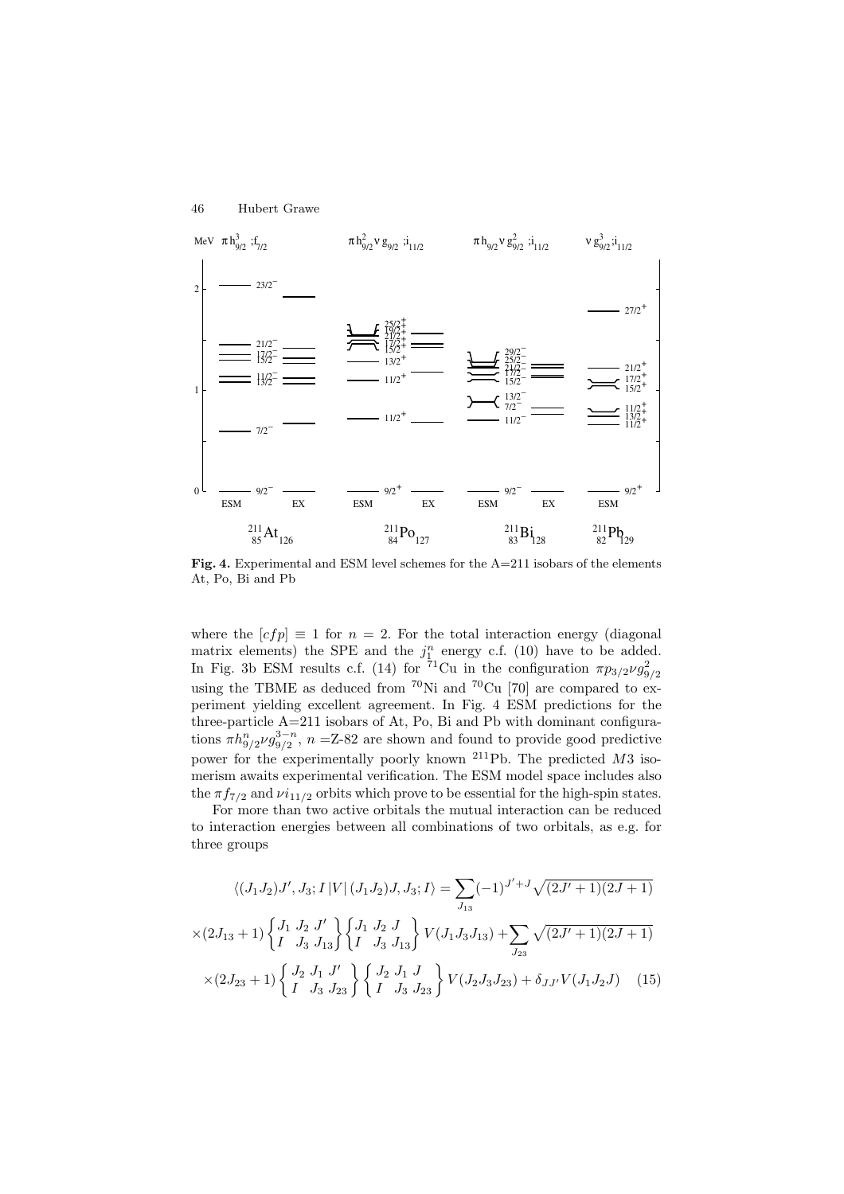MeV $\pi h_{9/2}^3$ ;$f_{7/2}$

$\pi h_{9/2}^2 \nu g_{9/2}$ ;$i_{11/2}$

$\pi h_{9/2} \nu g_{9/2}^2$ ;$i_{11/2}$

$\nu g_{9/2}^3$;$i_{11/2}$

2

1

0

23/2⁻

21/2⁻
17/2⁻
15/2⁻

11/2⁻
13/2⁻

7/2⁻

9/2⁻

25/2⁺
19/2⁺
21/2⁺
17/2⁺
15/2⁺
13/2⁺

11/2⁺

11/2⁺

9/2⁺

29/2⁻
25/2⁻
21/2⁻
17/2⁻
15/2⁻

13/2⁻
7/2⁻
11/2⁻

9/2⁻

27/2⁺

21/2⁺
17/2⁺
15/2⁺

11/2⁺
13/2⁺
11/2⁺

9/2⁺

ESM EX ESM EX ESM EX ESM

$^{211}_{85}At_{126}$ $^{211}_{84}Po_{127}$ $^{211}_{83}Bi_{128}$ $^{211}_{82}Pb_{129}$

**Fig. 4.** Experimental and ESM level schemes for the A=211 isobars of the elements At, Po, Bi and Pb

where the $[cfp] \equiv 1$ for $n = 2$. For the total interaction energy (diagonal matrix elements) the SPE and the $j_1^n$ energy c.f. (10) have to be added. In Fig. 3b ESM results c.f. (14) for $^{71}$Cu in the configuration $\pi p_{3/2} \nu g_{9/2}^2$ using the TBME as deduced from $^{70}$Ni and $^{70}$Cu [70] are compared to experiment yielding excellent agreement. In Fig. 4 ESM predictions for the three-particle A=211 isobars of At, Po, Bi and Pb with dominant configurations $\pi h_{9/2}^n \nu g_{9/2}^{3-n}$, $n$ =Z-82 are shown and found to provide good predictive power for the experimentally poorly known $^{211}$Pb. The predicted $M3$ isomerism awaits experimental verification. The ESM model space includes also the $\pi f_{7/2}$ and $\nu i_{11/2}$ orbits which prove to be essential for the high-spin states.

For more than two active orbitals the mutual interaction can be reduced to interaction energies between all combinations of two orbitals, as e.g. for three groups

$$\langle (J_1 J_2) J', J_3; I \,|V|\, (J_1 J_2) J, J_3; I \rangle = \sum_{J_{13}} (-1)^{J'+J} \sqrt{(2J'+1)(2J+1)}$$
$$\times (2J_{13}+1) \begin{Bmatrix} J_1 & J_2 & J' \\ I & J_3 & J_{13} \end{Bmatrix} \begin{Bmatrix} J_1 & J_2 & J \\ I & J_3 & J_{13} \end{Bmatrix} V(J_1 J_3 J_{13}) + \sum_{J_{23}} \sqrt{(2J'+1)(2J+1)}$$
$$\times (2J_{23}+1) \begin{Bmatrix} J_2 & J_1 & J' \\ I & J_3 & J_{23} \end{Bmatrix} \begin{Bmatrix} J_2 & J_1 & J \\ I & J_3 & J_{23} \end{Bmatrix} V(J_2 J_3 J_{23}) + \delta_{JJ'} V(J_1 J_2 J) \quad (15)$$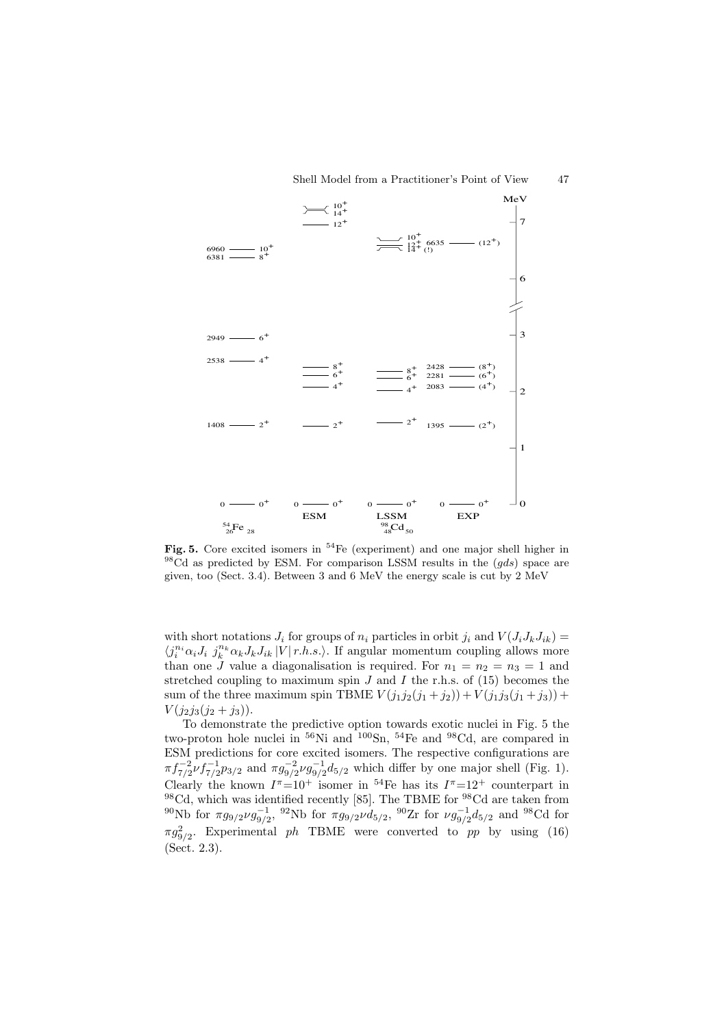MeV

7

6

3

2

1

0

6960 10+
6381 8+

2949 6+

2538 4+

1408 2+

0 0+

$^{54}_{26}$Fe$_{28}$

10+
14+
12+

8+
6+
4+

2+

0 0+
ESM

10+
12+
14+
(!)

8+
6+
4+

2+

0 0+
LSSM

$^{98}_{48}$Cd$_{50}$

6635 (12+)

2428 (8+)
2281 (6+)
2083 (4+)

1395 (2+)

0 0+
EXP

**Fig. 5.** Core excited isomers in $^{54}$Fe (experiment) and one major shell higher in $^{98}$Cd as predicted by ESM. For comparison LSSM results in the (*gds*) space are given, too (Sect. 3.4). Between 3 and 6 MeV the energy scale is cut by 2 MeV

with short notations $J_i$ for groups of $n_i$ particles in orbit $j_i$ and $V(J_i J_k J_{ik}) = \langle j_i^{n_i} \alpha_i J_i \; j_k^{n_k} \alpha_k J_k J_{ik} \, |V| \, r.h.s. \rangle$. If angular momentum coupling allows more than one $J$ value a diagonalisation is required. For $n_1 = n_2 = n_3 = 1$ and stretched coupling to maximum spin $J$ and $I$ the r.h.s. of (15) becomes the sum of the three maximum spin TBME $V(j_1 j_2 (j_1 + j_2)) + V(j_1 j_3 (j_1 + j_3)) + V(j_2 j_3 (j_2 + j_3))$.

To demonstrate the predictive option towards exotic nuclei in Fig. 5 the two-proton hole nuclei in $^{56}$Ni and $^{100}$Sn, $^{54}$Fe and $^{98}$Cd, are compared in ESM predictions for core excited isomers. The respective configurations are $\pi f_{7/2}^{-2} \nu f_{7/2}^{-1} p_{3/2}$ and $\pi g_{9/2}^{-2} \nu g_{9/2}^{-1} d_{5/2}$ which differ by one major shell (Fig. 1). Clearly the known $I^\pi$=10$^+$ isomer in $^{54}$Fe has its $I^\pi$=12$^+$ counterpart in $^{98}$Cd, which was identified recently [85]. The TBME for $^{98}$Cd are taken from $^{90}$Nb for $\pi g_{9/2} \nu g_{9/2}^{-1}$, $^{92}$Nb for $\pi g_{9/2} \nu d_{5/2}$, $^{90}$Zr for $\nu g_{9/2}^{-1} d_{5/2}$ and $^{98}$Cd for $\pi g_{9/2}^2$. Experimental *ph* TBME were converted to *pp* by using (16) (Sect. 2.3).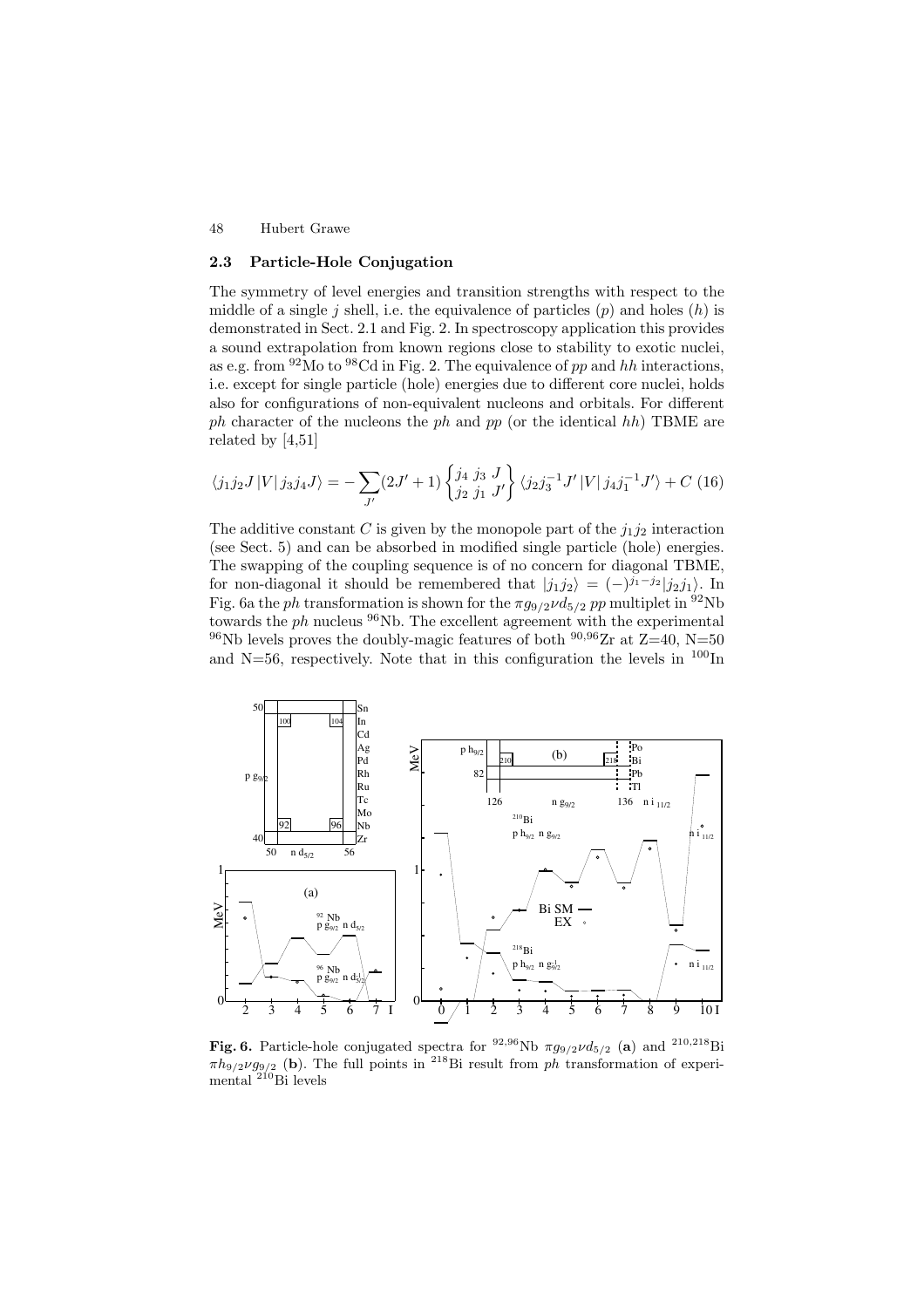### 2.3 Particle-Hole Conjugation

The symmetry of level energies and transition strengths with respect to the middle of a single $j$ shell, i.e. the equivalence of particles ($p$) and holes ($h$) is demonstrated in Sect. 2.1 and Fig. 2. In spectroscopy application this provides a sound extrapolation from known regions close to stability to exotic nuclei, as e.g. from $^{92}$Mo to $^{98}$Cd in Fig. 2. The equivalence of $pp$ and $hh$ interactions, i.e. except for single particle (hole) energies due to different core nuclei, holds also for configurations of non-equivalent nucleons and orbitals. For different $ph$ character of the nucleons the $ph$ and $pp$ (or the identical $hh$) TBME are related by [4,51]

$$\langle j_1 j_2 J\,|V|\,j_3 j_4 J\rangle = -\sum_{J'}(2J'+1)\begin{Bmatrix} j_4 & j_3 & J \\ j_2 & j_1 & J' \end{Bmatrix}\langle j_2 j_3^{-1} J'\,|V|\,j_4 j_1^{-1} J'\rangle + C \quad (16)$$

The additive constant $C$ is given by the monopole part of the $j_1 j_2$ interaction (see Sect. 5) and can be absorbed in modified single particle (hole) energies. The swapping of the coupling sequence is of no concern for diagonal TBME, for non-diagonal it should be remembered that $|j_1 j_2\rangle = (-)^{j_1 - j_2}|j_2 j_1\rangle$. In Fig. 6a the $ph$ transformation is shown for the $\pi g_{9/2}\nu d_{5/2}$ $pp$ multiplet in $^{92}$Nb towards the $ph$ nucleus $^{96}$Nb. The excellent agreement with the experimental $^{96}$Nb levels proves the doubly-magic features of both $^{90,96}$Zr at Z=40, N=50 and N=56, respectively. Note that in this configuration the levels in $^{100}$In

50
40
p $g_{9/2}$
50 n $d_{5/2}$ 56
100 104 92 96
Sn In Cd Ag Pd Rh Ru Tc Mo Nb Zr
(a)
MeV
1
0
$^{92}$Nb p $g_{9/2}$ n $d_{5/2}$
$^{96}$Nb p $g_{9/2}$ n $d_{5/2}^{-1}$
2 3 4 5 6 7 I
MeV
p $h_{9/2}$
82
126 n $g_{9/2}$ 136 n $i_{11/2}$
210 218
(b)
Po Bi Pb Tl
$^{210}$Bi p $h_{9/2}$ n $g_{9/2}$
n $i_{11/2}$
1
Bi SM
EX
$^{218}$Bi p $h_{9/2}$ n $g_{9/2}^{-1}$
n $i_{11/2}$
0
0 1 2 3 4 5 6 7 8 9 10 I

**Fig. 6.** Particle-hole conjugated spectra for $^{92,96}$Nb $\pi g_{9/2}\nu d_{5/2}$ (**a**) and $^{210,218}$Bi $\pi h_{9/2}\nu g_{9/2}$ (**b**). The full points in $^{218}$Bi result from $ph$ transformation of experimental $^{210}$Bi levels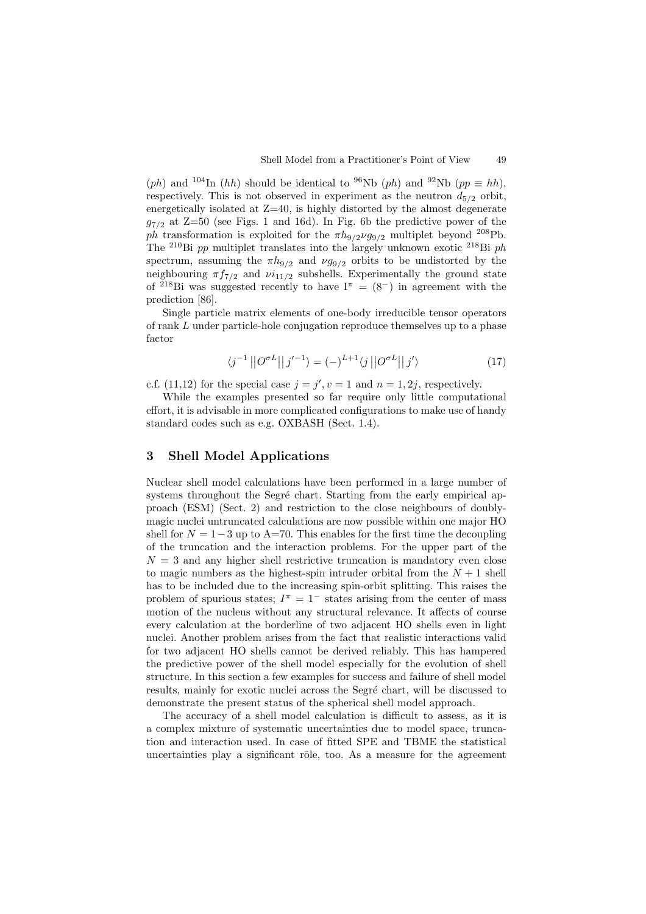($ph$) and $^{104}$In ($hh$) should be identical to $^{96}$Nb ($ph$) and $^{92}$Nb ($pp \equiv hh$), respectively. This is not observed in experiment as the neutron $d_{5/2}$ orbit, energetically isolated at Z=40, is highly distorted by the almost degenerate $g_{7/2}$ at Z=50 (see Figs. 1 and 16d). In Fig. 6b the predictive power of the $ph$ transformation is exploited for the $\pi h_{9/2} \nu g_{9/2}$ multiplet beyond $^{208}$Pb. The $^{210}$Bi $pp$ multiplet translates into the largely unknown exotic $^{218}$Bi $ph$ spectrum, assuming the $\pi h_{9/2}$ and $\nu g_{9/2}$ orbits to be undistorted by the neighbouring $\pi f_{7/2}$ and $\nu i_{11/2}$ subshells. Experimentally the ground state of $^{218}$Bi was suggested recently to have $I^\pi = (8^-)$ in agreement with the prediction [86].

Single particle matrix elements of one-body irreducible tensor operators of rank $L$ under particle-hole conjugation reproduce themselves up to a phase factor

$$\langle j^{-1} \, || O^{\sigma L} || \, j'^{-1} \rangle = (-)^{L+1} \langle j \, || O^{\sigma L} || \, j' \rangle \tag{17}$$

c.f. (11,12) for the special case $j = j', v = 1$ and $n = 1, 2j$, respectively.

While the examples presented so far require only little computational effort, it is advisable in more complicated configurations to make use of handy standard codes such as e.g. OXBASH (Sect. 1.4).

## 3 Shell Model Applications

Nuclear shell model calculations have been performed in a large number of systems throughout the Segré chart. Starting from the early empirical approach (ESM) (Sect. 2) and restriction to the close neighbours of doubly-magic nuclei untruncated calculations are now possible within one major HO shell for $N = 1-3$ up to A=70. This enables for the first time the decoupling of the truncation and the interaction problems. For the upper part of the $N = 3$ and any higher shell restrictive truncation is mandatory even close to magic numbers as the highest-spin intruder orbital from the $N + 1$ shell has to be included due to the increasing spin-orbit splitting. This raises the problem of spurious states; $I^\pi = 1^-$ states arising from the center of mass motion of the nucleus without any structural relevance. It affects of course every calculation at the borderline of two adjacent HO shells even in light nuclei. Another problem arises from the fact that realistic interactions valid for two adjacent HO shells cannot be derived reliably. This has hampered the predictive power of the shell model especially for the evolution of shell structure. In this section a few examples for success and failure of shell model results, mainly for exotic nuclei across the Segré chart, will be discussed to demonstrate the present status of the spherical shell model approach.

The accuracy of a shell model calculation is difficult to assess, as it is a complex mixture of systematic uncertainties due to model space, truncation and interaction used. In case of fitted SPE and TBME the statistical uncertainties play a significant rôle, too. As a measure for the agreement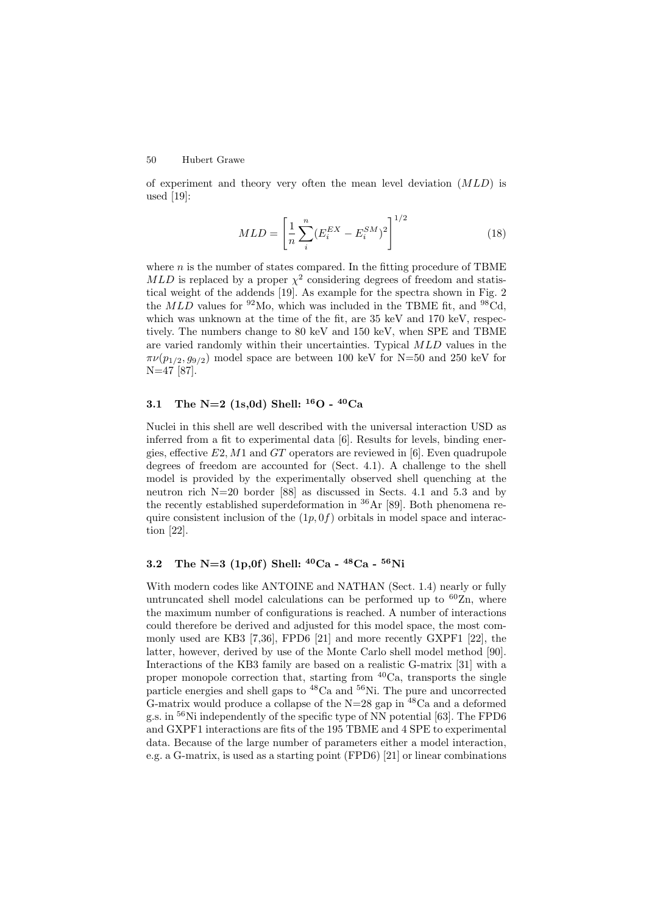of experiment and theory very often the mean level deviation ($MLD$) is used [19]:

$$MLD = \left[ \frac{1}{n} \sum_{i}^{n} (E_i^{EX} - E_i^{SM})^2 \right]^{1/2} \tag{18}$$

where $n$ is the number of states compared. In the fitting procedure of TBME $MLD$ is replaced by a proper $\chi^2$ considering degrees of freedom and statistical weight of the addends [19]. As example for the spectra shown in Fig. 2 the $MLD$ values for $^{92}$Mo, which was included in the TBME fit, and $^{98}$Cd, which was unknown at the time of the fit, are 35 keV and 170 keV, respectively. The numbers change to 80 keV and 150 keV, when SPE and TBME are varied randomly within their uncertainties. Typical $MLD$ values in the $\pi\nu(p_{1/2}, g_{9/2})$ model space are between 100 keV for N=50 and 250 keV for N=47 [87].

### 3.1 The N=2 (1s,0d) Shell: $^{16}$O - $^{40}$Ca

Nuclei in this shell are well described with the universal interaction USD as inferred from a fit to experimental data [6]. Results for levels, binding energies, effective $E2, M1$ and $GT$ operators are reviewed in [6]. Even quadrupole degrees of freedom are accounted for (Sect. 4.1). A challenge to the shell model is provided by the experimentally observed shell quenching at the neutron rich N=20 border [88] as discussed in Sects. 4.1 and 5.3 and by the recently established superdeformation in $^{36}$Ar [89]. Both phenomena require consistent inclusion of the $(1p, 0f)$ orbitals in model space and interaction [22].

### 3.2 The N=3 (1p,0f) Shell: $^{40}$Ca - $^{48}$Ca - $^{56}$Ni

With modern codes like ANTOINE and NATHAN (Sect. 1.4) nearly or fully untruncated shell model calculations can be performed up to $^{60}$Zn, where the maximum number of configurations is reached. A number of interactions could therefore be derived and adjusted for this model space, the most commonly used are KB3 [7,36], FPD6 [21] and more recently GXPF1 [22], the latter, however, derived by use of the Monte Carlo shell model method [90]. Interactions of the KB3 family are based on a realistic G-matrix [31] with a proper monopole correction that, starting from $^{40}$Ca, transports the single particle energies and shell gaps to $^{48}$Ca and $^{56}$Ni. The pure and uncorrected G-matrix would produce a collapse of the N=28 gap in $^{48}$Ca and a deformed g.s. in $^{56}$Ni independently of the specific type of NN potential [63]. The FPD6 and GXPF1 interactions are fits of the 195 TBME and 4 SPE to experimental data. Because of the large number of parameters either a model interaction, e.g. a G-matrix, is used as a starting point (FPD6) [21] or linear combinations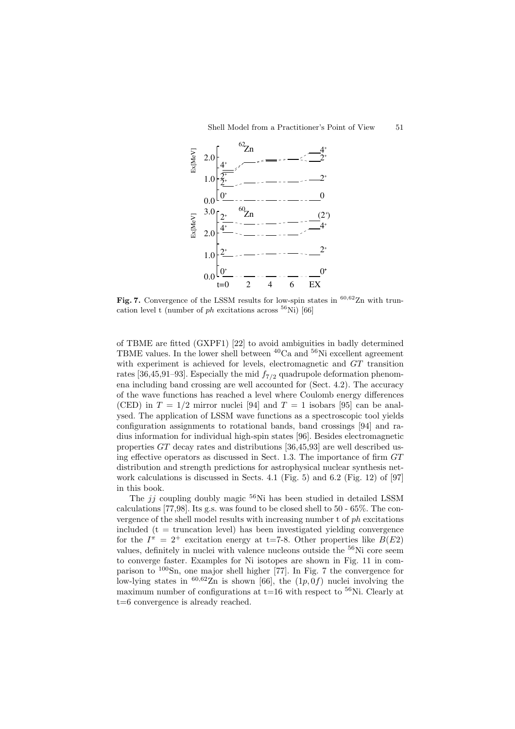62Zn

Ex[MeV]

2.0

1.0

0.0

4+

2+

2+

0+

4+

2+

2+

0

60Zn

Ex[MeV]

3.0

2.0

1.0

0.0

2+

4+

2+

0+

(2+)

4+

2+

0+

t=0 2 4 6 EX

**Fig. 7.** Convergence of the LSSM results for low-spin states in $^{60,62}$Zn with truncation level t (number of *ph* excitations across $^{56}$Ni) [66]

of TBME are fitted (GXPF1) [22] to avoid ambiguities in badly determined TBME values. In the lower shell between $^{40}$Ca and $^{56}$Ni excellent agreement with experiment is achieved for levels, electromagnetic and *GT* transition rates [36,45,91–93]. Especially the mid $f_{7/2}$ quadrupole deformation phenomena including band crossing are well accounted for (Sect. 4.2). The accuracy of the wave functions has reached a level where Coulomb energy differences (CED) in $T = 1/2$ mirror nuclei [94] and $T = 1$ isobars [95] can be analysed. The application of LSSM wave functions as a spectroscopic tool yields configuration assignments to rotational bands, band crossings [94] and radius information for individual high-spin states [96]. Besides electromagnetic properties *GT* decay rates and distributions [36,45,93] are well described using effective operators as discussed in Sect. 1.3. The importance of firm *GT* distribution and strength predictions for astrophysical nuclear synthesis network calculations is discussed in Sects. 4.1 (Fig. 5) and 6.2 (Fig. 12) of [97] in this book.

The *jj* coupling doubly magic $^{56}$Ni has been studied in detailed LSSM calculations [77,98]. Its g.s. was found to be closed shell to 50 - 65%. The convergence of the shell model results with increasing number t of *ph* excitations included (t = truncation level) has been investigated yielding convergence for the $I^{\pi} = 2^{+}$ excitation energy at t=7-8. Other properties like $B(E2)$ values, definitely in nuclei with valence nucleons outside the $^{56}$Ni core seem to converge faster. Examples for Ni isotopes are shown in Fig. 11 in comparison to $^{100}$Sn, one major shell higher [77]. In Fig. 7 the convergence for low-lying states in $^{60,62}$Zn is shown [66], the $(1p, 0f)$ nuclei involving the maximum number of configurations at t=16 with respect to $^{56}$Ni. Clearly at t=6 convergence is already reached.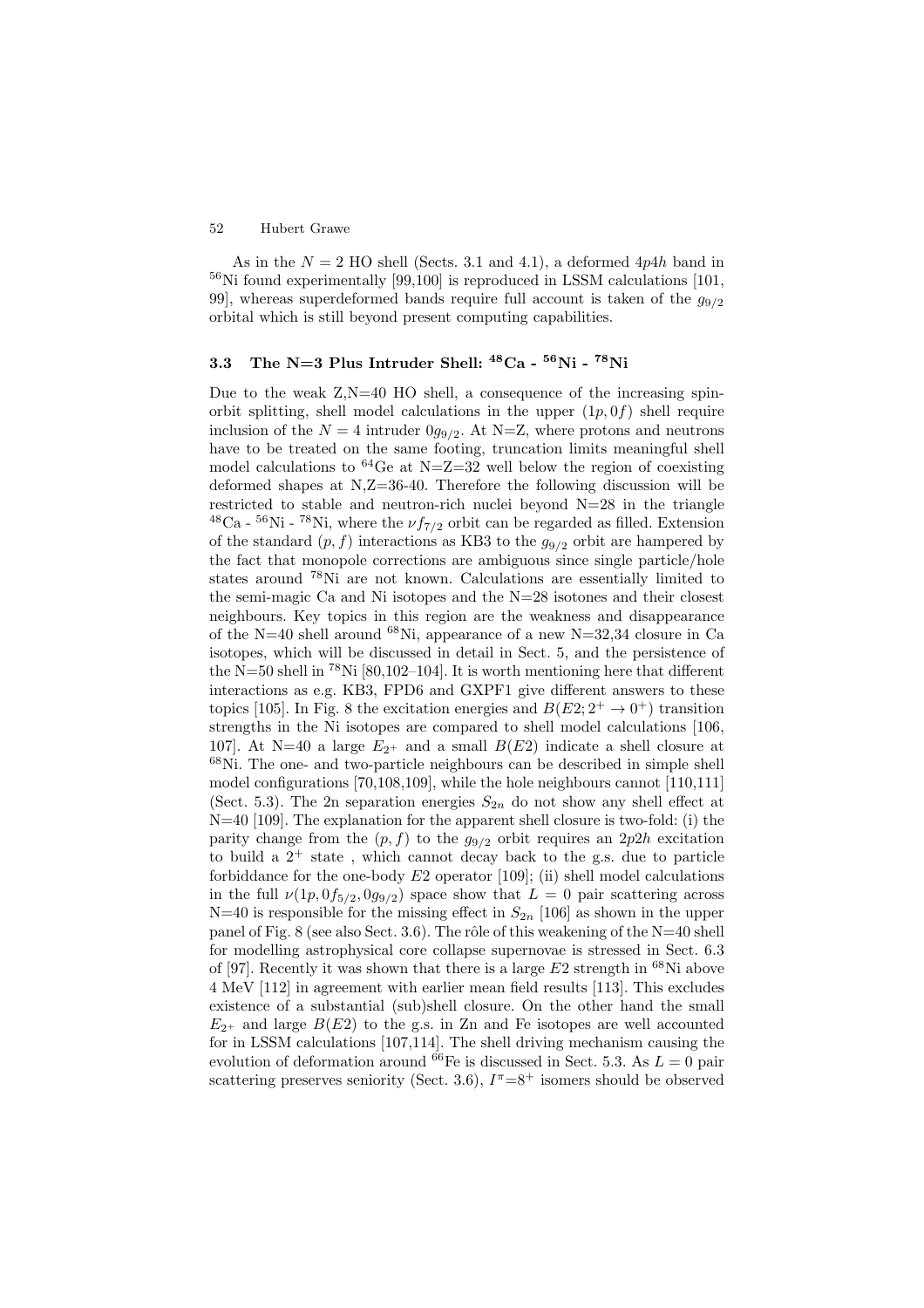As in the $N = 2$ HO shell (Sects. 3.1 and 4.1), a deformed $4p4h$ band in $^{56}$Ni found experimentally [99,100] is reproduced in LSSM calculations [101, 99], whereas superdeformed bands require full account is taken of the $g_{9/2}$ orbital which is still beyond present computing capabilities.

### 3.3 The N=3 Plus Intruder Shell: $^{48}$Ca - $^{56}$Ni - $^{78}$Ni

Due to the weak Z,N=40 HO shell, a consequence of the increasing spin-orbit splitting, shell model calculations in the upper $(1p, 0f)$ shell require inclusion of the $N = 4$ intruder $0g_{9/2}$. At N=Z, where protons and neutrons have to be treated on the same footing, truncation limits meaningful shell model calculations to $^{64}$Ge at N=Z=32 well below the region of coexisting deformed shapes at N,Z=36-40. Therefore the following discussion will be restricted to stable and neutron-rich nuclei beyond N=28 in the triangle $^{48}$Ca - $^{56}$Ni - $^{78}$Ni, where the $\nu f_{7/2}$ orbit can be regarded as filled. Extension of the standard $(p, f)$ interactions as KB3 to the $g_{9/2}$ orbit are hampered by the fact that monopole corrections are ambiguous since single particle/hole states around $^{78}$Ni are not known. Calculations are essentially limited to the semi-magic Ca and Ni isotopes and the N=28 isotones and their closest neighbours. Key topics in this region are the weakness and disappearance of the N=40 shell around $^{68}$Ni, appearance of a new N=32,34 closure in Ca isotopes, which will be discussed in detail in Sect. 5, and the persistence of the N=50 shell in $^{78}$Ni [80,102–104]. It is worth mentioning here that different interactions as e.g. KB3, FPD6 and GXPF1 give different answers to these topics [105]. In Fig. 8 the excitation energies and $B(E2; 2^+ \rightarrow 0^+)$ transition strengths in the Ni isotopes are compared to shell model calculations [106, 107]. At N=40 a large $E_{2^+}$ and a small $B(E2)$ indicate a shell closure at $^{68}$Ni. The one- and two-particle neighbours can be described in simple shell model configurations [70,108,109], while the hole neighbours cannot [110,111] (Sect. 5.3). The 2n separation energies $S_{2n}$ do not show any shell effect at N=40 [109]. The explanation for the apparent shell closure is two-fold: (i) the parity change from the $(p, f)$ to the $g_{9/2}$ orbit requires an $2p2h$ excitation to build a $2^+$ state , which cannot decay back to the g.s. due to particle forbiddance for the one-body $E2$ operator [109]; (ii) shell model calculations in the full $\nu(1p, 0f_{5/2}, 0g_{9/2})$ space show that $L = 0$ pair scattering across N=40 is responsible for the missing effect in $S_{2n}$ [106] as shown in the upper panel of Fig. 8 (see also Sect. 3.6). The rôle of this weakening of the N=40 shell for modelling astrophysical core collapse supernovae is stressed in Sect. 6.3 of [97]. Recently it was shown that there is a large $E2$ strength in $^{68}$Ni above 4 MeV [112] in agreement with earlier mean field results [113]. This excludes existence of a substantial (sub)shell closure. On the other hand the small $E_{2^+}$ and large $B(E2)$ to the g.s. in Zn and Fe isotopes are well accounted for in LSSM calculations [107,114]. The shell driving mechanism causing the evolution of deformation around $^{66}$Fe is discussed in Sect. 5.3. As $L = 0$ pair scattering preserves seniority (Sect. 3.6), $I^{\pi}=8^+$ isomers should be observed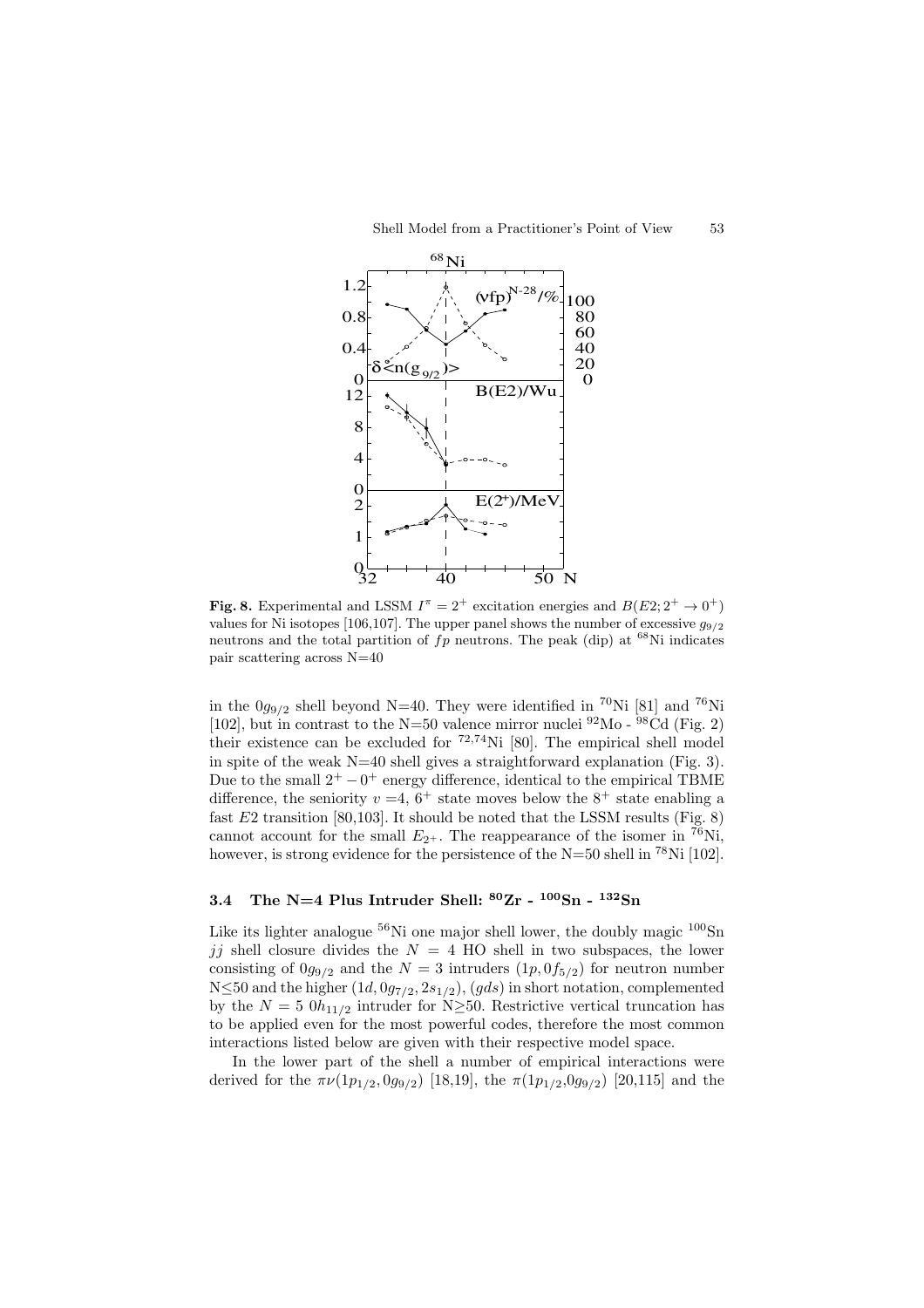$^{68}$Ni

1.2

0.8

0.4

0

$(\nu fp)^{N-28}/\%$

100

80

60

40

20

0

$\delta\langle n(g_{9/2})\rangle$

12

8

4

0

B(E2)/Wu

2

1

0

E(2$^+$)/MeV

32

40

50 N

**Fig. 8.** Experimental and LSSM $I^\pi = 2^+$ excitation energies and $B(E2; 2^+ \to 0^+)$ values for Ni isotopes [106,107]. The upper panel shows the number of excessive $g_{9/2}$ neutrons and the total partition of $fp$ neutrons. The peak (dip) at $^{68}$Ni indicates pair scattering across N=40

in the $0g_{9/2}$ shell beyond N=40. They were identified in $^{70}$Ni [81] and $^{76}$Ni [102], but in contrast to the N=50 valence mirror nuclei $^{92}$Mo - $^{98}$Cd (Fig. 2) their existence can be excluded for $^{72,74}$Ni [80]. The empirical shell model in spite of the weak N=40 shell gives a straightforward explanation (Fig. 3). Due to the small $2^+ - 0^+$ energy difference, identical to the empirical TBME difference, the seniority $v$ =4, $6^+$ state moves below the $8^+$ state enabling a fast $E2$ transition [80,103]. It should be noted that the LSSM results (Fig. 8) cannot account for the small $E_{2^+}$. The reappearance of the isomer in $^{76}$Ni, however, is strong evidence for the persistence of the N=50 shell in $^{78}$Ni [102].

### 3.4 The N=4 Plus Intruder Shell: $^{80}$Zr - $^{100}$Sn - $^{132}$Sn

Like its lighter analogue $^{56}$Ni one major shell lower, the doubly magic $^{100}$Sn $jj$ shell closure divides the $N = 4$ HO shell in two subspaces, the lower consisting of $0g_{9/2}$ and the $N = 3$ intruders $(1p, 0f_{5/2})$ for neutron number N$\leq$50 and the higher $(1d, 0g_{7/2}, 2s_{1/2})$, $(gds)$ in short notation, complemented by the $N = 5$ $0h_{11/2}$ intruder for N$\geq$50. Restrictive vertical truncation has to be applied even for the most powerful codes, therefore the most common interactions listed below are given with their respective model space.

In the lower part of the shell a number of empirical interactions were derived for the $\pi\nu(1p_{1/2}, 0g_{9/2})$ [18,19], the $\pi(1p_{1/2},0g_{9/2})$ [20,115] and the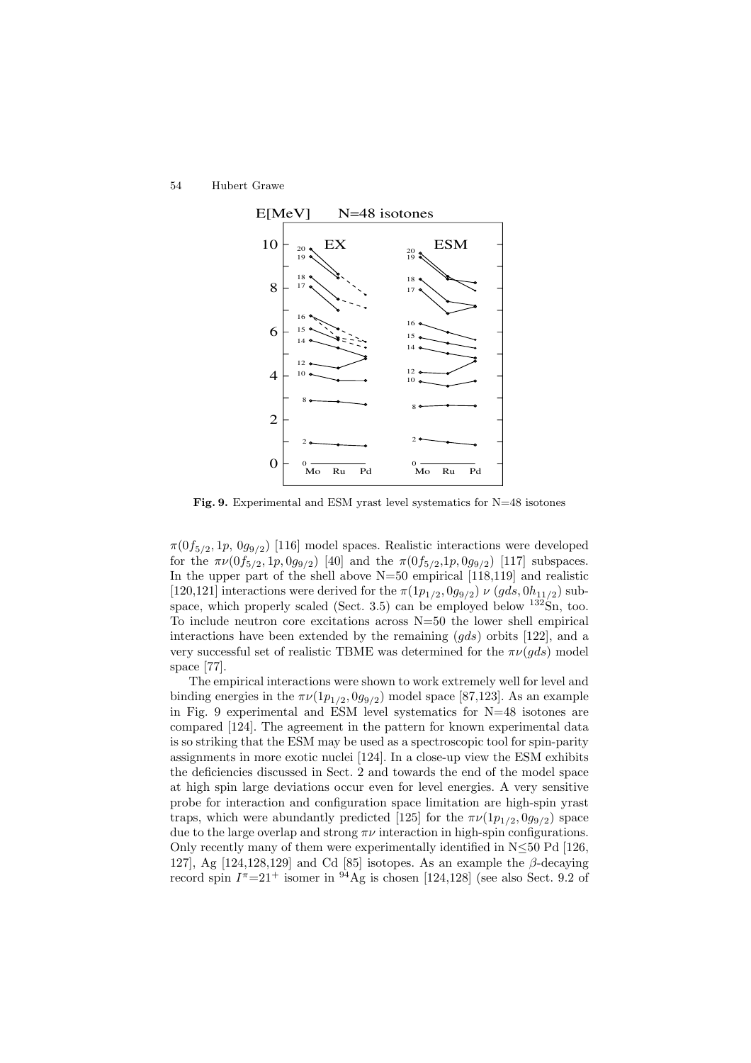**Fig. 9.** Experimental and ESM yrast level systematics for N=48 isotones

$\pi(0f_{5/2}, 1p, 0g_{9/2})$ [116] model spaces. Realistic interactions were developed for the $\pi\nu(0f_{5/2}, 1p, 0g_{9/2})$ [40] and the $\pi(0f_{5/2}, 1p, 0g_{9/2})$ [117] subspaces. In the upper part of the shell above N=50 empirical [118,119] and realistic [120,121] interactions were derived for the $\pi(1p_{1/2}, 0g_{9/2})\ \nu\ (gds, 0h_{11/2})$ subspace, which properly scaled (Sect. 3.5) can be employed below $^{132}$Sn, too. To include neutron core excitations across N=50 the lower shell empirical interactions have been extended by the remaining $(gds)$ orbits [122], and a very successful set of realistic TBME was determined for the $\pi\nu(gds)$ model space [77].

The empirical interactions were shown to work extremely well for level and binding energies in the $\pi\nu(1p_{1/2}, 0g_{9/2})$ model space [87,123]. As an example in Fig. 9 experimental and ESM level systematics for N=48 isotones are compared [124]. The agreement in the pattern for known experimental data is so striking that the ESM may be used as a spectroscopic tool for spin-parity assignments in more exotic nuclei [124]. In a close-up view the ESM exhibits the deficiencies discussed in Sect. 2 and towards the end of the model space at high spin large deviations occur even for level energies. A very sensitive probe for interaction and configuration space limitation are high-spin yrast traps, which were abundantly predicted [125] for the $\pi\nu(1p_{1/2}, 0g_{9/2})$ space due to the large overlap and strong $\pi\nu$ interaction in high-spin configurations. Only recently many of them were experimentally identified in N≤50 Pd [126, 127], Ag [124,128,129] and Cd [85] isotopes. As an example the $\beta$-decaying record spin $I^{\pi}=21^{+}$ isomer in $^{94}$Ag is chosen [124,128] (see also Sect. 9.2 of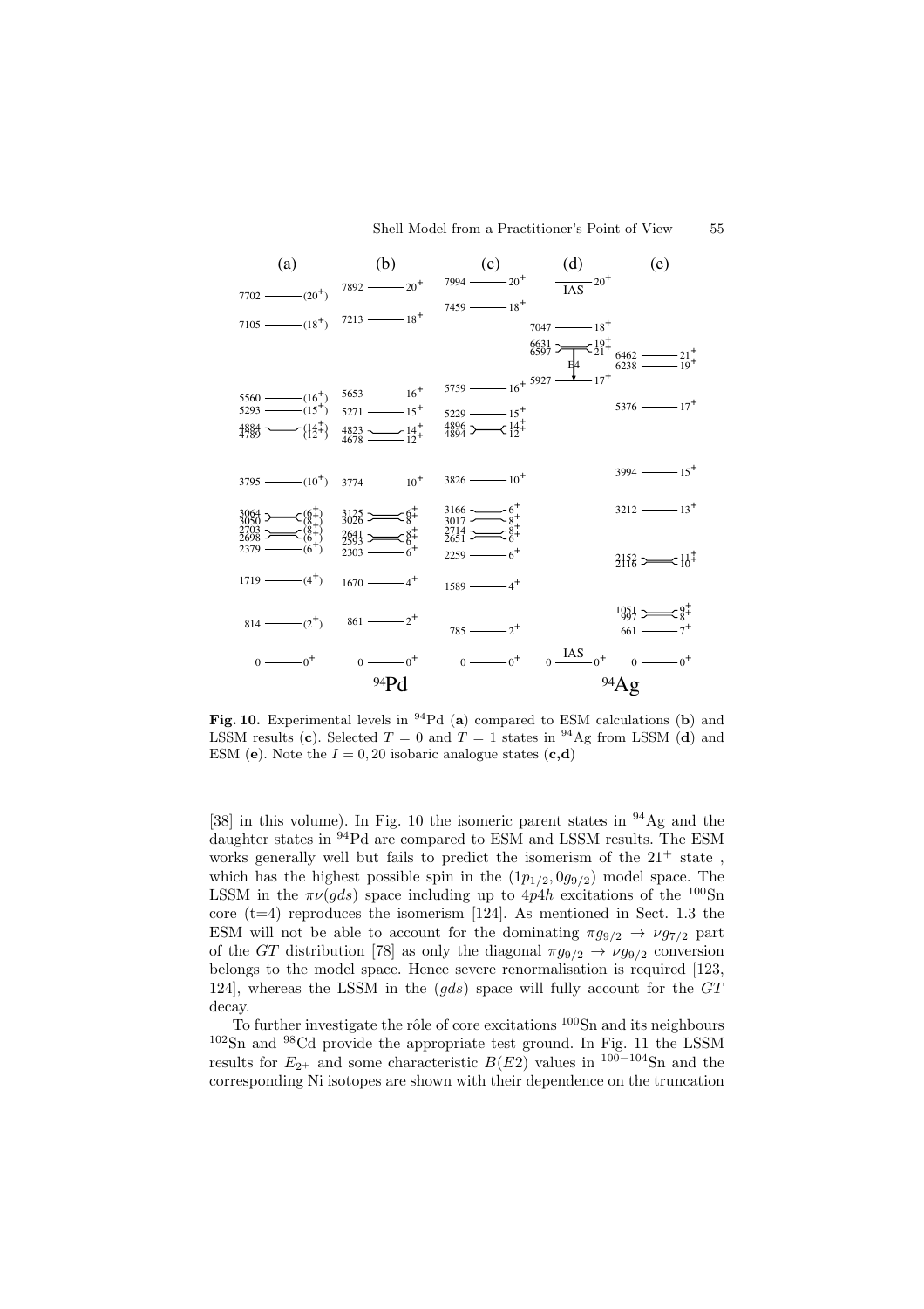(a)

(b)

(c)

(d)

(e)

7702 (20+)

7892 20+

7994 20+

IAS 20+

7459 18+

7105 (18+)

7213 18+

7047 18+

6631 19+

6597 21+

6462 21+

6238 19+

E4

5927 17+

5560 (16+)

5653 16+

5759 16+

5376 17+

5293 (15+)

5271 15+

5229 15+

4884 (14+)

4789 (12+)

4823 14+

4678 12+

4896 14+

4894 12+

3994 15+

3795 (10+)

3774 10+

3826 10+

3212 13+

3064 (6+)

3050 (8+)

2703 (8+)

2698 (6+)

2379 (6+)

3125 6+

3026 8+

2641 8+

2593 6+

2303 6+

3166 6+

3017 8+

2714 8+

2651 6+

2259 6+

2152 11+

2116 10+

1719 (4+)

1670 4+

1589 4+

1051 9+

997 8+

661 7+

814 (2+)

861 2+

785 2+

0 0+

0 0+

0 0+

0 IAS 0+

0 0+

94Pd

94Ag

**Fig. 10.** Experimental levels in $^{94}$Pd (**a**) compared to ESM calculations (**b**) and LSSM results (**c**). Selected $T = 0$ and $T = 1$ states in $^{94}$Ag from LSSM (**d**) and ESM (**e**). Note the $I = 0, 20$ isobaric analogue states (**c,d**)

[38] in this volume). In Fig. 10 the isomeric parent states in $^{94}$Ag and the daughter states in $^{94}$Pd are compared to ESM and LSSM results. The ESM works generally well but fails to predict the isomerism of the $21^+$ state , which has the highest possible spin in the $(1p_{1/2}, 0g_{9/2})$ model space. The LSSM in the $\pi\nu(gds)$ space including up to $4p4h$ excitations of the $^{100}$Sn core (t=4) reproduces the isomerism [124]. As mentioned in Sect. 1.3 the ESM will not be able to account for the dominating $\pi g_{9/2} \rightarrow \nu g_{7/2}$ part of the $GT$ distribution [78] as only the diagonal $\pi g_{9/2} \rightarrow \nu g_{9/2}$ conversion belongs to the model space. Hence severe renormalisation is required [123, 124], whereas the LSSM in the $(gds)$ space will fully account for the $GT$ decay.

To further investigate the rôle of core excitations $^{100}$Sn and its neighbours $^{102}$Sn and $^{98}$Cd provide the appropriate test ground. In Fig. 11 the LSSM results for $E_{2^+}$ and some characteristic $B(E2)$ values in $^{100-104}$Sn and the corresponding Ni isotopes are shown with their dependence on the truncation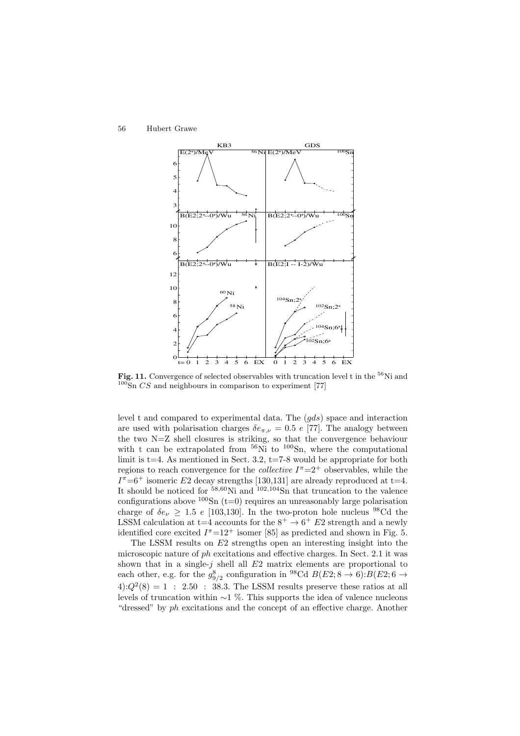KB3

GDS

E(2+)/MeV

56Ni

100Sn

B(E2;2+-0+)/Wu

B(E2;I -- I-2)/Wu

60Ni

58Ni

104Sn;2+

102Sn;2+

104Sn;6+

102Sn;6+

t= 0 1 2 3 4 5 6 EX 0 1 2 3 4 5 6 EX

**Fig. 11.** Convergence of selected observables with truncation level t in the $^{56}$Ni and $^{100}$Sn *CS* and neighbours in comparison to experiment [77]

level t and compared to experimental data. The (*gds*) space and interaction are used with polarisation charges $\delta e_{\pi,\nu} = 0.5\ e$ [77]. The analogy between the two N=Z shell closures is striking, so that the convergence behaviour with t can be extrapolated from $^{56}$Ni to $^{100}$Sn, where the computational limit is t=4. As mentioned in Sect. 3.2, t=7-8 would be appropriate for both regions to reach convergence for the *collective* $I^{\pi}=2^{+}$ observables, while the $I^{\pi}=6^{+}$ isomeric $E2$ decay strengths [130,131] are already reproduced at t=4. It should be noticed for $^{58,60}$Ni and $^{102,104}$Sn that truncation to the valence configurations above $^{100}$Sn (t=0) requires an unreasonably large polarisation charge of $\delta e_{\nu} \geq 1.5\ e$ [103,130]. In the two-proton hole nucleus $^{98}$Cd the LSSM calculation at t=4 accounts for the $8^{+} \rightarrow 6^{+}$ $E2$ strength and a newly identified core excited $I^{\pi}=12^{+}$ isomer [85] as predicted and shown in Fig. 5.

The LSSM results on $E2$ strengths open an interesting insight into the microscopic nature of *ph* excitations and effective charges. In Sect. 2.1 it was shown that in a single-$j$ shell all $E2$ matrix elements are proportional to each other, e.g. for the $g^{8}_{9/2}$ configuration in $^{98}$Cd $B(E2; 8 \rightarrow 6)$:$B(E2; 6 \rightarrow 4)$:$Q^{2}(8)$ = 1 : 2.50 : 38.3. The LSSM results preserve these ratios at all levels of truncation within ∼1 %. This supports the idea of valence nucleons "dressed" by *ph* excitations and the concept of an effective charge. Another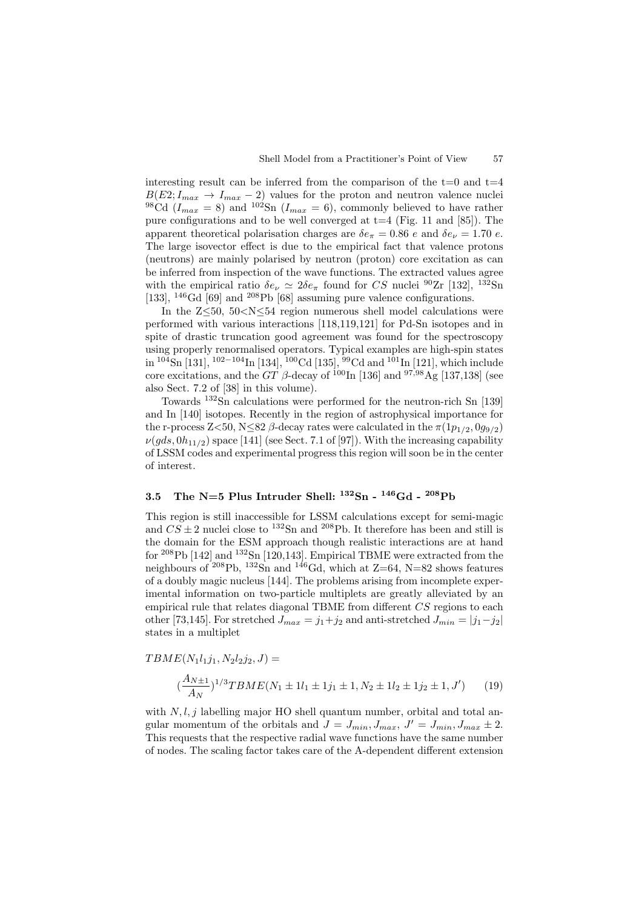interesting result can be inferred from the comparison of the t=0 and t=4 $B(E2; I_{max} \rightarrow I_{max} - 2)$ values for the proton and neutron valence nuclei $^{98}$Cd ($I_{max} = 8$) and $^{102}$Sn ($I_{max} = 6$), commonly believed to have rather pure configurations and to be well converged at t=4 (Fig. 11 and [85]). The apparent theoretical polarisation charges are $\delta e_\pi = 0.86\ e$ and $\delta e_\nu = 1.70\ e$. The large isovector effect is due to the empirical fact that valence protons (neutrons) are mainly polarised by neutron (proton) core excitation as can be inferred from inspection of the wave functions. The extracted values agree with the empirical ratio $\delta e_\nu \simeq 2\delta e_\pi$ found for $CS$ nuclei $^{90}$Zr [132], $^{132}$Sn [133], $^{146}$Gd [69] and $^{208}$Pb [68] assuming pure valence configurations.

In the Z≤50, 50<N≤54 region numerous shell model calculations were performed with various interactions [118,119,121] for Pd-Sn isotopes and in spite of drastic truncation good agreement was found for the spectroscopy using properly renormalised operators. Typical examples are high-spin states in $^{104}$Sn [131], $^{102-104}$In [134], $^{100}$Cd [135], $^{99}$Cd and $^{101}$In [121], which include core excitations, and the $GT$ β-decay of $^{100}$In [136] and $^{97,98}$Ag [137,138] (see also Sect. 7.2 of [38] in this volume).

Towards $^{132}$Sn calculations were performed for the neutron-rich Sn [139] and In [140] isotopes. Recently in the region of astrophysical importance for the r-process Z<50, N≤82 β-decay rates were calculated in the $\pi(1p_{1/2}, 0g_{9/2})$ $\nu(gds, 0h_{11/2})$ space [141] (see Sect. 7.1 of [97]). With the increasing capability of LSSM codes and experimental progress this region will soon be in the center of interest.

### 3.5 The N=5 Plus Intruder Shell: $^{132}$Sn - $^{146}$Gd - $^{208}$Pb

This region is still inaccessible for LSSM calculations except for semi-magic and $CS \pm 2$ nuclei close to $^{132}$Sn and $^{208}$Pb. It therefore has been and still is the domain for the ESM approach though realistic interactions are at hand for $^{208}$Pb [142] and $^{132}$Sn [120,143]. Empirical TBME were extracted from the neighbours of $^{208}$Pb, $^{132}$Sn and $^{146}$Gd, which at Z=64, N=82 shows features of a doubly magic nucleus [144]. The problems arising from incomplete experimental information on two-particle multiplets are greatly alleviated by an empirical rule that relates diagonal TBME from different $CS$ regions to each other [73,145]. For stretched $J_{max} = j_1 + j_2$ and anti-stretched $J_{min} = |j_1 - j_2|$ states in a multiplet

$$TBME(N_1 l_1 j_1, N_2 l_2 j_2, J) =$$

$$\left(\frac{A_{N\pm1}}{A_N}\right)^{1/3} TBME(N_1 \pm 1 l_1 \pm 1 j_1 \pm 1, N_2 \pm 1 l_2 \pm 1 j_2 \pm 1, J') \qquad (19)$$

with $N, l, j$ labelling major HO shell quantum number, orbital and total angular momentum of the orbitals and $J = J_{min}, J_{max}$, $J' = J_{min}, J_{max} \pm 2$. This requests that the respective radial wave functions have the same number of nodes. The scaling factor takes care of the A-dependent different extension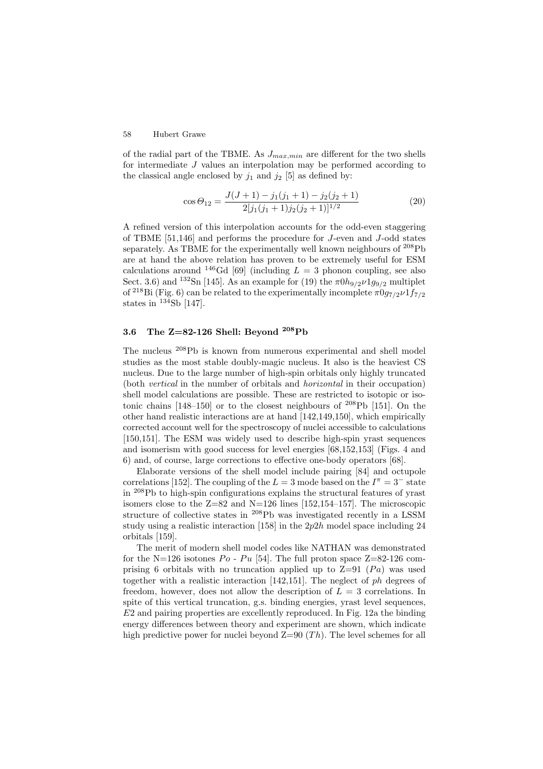of the radial part of the TBME. As $J_{max,min}$ are different for the two shells for intermediate $J$ values an interpolation may be performed according to the classical angle enclosed by $j_1$ and $j_2$ [5] as defined by:

$$\cos\Theta_{12} = \frac{J(J+1) - j_1(j_1+1) - j_2(j_2+1)}{2[j_1(j_1+1)j_2(j_2+1)]^{1/2}} \tag{20}$$

A refined version of this interpolation accounts for the odd-even staggering of TBME [51,146] and performs the procedure for $J$-even and $J$-odd states separately. As TBME for the experimentally well known neighbours of $^{208}$Pb are at hand the above relation has proven to be extremely useful for ESM calculations around $^{146}$Gd [69] (including $L = 3$ phonon coupling, see also Sect. 3.6) and $^{132}$Sn [145]. As an example for (19) the $\pi 0h_{9/2}\nu 1g_{9/2}$ multiplet of $^{218}$Bi (Fig. 6) can be related to the experimentally incomplete $\pi 0g_{7/2}\nu 1f_{7/2}$ states in $^{134}$Sb [147].

### 3.6 The Z=82-126 Shell: Beyond $^{208}$Pb

The nucleus $^{208}$Pb is known from numerous experimental and shell model studies as the most stable doubly-magic nucleus. It also is the heaviest CS nucleus. Due to the large number of high-spin orbitals only highly truncated (both *vertical* in the number of orbitals and *horizontal* in their occupation) shell model calculations are possible. These are restricted to isotopic or isotonic chains [148–150] or to the closest neighbours of $^{208}$Pb [151]. On the other hand realistic interactions are at hand [142,149,150], which empirically corrected account well for the spectroscopy of nuclei accessible to calculations [150,151]. The ESM was widely used to describe high-spin yrast sequences and isomerism with good success for level energies [68,152,153] (Figs. 4 and 6) and, of course, large corrections to effective one-body operators [68].

Elaborate versions of the shell model include pairing [84] and octupole correlations [152]. The coupling of the $L = 3$ mode based on the $I^\pi = 3^-$ state in $^{208}$Pb to high-spin configurations explains the structural features of yrast isomers close to the Z=82 and N=126 lines [152,154–157]. The microscopic structure of collective states in $^{208}$Pb was investigated recently in a LSSM study using a realistic interaction [158] in the $2p2h$ model space including 24 orbitals [159].

The merit of modern shell model codes like NATHAN was demonstrated for the N=126 isotones *Po* - *Pu* [54]. The full proton space Z=82-126 comprising 6 orbitals with no truncation applied up to Z=91 (*Pa*) was used together with a realistic interaction [142,151]. The neglect of *ph* degrees of freedom, however, does not allow the description of $L = 3$ correlations. In spite of this vertical truncation, g.s. binding energies, yrast level sequences, $E2$ and pairing properties are excellently reproduced. In Fig. 12a the binding energy differences between theory and experiment are shown, which indicate high predictive power for nuclei beyond Z=90 (*Th*). The level schemes for all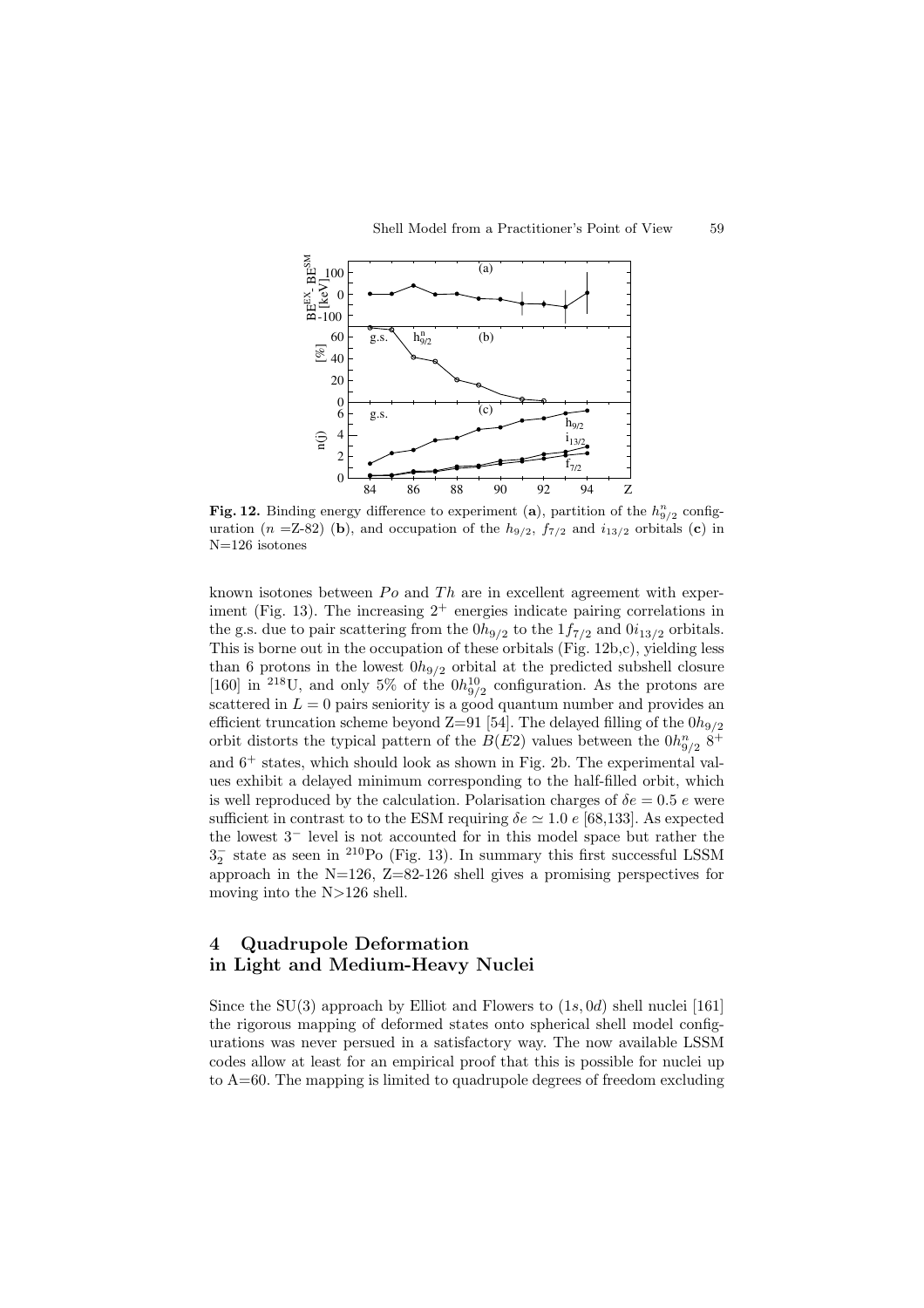(a)

$BE^{EX}$- $BE^{SM}$ [keV]

100

0

-100

(b)

[%]

60

40

20

0

g.s.

$h^n_{9/2}$

(c)

n(j)

6

4

2

0

g.s.

$h_{9/2}$

$i_{13/2}$

$f_{7/2}$

84 86 88 90 92 94 Z

**Fig. 12.** Binding energy difference to experiment (**a**), partition of the $h^n_{9/2}$ configuration ($n$ =Z-82) (**b**), and occupation of the $h_{9/2}$, $f_{7/2}$ and $i_{13/2}$ orbitals (**c**) in N=126 isotones

known isotones between *Po* and *Th* are in excellent agreement with experiment (Fig. 13). The increasing $2^+$ energies indicate pairing correlations in the g.s. due to pair scattering from the $0h_{9/2}$ to the $1f_{7/2}$ and $0i_{13/2}$ orbitals. This is borne out in the occupation of these orbitals (Fig. 12b,c), yielding less than 6 protons in the lowest $0h_{9/2}$ orbital at the predicted subshell closure [160] in $^{218}$U, and only 5% of the $0h^{10}_{9/2}$ configuration. As the protons are scattered in $L = 0$ pairs seniority is a good quantum number and provides an efficient truncation scheme beyond Z=91 [54]. The delayed filling of the $0h_{9/2}$ orbit distorts the typical pattern of the $B(E2)$ values between the $0h^n_{9/2}$ $8^+$ and $6^+$ states, which should look as shown in Fig. 2b. The experimental values exhibit a delayed minimum corresponding to the half-filled orbit, which is well reproduced by the calculation. Polarisation charges of $\delta e = 0.5\ e$ were sufficient in contrast to to the ESM requiring $\delta e \simeq 1.0\ e$ [68,133]. As expected the lowest $3^-$ level is not accounted for in this model space but rather the $3^-_2$ state as seen in $^{210}$Po (Fig. 13). In summary this first successful LSSM approach in the N=126, Z=82-126 shell gives a promising perspectives for moving into the N>126 shell.

## 4 Quadrupole Deformation in Light and Medium-Heavy Nuclei

Since the SU(3) approach by Elliot and Flowers to $(1s, 0d)$ shell nuclei [161] the rigorous mapping of deformed states onto spherical shell model configurations was never persued in a satisfactory way. The now available LSSM codes allow at least for an empirical proof that this is possible for nuclei up to A=60. The mapping is limited to quadrupole degrees of freedom excluding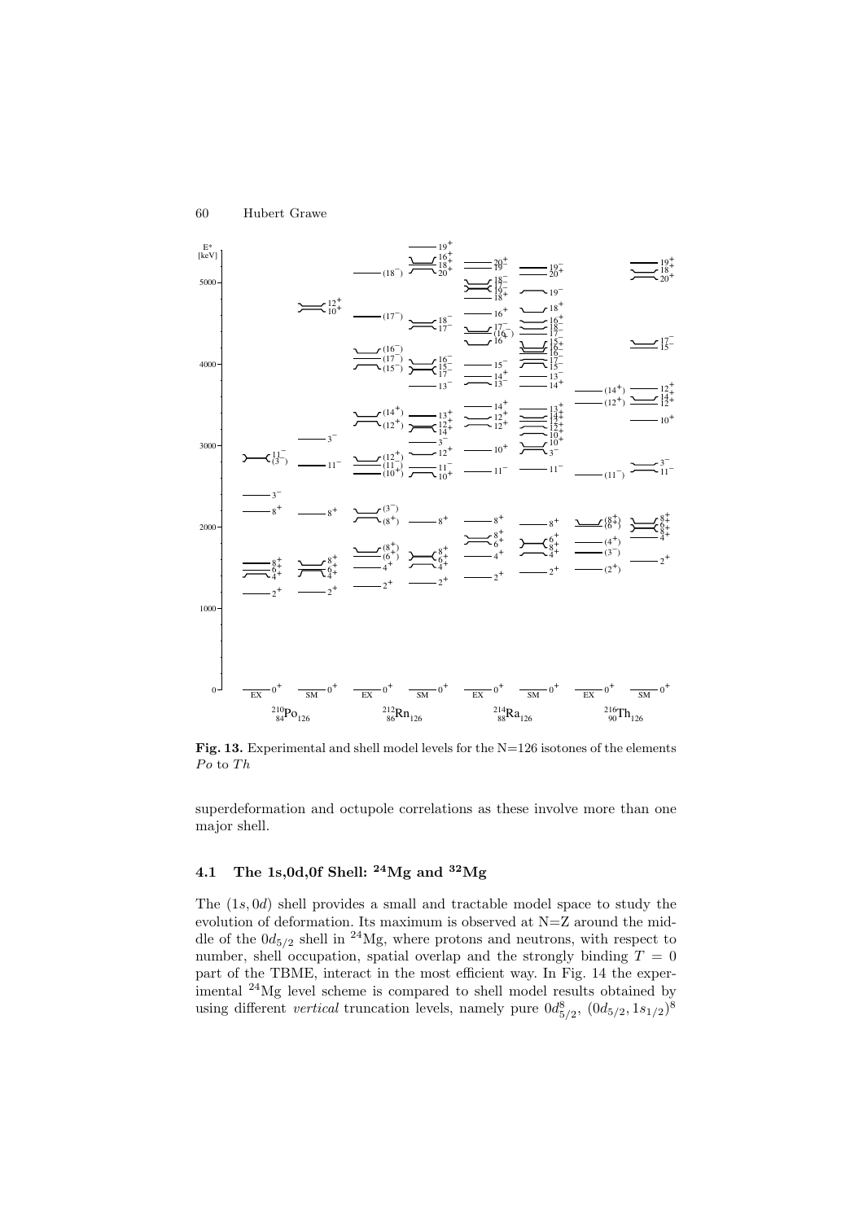E*
[keV]

5000

4000

3000

2000

1000

0

EX SM EX SM EX SM EX SM

$^{210}_{84}Po_{126}$ $^{212}_{86}Rn_{126}$ $^{214}_{88}Ra_{126}$ $^{216}_{90}Th_{126}$

**Fig. 13.** Experimental and shell model levels for the N=126 isotones of the elements *Po* to *Th*

superdeformation and octupole correlations as these involve more than one major shell.

### 4.1 The 1s,0d,0f Shell: $^{24}$Mg and $^{32}$Mg

The $(1s, 0d)$ shell provides a small and tractable model space to study the evolution of deformation. Its maximum is observed at N=Z around the middle of the $0d_{5/2}$ shell in $^{24}$Mg, where protons and neutrons, with respect to number, shell occupation, spatial overlap and the strongly binding $T = 0$ part of the TBME, interact in the most efficient way. In Fig. 14 the experimental $^{24}$Mg level scheme is compared to shell model results obtained by using different *vertical* truncation levels, namely pure $0d^8_{5/2}$, $(0d_{5/2}, 1s_{1/2})^8$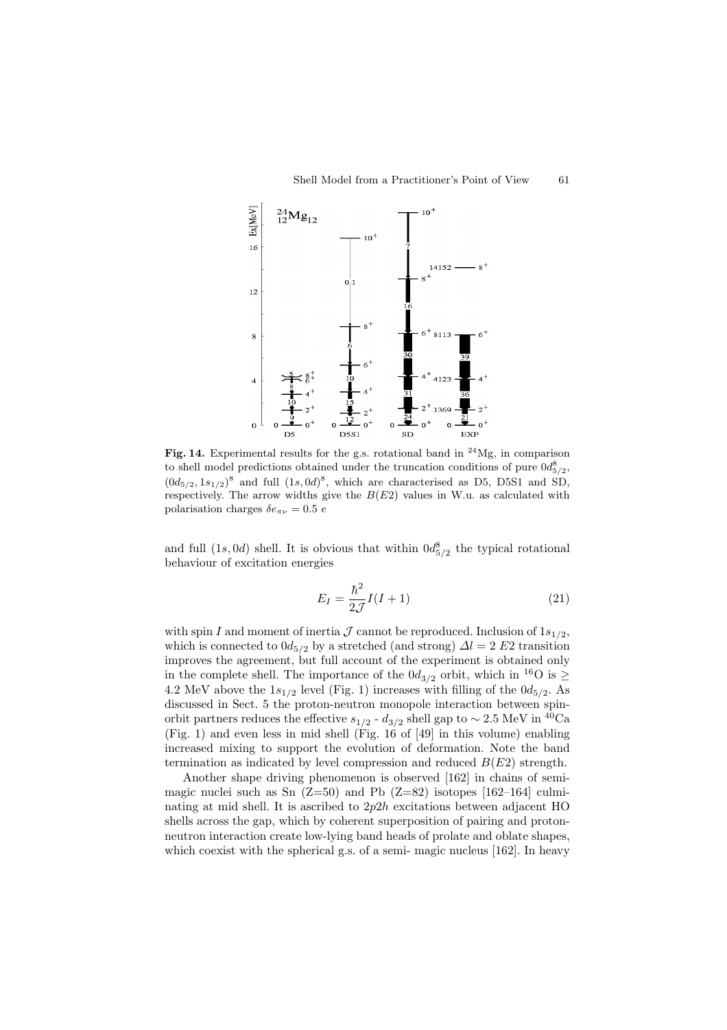Ex[MeV]

$^{24}_{12}\mathrm{Mg}_{12}$

0
4
8
12
16

D5
D5S1
SD
EXP

0 $0^+$ 9 $2^+$ 10 $4^+$ 8 $6^+$ $8^+$ 5

0 $0^+$ 12 $2^+$ 15 $4^+$ 10 $6^+$ 6 $8^+$ 0.1 $10^+$

0 $0^+$ 24 $2^+$ 31 $4^+$ 30 $6^+$ 16 $8^+$ 7 $10^+$

0 $0^+$ 21 1369 $2^+$ 36 4123 $4^+$ 39 8113 $6^+$ 14152 $8^+$

**Fig. 14.** Experimental results for the g.s. rotational band in $^{24}$Mg, in comparison to shell model predictions obtained under the truncation conditions of pure $0d^8_{5/2}$, $(0d_{5/2}, 1s_{1/2})^8$ and full $(1s, 0d)^8$, which are characterised as D5, D5S1 and SD, respectively. The arrow widths give the $B(E2)$ values in W.u. as calculated with polarisation charges $\delta e_{\pi\nu} = 0.5\ e$

and full $(1s, 0d)$ shell. It is obvious that within $0d^8_{5/2}$ the typical rotational behaviour of excitation energies

$$E_I = \frac{\hbar^2}{2\mathcal{J}} I(I+1) \tag{21}$$

with spin $I$ and moment of inertia $\mathcal{J}$ cannot be reproduced. Inclusion of $1s_{1/2}$, which is connected to $0d_{5/2}$ by a stretched (and strong) $\Delta l = 2$ $E2$ transition improves the agreement, but full account of the experiment is obtained only in the complete shell. The importance of the $0d_{3/2}$ orbit, which in $^{16}$O is $\geq$ 4.2 MeV above the $1s_{1/2}$ level (Fig. 1) increases with filling of the $0d_{5/2}$. As discussed in Sect. 5 the proton-neutron monopole interaction between spin-orbit partners reduces the effective $s_{1/2}$ - $d_{3/2}$ shell gap to $\sim 2.5$ MeV in $^{40}$Ca (Fig. 1) and even less in mid shell (Fig. 16 of [49] in this volume) enabling increased mixing to support the evolution of deformation. Note the band termination as indicated by level compression and reduced $B(E2)$ strength.

Another shape driving phenomenon is observed [162] in chains of semi-magic nuclei such as Sn (Z=50) and Pb (Z=82) isotopes [162–164] culminating at mid shell. It is ascribed to $2p2h$ excitations between adjacent HO shells across the gap, which by coherent superposition of pairing and proton-neutron interaction create low-lying band heads of prolate and oblate shapes, which coexist with the spherical g.s. of a semi- magic nucleus [162]. In heavy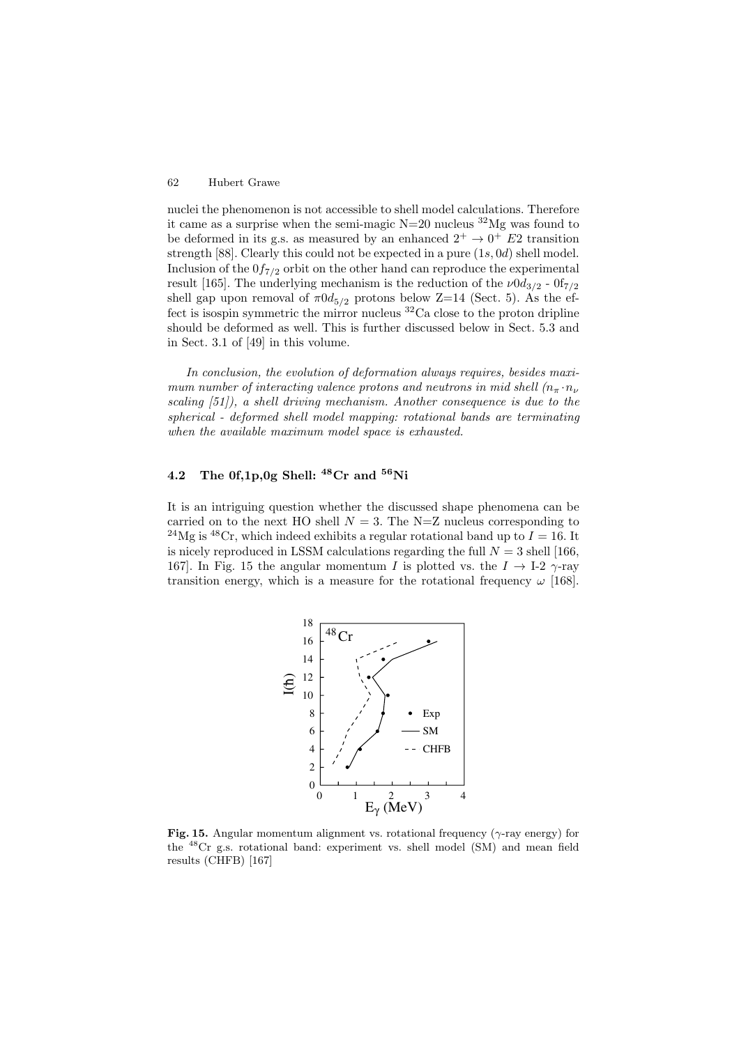nuclei the phenomenon is not accessible to shell model calculations. Therefore it came as a surprise when the semi-magic N=20 nucleus $^{32}$Mg was found to be deformed in its g.s. as measured by an enhanced $2^+ \rightarrow 0^+$ $E2$ transition strength [88]. Clearly this could not be expected in a pure $(1s, 0d)$ shell model. Inclusion of the $0f_{7/2}$ orbit on the other hand can reproduce the experimental result [165]. The underlying mechanism is the reduction of the $\nu 0d_{3/2}$ - $0f_{7/2}$ shell gap upon removal of $\pi 0d_{5/2}$ protons below Z=14 (Sect. 5). As the effect is isospin symmetric the mirror nucleus $^{32}$Ca close to the proton dripline should be deformed as well. This is further discussed below in Sect. 5.3 and in Sect. 3.1 of [49] in this volume.

*In conclusion, the evolution of deformation always requires, besides maximum number of interacting valence protons and neutrons in mid shell ($n_\pi \cdot n_\nu$ scaling [51]), a shell driving mechanism. Another consequence is due to the spherical - deformed shell model mapping: rotational bands are terminating when the available maximum model space is exhausted.*

### 4.2 The 0f,1p,0g Shell: $^{48}$Cr and $^{56}$Ni

It is an intriguing question whether the discussed shape phenomena can be carried on to the next HO shell $N = 3$. The N=Z nucleus corresponding to $^{24}$Mg is $^{48}$Cr, which indeed exhibits a regular rotational band up to $I = 16$. It is nicely reproduced in LSSM calculations regarding the full $N = 3$ shell [166, 167]. In Fig. 15 the angular momentum $I$ is plotted vs. the $I \rightarrow$ I-2 $\gamma$-ray transition energy, which is a measure for the rotational frequency $\omega$ [168].

$^{48}$Cr
I(ħ)
0 2 4 6 8 10 12 14 16 18
Eγ (MeV)
0 1 2 3 4
Exp
SM
CHFB

**Fig. 15.** Angular momentum alignment vs. rotational frequency ($\gamma$-ray energy) for the $^{48}$Cr g.s. rotational band: experiment vs. shell model (SM) and mean field results (CHFB) [167]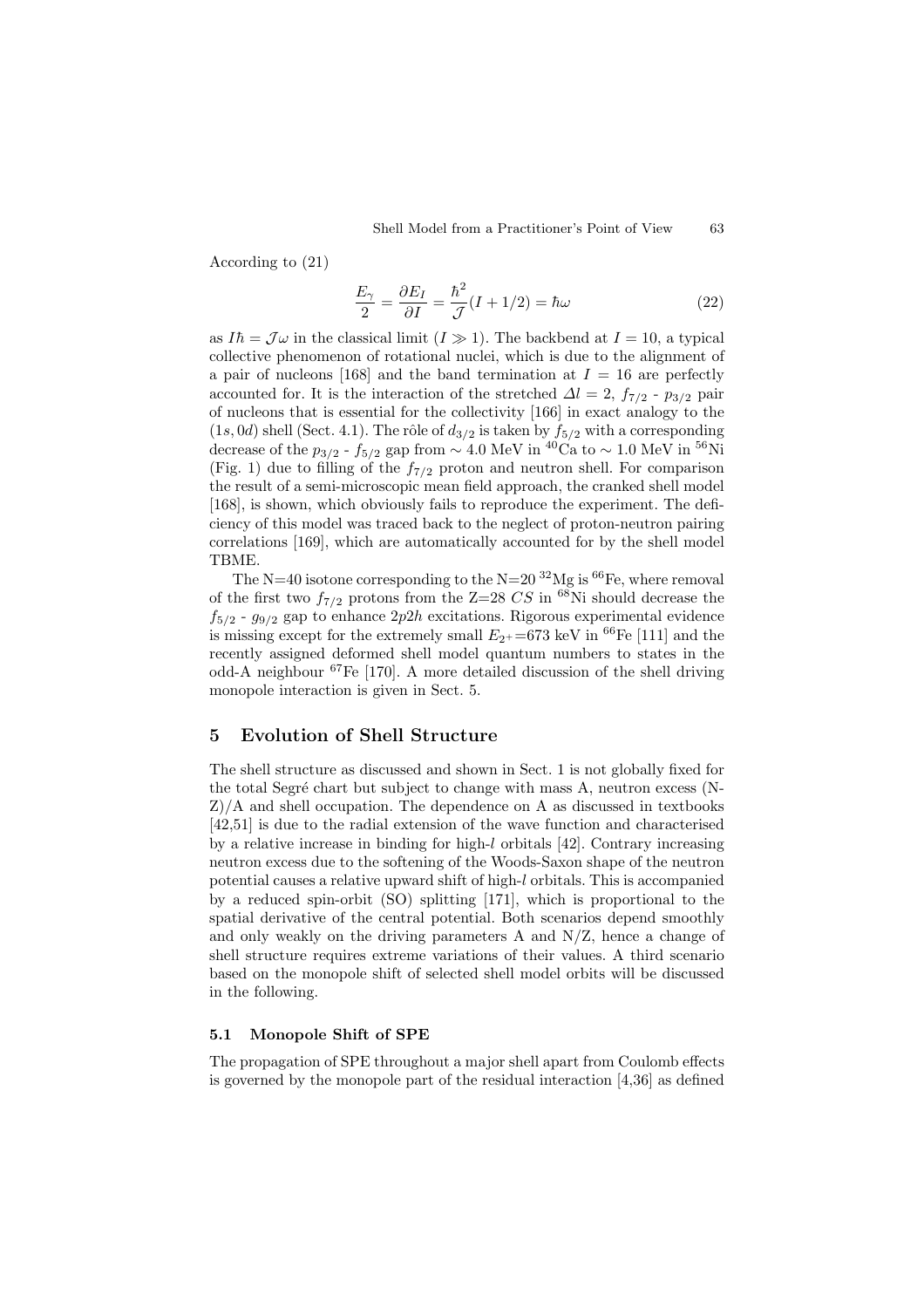According to (21)

$$\frac{E_\gamma}{2} = \frac{\partial E_I}{\partial I} = \frac{\hbar^2}{\mathcal{J}}(I + 1/2) = \hbar\omega \tag{22}$$

as $I\hbar = \mathcal{J}\omega$ in the classical limit ($I \gg 1$). The backbend at $I = 10$, a typical collective phenomenon of rotational nuclei, which is due to the alignment of a pair of nucleons [168] and the band termination at $I = 16$ are perfectly accounted for. It is the interaction of the stretched $\Delta l = 2$, $f_{7/2}$ - $p_{3/2}$ pair of nucleons that is essential for the collectivity [166] in exact analogy to the $(1s, 0d)$ shell (Sect. 4.1). The rôle of $d_{3/2}$ is taken by $f_{5/2}$ with a corresponding decrease of the $p_{3/2}$ - $f_{5/2}$ gap from $\sim 4.0$ MeV in $^{40}$Ca to $\sim 1.0$ MeV in $^{56}$Ni (Fig. 1) due to filling of the $f_{7/2}$ proton and neutron shell. For comparison the result of a semi-microscopic mean field approach, the cranked shell model [168], is shown, which obviously fails to reproduce the experiment. The deficiency of this model was traced back to the neglect of proton-neutron pairing correlations [169], which are automatically accounted for by the shell model TBME.

The N=40 isotone corresponding to the N=20 $^{32}$Mg is $^{66}$Fe, where removal of the first two $f_{7/2}$ protons from the Z=28 $CS$ in $^{68}$Ni should decrease the $f_{5/2}$ - $g_{9/2}$ gap to enhance $2p2h$ excitations. Rigorous experimental evidence is missing except for the extremely small $E_{2^+}$=673 keV in $^{66}$Fe [111] and the recently assigned deformed shell model quantum numbers to states in the odd-A neighbour $^{67}$Fe [170]. A more detailed discussion of the shell driving monopole interaction is given in Sect. 5.

## 5 Evolution of Shell Structure

The shell structure as discussed and shown in Sect. 1 is not globally fixed for the total Segré chart but subject to change with mass A, neutron excess (N-Z)/A and shell occupation. The dependence on A as discussed in textbooks [42,51] is due to the radial extension of the wave function and characterised by a relative increase in binding for high-$l$ orbitals [42]. Contrary increasing neutron excess due to the softening of the Woods-Saxon shape of the neutron potential causes a relative upward shift of high-$l$ orbitals. This is accompanied by a reduced spin-orbit (SO) splitting [171], which is proportional to the spatial derivative of the central potential. Both scenarios depend smoothly and only weakly on the driving parameters A and N/Z, hence a change of shell structure requires extreme variations of their values. A third scenario based on the monopole shift of selected shell model orbits will be discussed in the following.

### 5.1 Monopole Shift of SPE

The propagation of SPE throughout a major shell apart from Coulomb effects is governed by the monopole part of the residual interaction [4,36] as defined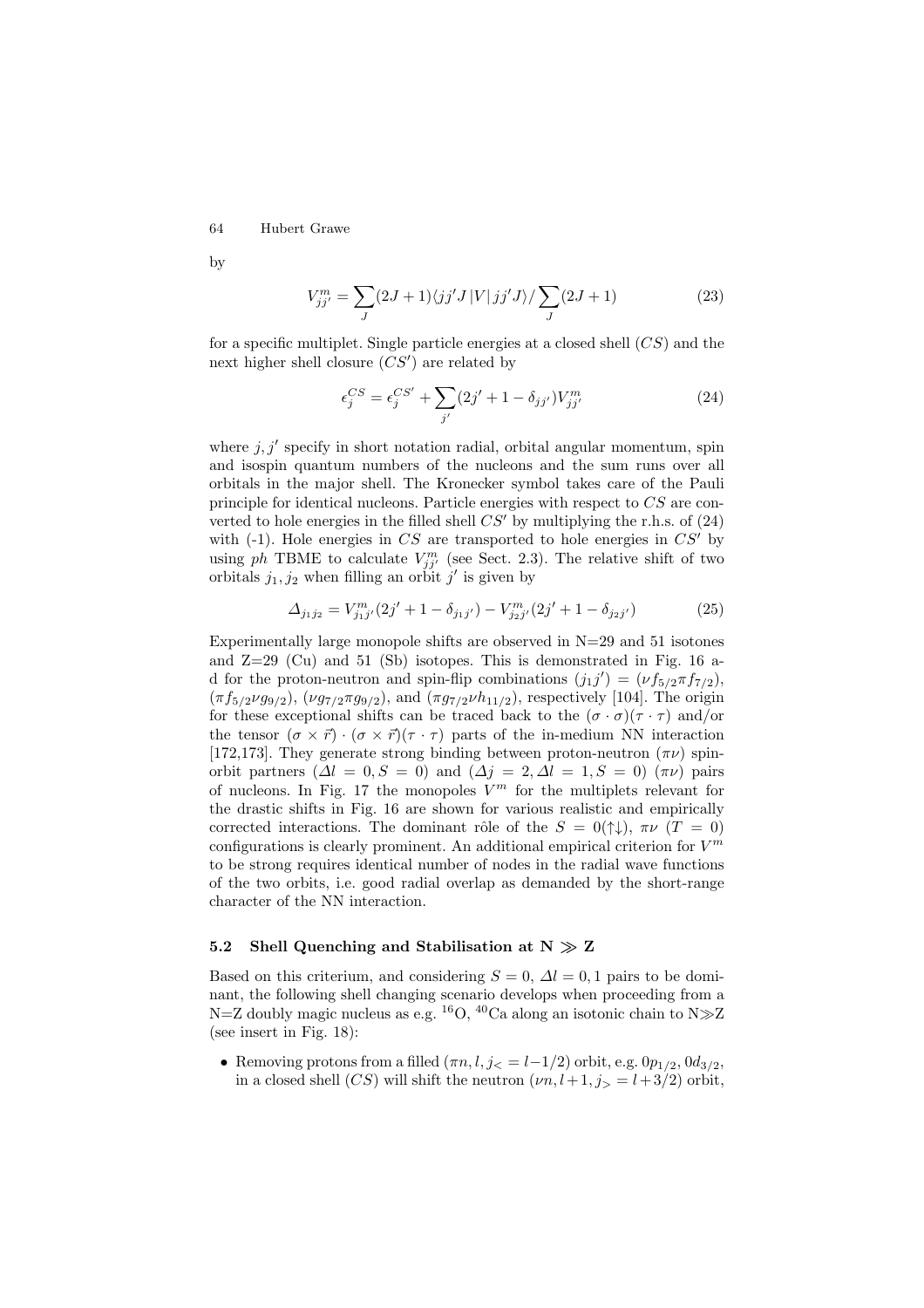by

$$V^m_{jj'} = \sum_J (2J+1)\langle jj'J\,|V|\,jj'J\rangle / \sum_J (2J+1) \tag{23}$$

for a specific multiplet. Single particle energies at a closed shell ($CS$) and the next higher shell closure ($CS'$) are related by

$$\epsilon^{CS}_j = \epsilon^{CS'}_j + \sum_{j'} (2j'+1-\delta_{jj'}) V^m_{jj'} \tag{24}$$

where $j, j'$ specify in short notation radial, orbital angular momentum, spin and isospin quantum numbers of the nucleons and the sum runs over all orbitals in the major shell. The Kronecker symbol takes care of the Pauli principle for identical nucleons. Particle energies with respect to $CS$ are converted to hole energies in the filled shell $CS'$ by multiplying the r.h.s. of (24) with (-1). Hole energies in $CS$ are transported to hole energies in $CS'$ by using $ph$ TBME to calculate $V^m_{jj'}$ (see Sect. 2.3). The relative shift of two orbitals $j_1, j_2$ when filling an orbit $j'$ is given by

$$\Delta_{j_1 j_2} = V^m_{j_1 j'}(2j'+1-\delta_{j_1 j'}) - V^m_{j_2 j'}(2j'+1-\delta_{j_2 j'}) \tag{25}$$

Experimentally large monopole shifts are observed in N=29 and 51 isotones and Z=29 (Cu) and 51 (Sb) isotopes. This is demonstrated in Fig. 16 a-d for the proton-neutron and spin-flip combinations $(j_1 j') = (\nu f_{5/2} \pi f_{7/2})$, $(\pi f_{5/2} \nu g_{9/2})$, $(\nu g_{7/2} \pi g_{9/2})$, and $(\pi g_{7/2} \nu h_{11/2})$, respectively [104]. The origin for these exceptional shifts can be traced back to the $(\sigma \cdot \sigma)(\tau \cdot \tau)$ and/or the tensor $(\sigma \times \vec{r}) \cdot (\sigma \times \vec{r})(\tau \cdot \tau)$ parts of the in-medium NN interaction [172,173]. They generate strong binding between proton-neutron ($\pi\nu$) spin-orbit partners ($\Delta l = 0, S = 0$) and ($\Delta j = 2, \Delta l = 1, S = 0$) ($\pi\nu$) pairs of nucleons. In Fig. 17 the monopoles $V^m$ for the multiplets relevant for the drastic shifts in Fig. 16 are shown for various realistic and empirically corrected interactions. The dominant rôle of the $S = 0(\uparrow\downarrow)$, $\pi\nu$ $(T = 0)$ configurations is clearly prominent. An additional empirical criterion for $V^m$ to be strong requires identical number of nodes in the radial wave functions of the two orbits, i.e. good radial overlap as demanded by the short-range character of the NN interaction.

### 5.2 Shell Quenching and Stabilisation at N ≫ Z

Based on this criterium, and considering $S = 0$, $\Delta l = 0, 1$ pairs to be dominant, the following shell changing scenario develops when proceeding from a N=Z doubly magic nucleus as e.g. $^{16}$O, $^{40}$Ca along an isotonic chain to N≫Z (see insert in Fig. 18):

- Removing protons from a filled $(\pi n, l, j_< = l-1/2)$ orbit, e.g. $0p_{1/2}, 0d_{3/2}$, in a closed shell ($CS$) will shift the neutron $(\nu n, l+1, j_> = l+3/2)$ orbit,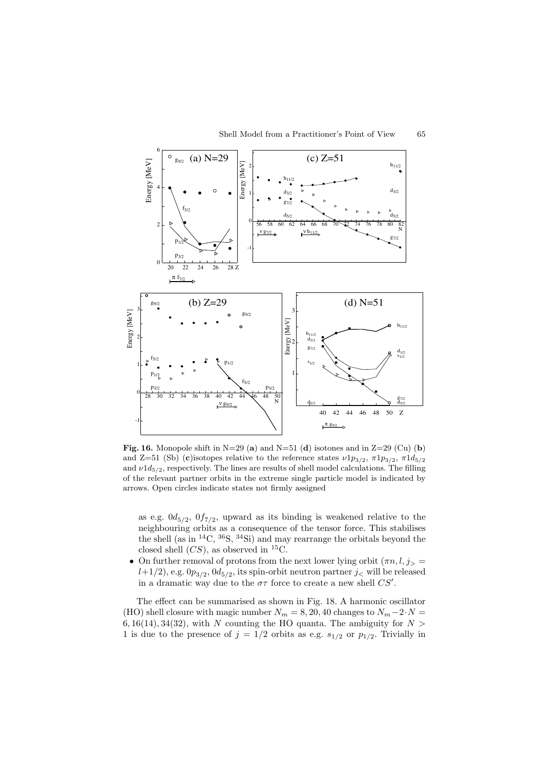(a) N=29

Energy [MeV]

6

4

2

0

$g_{9/2}$

$f_{5/2}$

$p_{1/2}$

$p_{3/2}$

20 22 24 26 28 Z

$\pi\ f_{7/2}$

(c) Z=51

Energy [MeV]

2

1

0

-1

$h_{11/2}$

$d_{3/2}$

$g_{7/2}$

$d_{5/2}$

$h_{11/2}$

$d_{3/2}$

$d_{5/2}$

$g_{7/2}$

56 58 60 62 64 66 68 70 72 74 76 78 80 82 N

$\nu\ g_{7/2}$

$\nu\ h_{11/2}$

(b) Z=29

Energy [MeV]

3

2

1

0

-1

$g_{9/2}$

$f_{5/2}$

$p_{1/2}$

$p_{3/2}$

$g_{9/2}$

$p_{1/2}$

$f_{5/2}$

$p_{3/2}$

28 30 32 34 36 38 40 42 44 46 48 50 N

$\nu\ g_{9/2}$

(d) N=51

Energy [MeV]

3

2

1

$h_{11/2}$

$d_{3/2}$

$g_{7/2}$

$s_{1/2}$

$d_{5/2}$

$h_{11/2}$

$d_{3/2}$

$s_{1/2}$

$g_{7/2}$

$d_{5/2}$

40 42 44 46 48 50 Z

$\pi\ g_{9/2}$

**Fig. 16.** Monopole shift in N=29 (**a**) and N=51 (**d**) isotones and in Z=29 (Cu) (**b**) and Z=51 (Sb) (**c**)isotopes relative to the reference states $\nu 1p_{3/2}$, $\pi 1p_{3/2}$, $\pi 1d_{5/2}$ and $\nu 1d_{5/2}$, respectively. The lines are results of shell model calculations. The filling of the relevant partner orbits in the extreme single particle model is indicated by arrows. Open circles indicate states not firmly assigned

as e.g. $0d_{5/2}$, $0f_{7/2}$, upward as its binding is weakened relative to the neighbouring orbits as a consequence of the tensor force. This stabilises the shell (as in $^{14}$C, $^{36}$S, $^{34}$Si) and may rearrange the orbitals beyond the closed shell ($CS$), as observed in $^{15}$C.

- On further removal of protons from the next lower lying orbit ($\pi n, l, j_> = l{+}1/2$), e.g. $0p_{3/2}$, $0d_{5/2}$, its spin-orbit neutron partner $j_<$ will be released in a dramatic way due to the $\sigma\tau$ force to create a new shell $CS'$.

The effect can be summarised as shown in Fig. 18. A harmonic oscillator (HO) shell closure with magic number $N_m = 8, 20, 40$ changes to $N_m - 2 \cdot N = 6, 16(14), 34(32)$, with $N$ counting the HO quanta. The ambiguity for $N > 1$ is due to the presence of $j = 1/2$ orbits as e.g. $s_{1/2}$ or $p_{1/2}$. Trivially in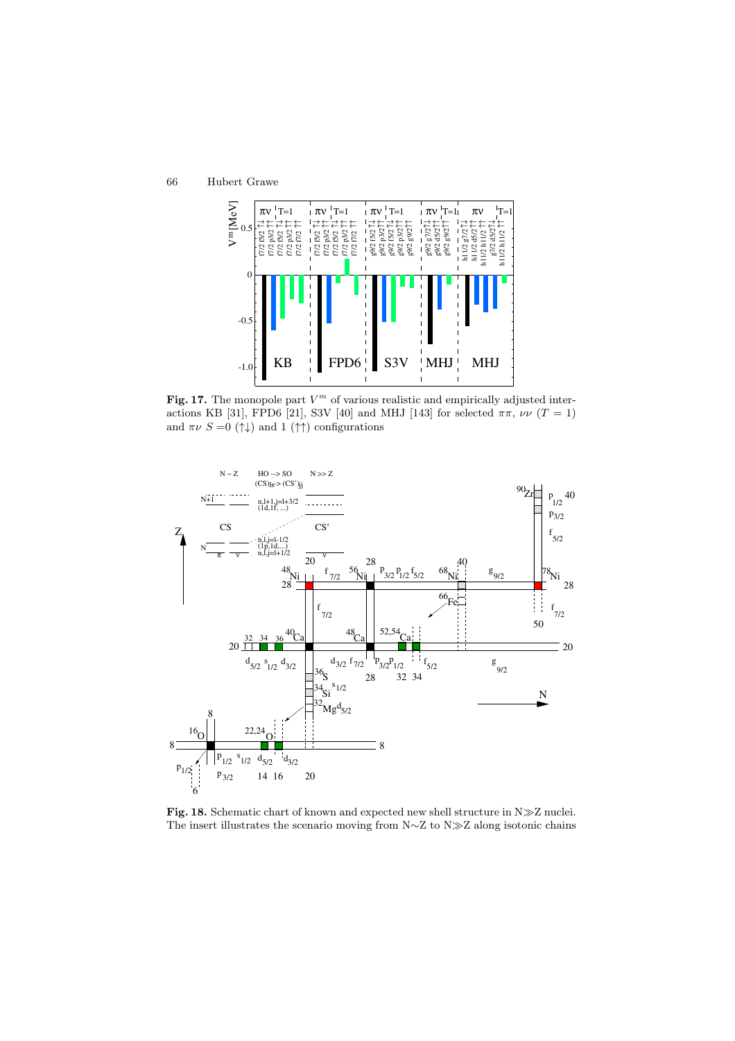V^m [MeV]

0.5

0

-0.5

-1.0

πν T=1 | πν T=1 | πν T=1 | πν T=1 | πν T=1

f7/2 f5/2 ↑↓ f7/2 p3/2 ↑↑ f7/2 f5/2 ↑↑ f7/2 p3/2 ↑↑ f7/2 f7/2 ↑↑

f7/2 f5/2 ↑↓ f7/2 p3/2 ↑↑ f7/2 f5/2 ↑↑ f7/2 p3/2 ↑↑ f7/2 f7/2 ↑↑

g9/2 f5/2 ↑↓ g9/2 p3/2 ↑↑ g9/2 f5/2 ↑↑ g9/2 p3/2 ↑↑ g9/2 g9/2 ↑↑

g9/2 g7/2 ↑↓ g9/2 d5/2 ↑↑ g9/2 g9/2 ↑↑

h11/2 g7/2 ↑↓ h11/2 d5/2 ↑↑ h11/2 h11/2 ↑↑ g7/2 d5/2 ↑↓ h11/2 h11/2 ↑↑

KB FPD6 S3V MHJ MHJ

**Fig. 17.** The monopole part $V^m$ of various realistic and empirically adjusted interactions KB [31], FPD6 [21], S3V [40] and MHJ [143] for selected $\pi\pi$, $\nu\nu$ ($T = 1$) and $\pi\nu$ $S = 0$ ($\uparrow\downarrow$) and 1 ($\uparrow\uparrow$) configurations

N ~ Z HO --> SO (CS)$_{ls}$-> (CS')$_{jj}$ N >> Z

N+1

n,l+1,j=l+3/2 (1d,1f, ...)

CS CS'

Z

N π ν n,l,j=l-1/2 (1p,1d,...) n,l,j=l+1/2 ν

N

$^{90}$Zr p$_{1/2}$ 40 p$_{3/2}$ f$_{5/2}$

20 28 40

$^{48}$Ni f$_{7/2}$ $^{56}$Ni p$_{3/2}$ p$_{1/2}$ f$_{5/2}$ $^{68}$Ni g$_{9/2}$ $^{78}$Ni

28 28

f$_{7/2}$ $^{66}$Fe f$_{7/2}$

50

32 34 36 $^{40}$Ca $^{48}$Ca 52,54 Ca

20 20

d$_{5/2}$ s$_{1/2}$ d$_{3/2}$ d$_{3/2}$ f$_{7/2}$ p$_{3/2}$ p$_{1/2}$ f$_{5/2}$ g$_{9/2}$

28 32 34

$^{36}$S $^{34}$Si s$_{1/2}$ $^{32}$Mg d$_{5/2}$

8

$^{16}$O 22,24 O

8 8

p$_{1/2}$ p$_{1/2}$ s$_{1/2}$ d$_{5/2}$ d$_{3/2}$

6 p$_{3/2}$ 14 16 20

**Fig. 18.** Schematic chart of known and expected new shell structure in N≫Z nuclei. The insert illustrates the scenario moving from N∼Z to N≫Z along isotonic chains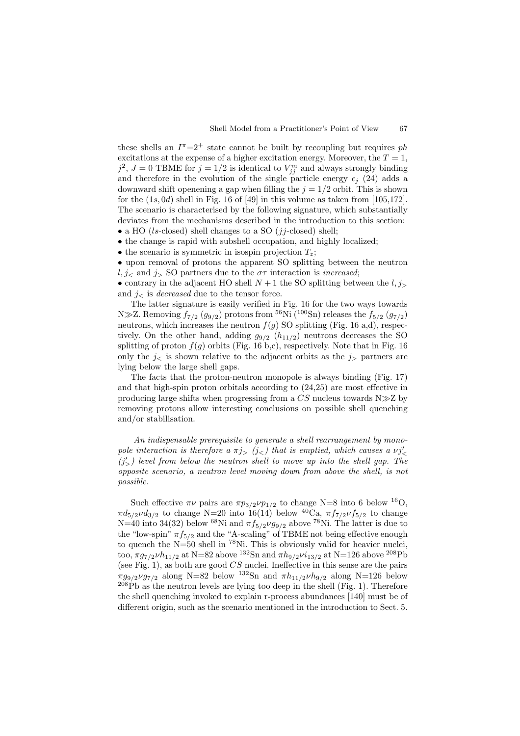these shells an $I^{\pi}=2^{+}$ state cannot be built by recoupling but requires $ph$ excitations at the expense of a higher excitation energy. Moreover, the $T=1$, $j^2$, $J=0$ TBME for $j=1/2$ is identical to $V^m_{jj}$ and always strongly binding and therefore in the evolution of the single particle energy $\epsilon_j$ (24) adds a downward shift openening a gap when filling the $j=1/2$ orbit. This is shown for the $(1s,0d)$ shell in Fig. 16 of [49] in this volume as taken from [105,172]. The scenario is characterised by the following signature, which substantially deviates from the mechanisms described in the introduction to this section:

- a HO ($ls$-closed) shell changes to a SO ($jj$-closed) shell;
- the change is rapid with subshell occupation, and highly localized;
- the scenario is symmetric in isospin projection $T_z$;
- upon removal of protons the apparent SO splitting between the neutron $l, j_<$ and $j_>$ SO partners due to the $\sigma\tau$ interaction is *increased*;
- contrary in the adjacent HO shell $N+1$ the SO splitting between the $l, j_>$ and $j_<$ is *decreased* due to the tensor force.

The latter signature is easily verified in Fig. 16 for the two ways towards N≫Z. Removing $f_{7/2}$ $(g_{9/2})$ protons from $^{56}$Ni ($^{100}$Sn) releases the $f_{5/2}$ $(g_{7/2})$ neutrons, which increases the neutron $f(g)$ SO splitting (Fig. 16 a,d), respectively. On the other hand, adding $g_{9/2}$ $(h_{11/2})$ neutrons decreases the SO splitting of proton $f(g)$ orbits (Fig. 16 b,c), respectively. Note that in Fig. 16 only the $j_<$ is shown relative to the adjacent orbits as the $j_>$ partners are lying below the large shell gaps.

The facts that the proton-neutron monopole is always binding (Fig. 17) and that high-spin proton orbitals according to (24,25) are most effective in producing large shifts when progressing from a $CS$ nucleus towards N≫Z by removing protons allow interesting conclusions on possible shell quenching and/or stabilisation.

*An indispensable prerequisite to generate a shell rearrangement by monopole interaction is therefore a $\pi j_>$ $(j_<)$ that is emptied, which causes a $\nu j'_<$ $(j'_>)$ level from below the neutron shell to move up into the shell gap. The opposite scenario, a neutron level moving down from above the shell, is not possible.*

Such effective $\pi\nu$ pairs are $\pi p_{3/2}\nu p_{1/2}$ to change N=8 into 6 below $^{16}$O, $\pi d_{5/2}\nu d_{3/2}$ to change N=20 into 16(14) below $^{40}$Ca, $\pi f_{7/2}\nu f_{5/2}$ to change N=40 into 34(32) below $^{68}$Ni and $\pi f_{5/2}\nu g_{9/2}$ above $^{78}$Ni. The latter is due to the "low-spin" $\pi f_{5/2}$ and the "A-scaling" of TBME not being effective enough to quench the N=50 shell in $^{78}$Ni. This is obviously valid for heavier nuclei, too, $\pi g_{7/2}\nu h_{11/2}$ at N=82 above $^{132}$Sn and $\pi h_{9/2}\nu i_{13/2}$ at N=126 above $^{208}$Pb (see Fig. 1), as both are good $CS$ nuclei. Ineffective in this sense are the pairs $\pi g_{9/2}\nu g_{7/2}$ along N=82 below $^{132}$Sn and $\pi h_{11/2}\nu h_{9/2}$ along N=126 below $^{208}$Pb as the neutron levels are lying too deep in the shell (Fig. 1). Therefore the shell quenching invoked to explain r-process abundances [140] must be of different origin, such as the scenario mentioned in the introduction to Sect. 5.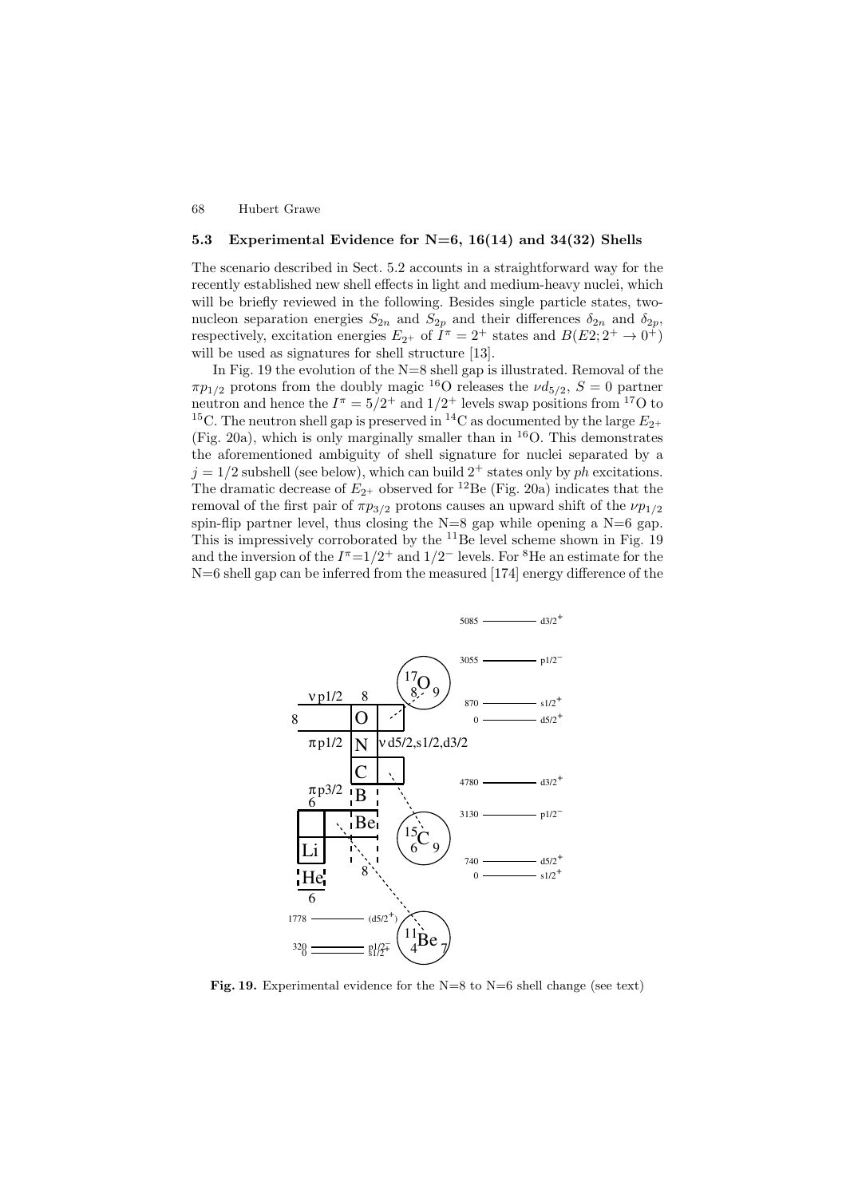### 5.3 Experimental Evidence for N=6, 16(14) and 34(32) Shells

The scenario described in Sect. 5.2 accounts in a straightforward way for the recently established new shell effects in light and medium-heavy nuclei, which will be briefly reviewed in the following. Besides single particle states, two-nucleon separation energies $S_{2n}$ and $S_{2p}$ and their differences $\delta_{2n}$ and $\delta_{2p}$, respectively, excitation energies $E_{2^+}$ of $I^{\pi} = 2^+$ states and $B(E2; 2^+ \to 0^+)$ will be used as signatures for shell structure [13].

In Fig. 19 the evolution of the N=8 shell gap is illustrated. Removal of the $\pi p_{1/2}$ protons from the doubly magic $^{16}$O releases the $\nu d_{5/2}$, $S = 0$ partner neutron and hence the $I^{\pi} = 5/2^+$ and $1/2^+$ levels swap positions from $^{17}$O to $^{15}$C. The neutron shell gap is preserved in $^{14}$C as documented by the large $E_{2^+}$ (Fig. 20a), which is only marginally smaller than in $^{16}$O. This demonstrates the aforementioned ambiguity of shell signature for nuclei separated by a $j = 1/2$ subshell (see below), which can build $2^+$ states only by *ph* excitations. The dramatic decrease of $E_{2^+}$ observed for $^{12}$Be (Fig. 20a) indicates that the removal of the first pair of $\pi p_{3/2}$ protons causes an upward shift of the $\nu p_{1/2}$ spin-flip partner level, thus closing the N=8 gap while opening a N=6 gap. This is impressively corroborated by the $^{11}$Be level scheme shown in Fig. 19 and the inversion of the $I^{\pi}$=$1/2^+$ and $1/2^-$ levels. For $^{8}$He an estimate for the N=6 shell gap can be inferred from the measured [174] energy difference of the

5085 d3/2+
3055 p1/2−
870 s1/2+
0 d5/2+
17O 8 9
ν p1/2 8
8
O
π p1/2 N ν d5/2,s1/2,d3/2
C
π p3/2 6 B
Be
Li
He
6
8
4780 d3/2+
3130 p1/2−
740 d5/2+
0 s1/2+
15C 6 9
1778 (d5/2+)
320 p1/2−
0 s1/2+
11Be 4 7

**Fig. 19.** Experimental evidence for the N=8 to N=6 shell change (see text)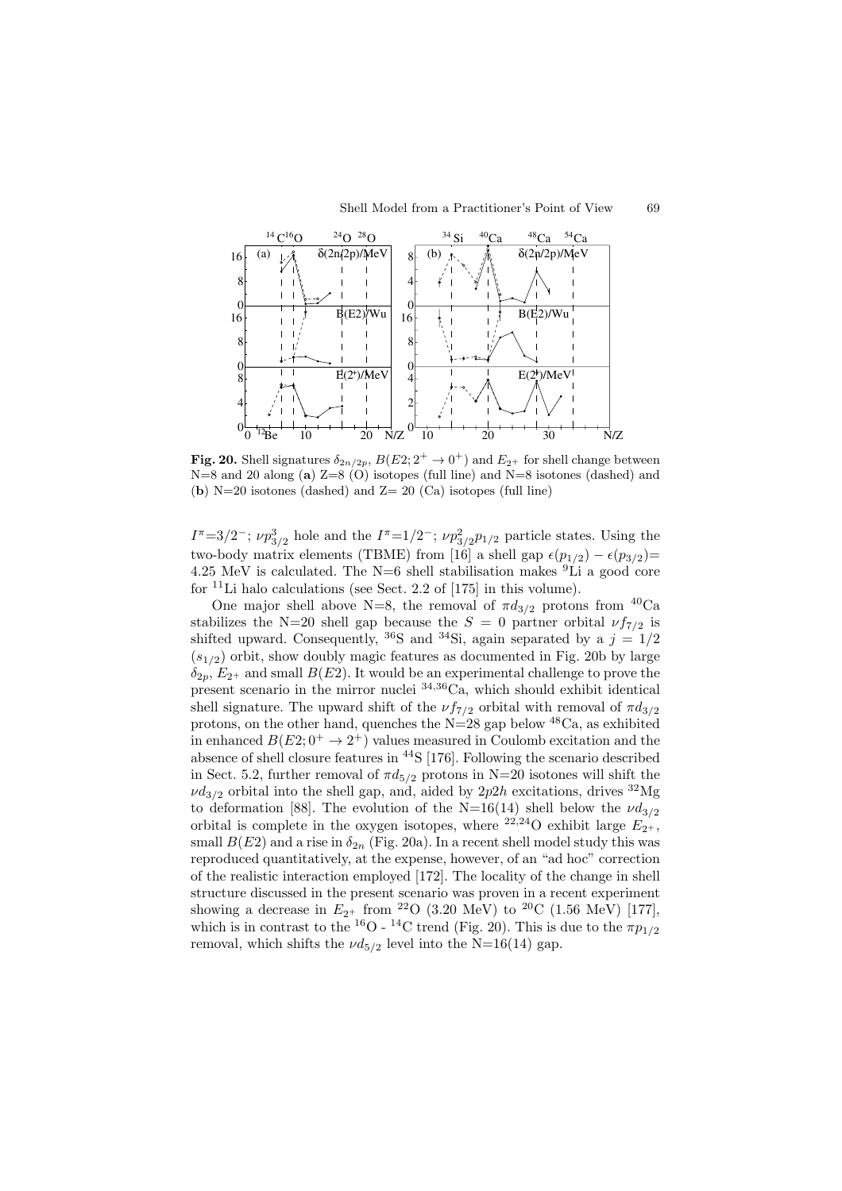$^{14}$C$^{16}$O $^{24}$O $^{28}$O

(a) δ(2n/2p)/MeV

16

8

0

B(E2)/Wu

16

8

0

E(2$^+$)/MeV

8

4

0

0 $^{12}$Be 10 20 N/Z

$^{34}$Si $^{40}$Ca $^{48}$Ca $^{54}$Ca

(b) δ(2n/2p)/MeV

8

4

0

B(E2)/Wu

16

8

0

E(2$^+$)/MeV

4

2

0

10 20 30 N/Z

**Fig. 20.** Shell signatures $\delta_{2n/2p}$, $B(E2; 2^+ \to 0^+)$ and $E_{2^+}$ for shell change between N=8 and 20 along (**a**) Z=8 (O) isotopes (full line) and N=8 isotones (dashed) and (**b**) N=20 isotones (dashed) and Z= 20 (Ca) isotopes (full line)

$I^\pi$=3/2$^-$; $\nu p_{3/2}^3$ hole and the $I^\pi$=1/2$^-$; $\nu p_{3/2}^2 p_{1/2}$ particle states. Using the two-body matrix elements (TBME) from [16] a shell gap $\epsilon(p_{1/2}) - \epsilon(p_{3/2})$= 4.25 MeV is calculated. The N=6 shell stabilisation makes $^9$Li a good core for $^{11}$Li halo calculations (see Sect. 2.2 of [175] in this volume).

One major shell above N=8, the removal of $\pi d_{3/2}$ protons from $^{40}$Ca stabilizes the N=20 shell gap because the $S = 0$ partner orbital $\nu f_{7/2}$ is shifted upward. Consequently, $^{36}$S and $^{34}$Si, again separated by a $j = 1/2$ ($s_{1/2}$) orbit, show doubly magic features as documented in Fig. 20b by large $\delta_{2p}$, $E_{2^+}$ and small $B(E2)$. It would be an experimental challenge to prove the present scenario in the mirror nuclei $^{34,36}$Ca, which should exhibit identical shell signature. The upward shift of the $\nu f_{7/2}$ orbital with removal of $\pi d_{3/2}$ protons, on the other hand, quenches the N=28 gap below $^{48}$Ca, as exhibited in enhanced $B(E2; 0^+ \to 2^+)$ values measured in Coulomb excitation and the absence of shell closure features in $^{44}$S [176]. Following the scenario described in Sect. 5.2, further removal of $\pi d_{5/2}$ protons in N=20 isotones will shift the $\nu d_{3/2}$ orbital into the shell gap, and, aided by $2p2h$ excitations, drives $^{32}$Mg to deformation [88]. The evolution of the N=16(14) shell below the $\nu d_{3/2}$ orbital is complete in the oxygen isotopes, where $^{22,24}$O exhibit large $E_{2^+}$, small $B(E2)$ and a rise in $\delta_{2n}$ (Fig. 20a). In a recent shell model study this was reproduced quantitatively, at the expense, however, of an "ad hoc" correction of the realistic interaction employed [172]. The locality of the change in shell structure discussed in the present scenario was proven in a recent experiment showing a decrease in $E_{2^+}$ from $^{22}$O (3.20 MeV) to $^{20}$C (1.56 MeV) [177], which is in contrast to the $^{16}$O - $^{14}$C trend (Fig. 20). This is due to the $\pi p_{1/2}$ removal, which shifts the $\nu d_{5/2}$ level into the N=16(14) gap.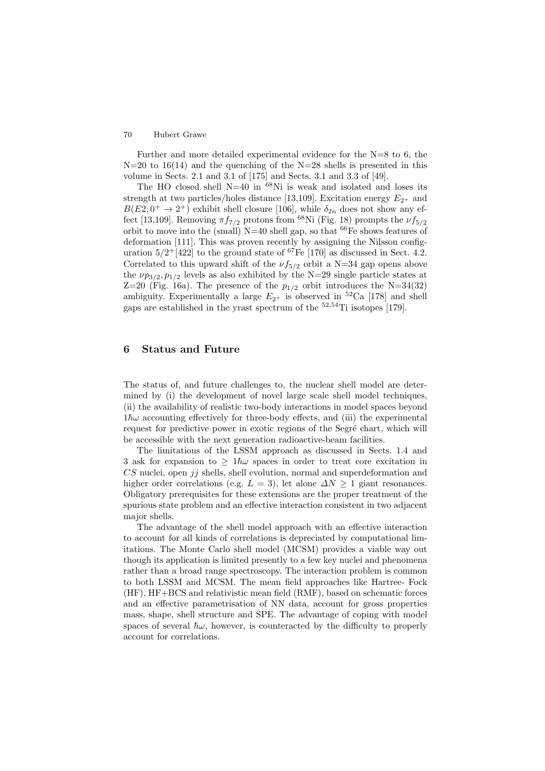Further and more detailed experimental evidence for the N=8 to 6, the N=20 to 16(14) and the quenching of the N=28 shells is presented in this volume in Sects. 2.1 and 3.1 of [175] and Sects. 3.1 and 3.3 of [49].

The HO closed shell N=40 in $^{68}$Ni is weak and isolated and loses its strength at two particles/holes distance [13,109]. Excitation energy $E_{2^+}$ and $B(E2;0^+ \to 2^+)$ exhibit shell closure [106], while $\delta_{2n}$ does not show any effect [13,109]. Removing $\pi f_{7/2}$ protons from $^{68}$Ni (Fig. 18) prompts the $\nu f_{5/2}$ orbit to move into the (small) N=40 shell gap, so that $^{66}$Fe shows features of deformation [111]. This was proven recently by assigning the Nilsson configuration $5/2^+[422]$ to the ground state of $^{67}$Fe [170] as discussed in Sect. 4.2. Correlated to this upward shift of the $\nu f_{5/2}$ orbit a N=34 gap opens above the $\nu p_{3/2}, p_{1/2}$ levels as also exhibited by the N=29 single particle states at Z=20 (Fig. 16a). The presence of the $p_{1/2}$ orbit introduces the N=34(32) ambiguity. Experimentally a large $E_{2^+}$ is observed in $^{52}$Ca [178] and shell gaps are established in the yrast spectrum of the $^{52,54}$Ti isotopes [179].

## 6 Status and Future

The status of, and future challenges to, the nuclear shell model are determined by (i) the development of novel large scale shell model techniques, (ii) the availability of realistic two-body interactions in model spaces beyond $1\hbar\omega$ accounting effectively for three-body effects, and (iii) the experimental request for predictive power in exotic regions of the Segré chart, which will be accessible with the next generation radioactive-beam facilities.

The limitations of the LSSM approach as discussed in Sects. 1.4 and 3 ask for expansion to $\geq 1\hbar\omega$ spaces in order to treat core excitation in *CS* nuclei, open *jj* shells, shell evolution, normal and superdeformation and higher order correlations (e.g. $L = 3$), let alone $\Delta N \geq 1$ giant resonances. Obligatory prerequisites for these extensions are the proper treatment of the spurious state problem and an effective interaction consistent in two adjacent major shells.

The advantage of the shell model approach with an effective interaction to account for all kinds of correlations is depreciated by computational limitations. The Monte Carlo shell model (MCSM) provides a viable way out though its application is limited presently to a few key nuclei and phenomena rather than a broad range spectroscopy. The interaction problem is common to both LSSM and MCSM. The mean field approaches like Hartree- Fock (HF), HF+BCS and relativistic mean field (RMF), based on schematic forces and an effective parametrisation of NN data, account for gross properties mass, shape, shell structure and SPE. The advantage of coping with model spaces of several $\hbar\omega$, however, is counteracted by the difficulty to properly account for correlations.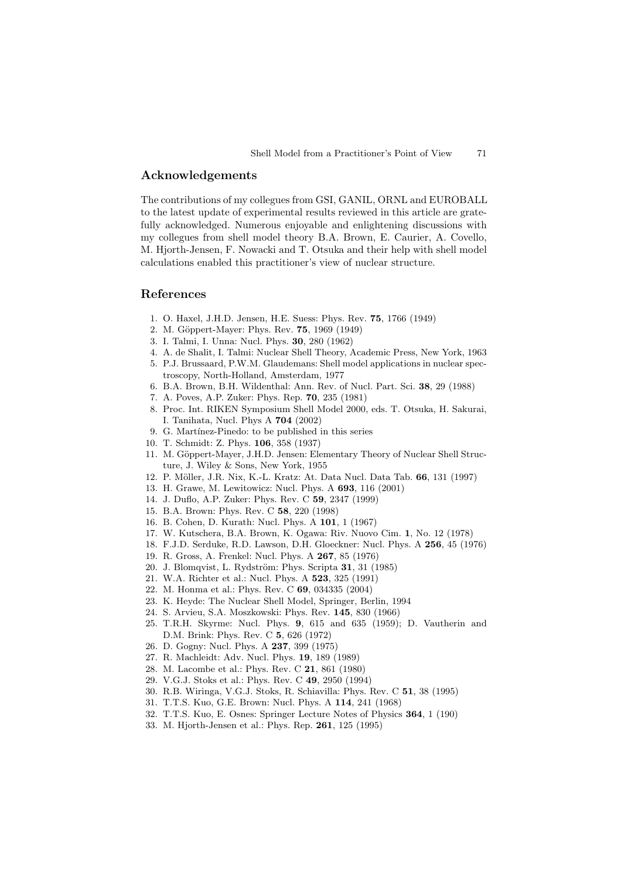## Acknowledgements

The contributions of my collegues from GSI, GANIL, ORNL and EUROBALL to the latest update of experimental results reviewed in this article are gratefully acknowledged. Numerous enjoyable and enlightening discussions with my collegues from shell model theory B.A. Brown, E. Caurier, A. Covello, M. Hjorth-Jensen, F. Nowacki and T. Otsuka and their help with shell model calculations enabled this practitioner's view of nuclear structure.

## References

1. O. Haxel, J.H.D. Jensen, H.E. Suess: Phys. Rev. **75**, 1766 (1949)
2. M. Göppert-Mayer: Phys. Rev. **75**, 1969 (1949)
3. I. Talmi, I. Unna: Nucl. Phys. **30**, 280 (1962)
4. A. de Shalit, I. Talmi: Nuclear Shell Theory, Academic Press, New York, 1963
5. P.J. Brussaard, P.W.M. Glaudemans: Shell model applications in nuclear spectroscopy, North-Holland, Amsterdam, 1977
6. B.A. Brown, B.H. Wildenthal: Ann. Rev. of Nucl. Part. Sci. **38**, 29 (1988)
7. A. Poves, A.P. Zuker: Phys. Rep. **70**, 235 (1981)
8. Proc. Int. RIKEN Symposium Shell Model 2000, eds. T. Otsuka, H. Sakurai, I. Tanihata, Nucl. Phys A **704** (2002)
9. G. Martínez-Pinedo: to be published in this series
10. T. Schmidt: Z. Phys. **106**, 358 (1937)
11. M. Göppert-Mayer, J.H.D. Jensen: Elementary Theory of Nuclear Shell Structure, J. Wiley & Sons, New York, 1955
12. P. Möller, J.R. Nix, K.-L. Kratz: At. Data Nucl. Data Tab. **66**, 131 (1997)
13. H. Grawe, M. Lewitowicz: Nucl. Phys. A **693**, 116 (2001)
14. J. Duflo, A.P. Zuker: Phys. Rev. C **59**, 2347 (1999)
15. B.A. Brown: Phys. Rev. C **58**, 220 (1998)
16. B. Cohen, D. Kurath: Nucl. Phys. A **101**, 1 (1967)
17. W. Kutschera, B.A. Brown, K. Ogawa: Riv. Nuovo Cim. **1**, No. 12 (1978)
18. F.J.D. Serduke, R.D. Lawson, D.H. Gloeckner: Nucl. Phys. A **256**, 45 (1976)
19. R. Gross, A. Frenkel: Nucl. Phys. A **267**, 85 (1976)
20. J. Blomqvist, L. Rydström: Phys. Scripta **31**, 31 (1985)
21. W.A. Richter et al.: Nucl. Phys. A **523**, 325 (1991)
22. M. Honma et al.: Phys. Rev. C **69**, 034335 (2004)
23. K. Heyde: The Nuclear Shell Model, Springer, Berlin, 1994
24. S. Arvieu, S.A. Moszkowski: Phys. Rev. **145**, 830 (1966)
25. T.R.H. Skyrme: Nucl. Phys. **9**, 615 and 635 (1959); D. Vautherin and D.M. Brink: Phys. Rev. C **5**, 626 (1972)
26. D. Gogny: Nucl. Phys. A **237**, 399 (1975)
27. R. Machleidt: Adv. Nucl. Phys. **19**, 189 (1989)
28. M. Lacombe et al.: Phys. Rev. C **21**, 861 (1980)
29. V.G.J. Stoks et al.: Phys. Rev. C **49**, 2950 (1994)
30. R.B. Wiringa, V.G.J. Stoks, R. Schiavilla: Phys. Rev. C **51**, 38 (1995)
31. T.T.S. Kuo, G.E. Brown: Nucl. Phys. A **114**, 241 (1968)
32. T.T.S. Kuo, E. Osnes: Springer Lecture Notes of Physics **364**, 1 (190)
33. M. Hjorth-Jensen et al.: Phys. Rep. **261**, 125 (1995)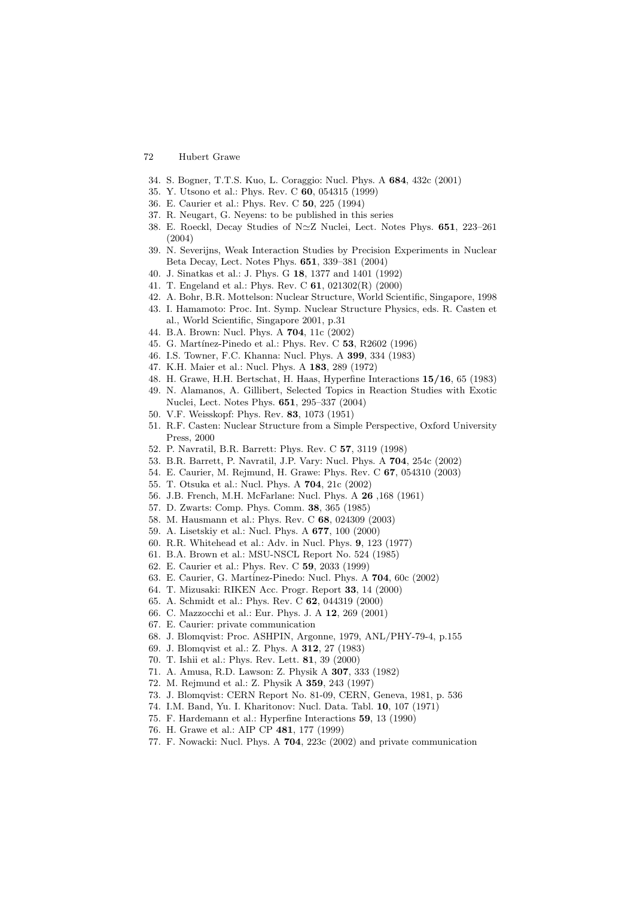34. S. Bogner, T.T.S. Kuo, L. Coraggio: Nucl. Phys. A **684**, 432c (2001)
35. Y. Utsono et al.: Phys. Rev. C **60**, 054315 (1999)
36. E. Caurier et al.: Phys. Rev. C **50**, 225 (1994)
37. R. Neugart, G. Neyens: to be published in this series
38. E. Roeckl, Decay Studies of N≃Z Nuclei, Lect. Notes Phys. **651**, 223–261 (2004)
39. N. Severijns, Weak Interaction Studies by Precision Experiments in Nuclear Beta Decay, Lect. Notes Phys. **651**, 339–381 (2004)
40. J. Sinatkas et al.: J. Phys. G **18**, 1377 and 1401 (1992)
41. T. Engeland et al.: Phys. Rev. C **61**, 021302(R) (2000)
42. A. Bohr, B.R. Mottelson: Nuclear Structure, World Scientific, Singapore, 1998
43. I. Hamamoto: Proc. Int. Symp. Nuclear Structure Physics, eds. R. Casten et al., World Scientific, Singapore 2001, p.31
44. B.A. Brown: Nucl. Phys. A **704**, 11c (2002)
45. G. Martínez-Pinedo et al.: Phys. Rev. C **53**, R2602 (1996)
46. I.S. Towner, F.C. Khanna: Nucl. Phys. A **399**, 334 (1983)
47. K.H. Maier et al.: Nucl. Phys. A **183**, 289 (1972)
48. H. Grawe, H.H. Bertschat, H. Haas, Hyperfine Interactions **15/16**, 65 (1983)
49. N. Alamanos, A. Gillibert, Selected Topics in Reaction Studies with Exotic Nuclei, Lect. Notes Phys. **651**, 295–337 (2004)
50. V.F. Weisskopf: Phys. Rev. **83**, 1073 (1951)
51. R.F. Casten: Nuclear Structure from a Simple Perspective, Oxford University Press, 2000
52. P. Navratil, B.R. Barrett: Phys. Rev. C **57**, 3119 (1998)
53. B.R. Barrett, P. Navratil, J.P. Vary: Nucl. Phys. A **704**, 254c (2002)
54. E. Caurier, M. Rejmund, H. Grawe: Phys. Rev. C **67**, 054310 (2003)
55. T. Otsuka et al.: Nucl. Phys. A **704**, 21c (2002)
56. J.B. French, M.H. McFarlane: Nucl. Phys. A **26** ,168 (1961)
57. D. Zwarts: Comp. Phys. Comm. **38**, 365 (1985)
58. M. Hausmann et al.: Phys. Rev. C **68**, 024309 (2003)
59. A. Lisetskiy et al.: Nucl. Phys. A **677**, 100 (2000)
60. R.R. Whitehead et al.: Adv. in Nucl. Phys. **9**, 123 (1977)
61. B.A. Brown et al.: MSU-NSCL Report No. 524 (1985)
62. E. Caurier et al.: Phys. Rev. C **59**, 2033 (1999)
63. E. Caurier, G. Martínez-Pinedo: Nucl. Phys. A **704**, 60c (2002)
64. T. Mizusaki: RIKEN Acc. Progr. Report **33**, 14 (2000)
65. A. Schmidt et al.: Phys. Rev. C **62**, 044319 (2000)
66. C. Mazzocchi et al.: Eur. Phys. J. A **12**, 269 (2001)
67. E. Caurier: private communication
68. J. Blomqvist: Proc. ASHPIN, Argonne, 1979, ANL/PHY-79-4, p.155
69. J. Blomqvist et al.: Z. Phys. A **312**, 27 (1983)
70. T. Ishii et al.: Phys. Rev. Lett. **81**, 39 (2000)
71. A. Amusa, R.D. Lawson: Z. Physik A **307**, 333 (1982)
72. M. Rejmund et al.: Z. Physik A **359**, 243 (1997)
73. J. Blomqvist: CERN Report No. 81-09, CERN, Geneva, 1981, p. 536
74. I.M. Band, Yu. I. Kharitonov: Nucl. Data. Tabl. **10**, 107 (1971)
75. F. Hardemann et al.: Hyperfine Interactions **59**, 13 (1990)
76. H. Grawe et al.: AIP CP **481**, 177 (1999)
77. F. Nowacki: Nucl. Phys. A **704**, 223c (2002) and private communication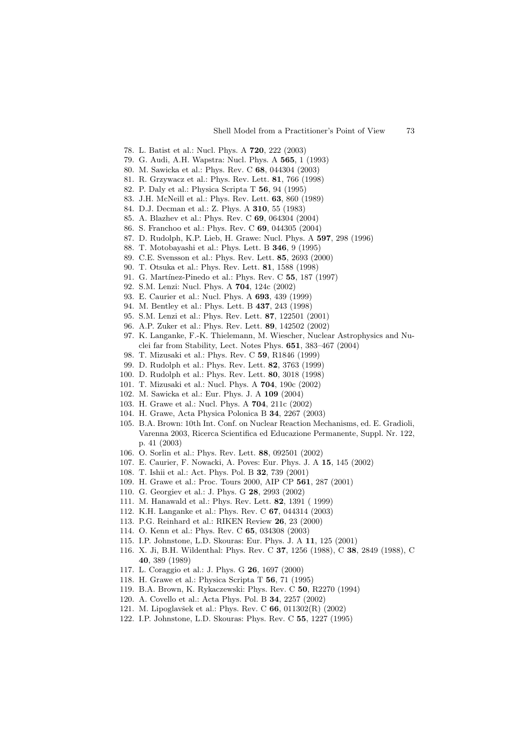78. L. Batist et al.: Nucl. Phys. A **720**, 222 (2003)
79. G. Audi, A.H. Wapstra: Nucl. Phys. A **565**, 1 (1993)
80. M. Sawicka et al.: Phys. Rev. C **68**, 044304 (2003)
81. R. Grzywacz et al.: Phys. Rev. Lett. **81**, 766 (1998)
82. P. Daly et al.: Physica Scripta T **56**, 94 (1995)
83. J.H. McNeill et al.: Phys. Rev. Lett. **63**, 860 (1989)
84. D.J. Decman et al.: Z. Phys. A **310**, 55 (1983)
85. A. Blazhev et al.: Phys. Rev. C **69**, 064304 (2004)
86. S. Franchoo et al.: Phys. Rev. C **69**, 044305 (2004)
87. D. Rudolph, K.P. Lieb, H. Grawe: Nucl. Phys. A **597**, 298 (1996)
88. T. Motobayashi et al.: Phys. Lett. B **346**, 9 (1995)
89. C.E. Svensson et al.: Phys. Rev. Lett. **85**, 2693 (2000)
90. T. Otsuka et al.: Phys. Rev. Lett. **81**, 1588 (1998)
91. G. Martínez-Pinedo et al.: Phys. Rev. C **55**, 187 (1997)
92. S.M. Lenzi: Nucl. Phys. A **704**, 124c (2002)
93. E. Caurier et al.: Nucl. Phys. A **693**, 439 (1999)
94. M. Bentley et al.: Phys. Lett. B **437**, 243 (1998)
95. S.M. Lenzi et al.: Phys. Rev. Lett. **87**, 122501 (2001)
96. A.P. Zuker et al.: Phys. Rev. Lett. **89**, 142502 (2002)
97. K. Langanke, F.-K. Thielemann, M. Wiescher, Nuclear Astrophysics and Nuclei far from Stability, Lect. Notes Phys. **651**, 383–467 (2004)
98. T. Mizusaki et al.: Phys. Rev. C **59**, R1846 (1999)
99. D. Rudolph et al.: Phys. Rev. Lett. **82**, 3763 (1999)
100. D. Rudolph et al.: Phys. Rev. Lett. **80**, 3018 (1998)
101. T. Mizusaki et al.: Nucl. Phys. A **704**, 190c (2002)
102. M. Sawicka et al.: Eur. Phys. J. A **109** (2004)
103. H. Grawe et al.: Nucl. Phys. A **704**, 211c (2002)
104. H. Grawe, Acta Physica Polonica B **34**, 2267 (2003)
105. B.A. Brown: 10th Int. Conf. on Nuclear Reaction Mechanisms, ed. E. Gradioli, Varenna 2003, Ricerca Scientifica ed Educazione Permanente, Suppl. Nr. 122, p. 41 (2003)
106. O. Sorlin et al.: Phys. Rev. Lett. **88**, 092501 (2002)
107. E. Caurier, F. Nowacki, A. Poves: Eur. Phys. J. A **15**, 145 (2002)
108. T. Ishii et al.: Act. Phys. Pol. B **32**, 739 (2001)
109. H. Grawe et al.: Proc. Tours 2000, AIP CP **561**, 287 (2001)
110. G. Georgiev et al.: J. Phys. G **28**, 2993 (2002)
111. M. Hanawald et al.: Phys. Rev. Lett. **82**, 1391 ( 1999)
112. K.H. Langanke et al.: Phys. Rev. C **67**, 044314 (2003)
113. P.G. Reinhard et al.: RIKEN Review **26**, 23 (2000)
114. O. Kenn et al.: Phys. Rev. C **65**, 034308 (2003)
115. I.P. Johnstone, L.D. Skouras: Eur. Phys. J. A **11**, 125 (2001)
116. X. Ji, B.H. Wildenthal: Phys. Rev. C **37**, 1256 (1988), C **38**, 2849 (1988), C **40**, 389 (1989)
117. L. Coraggio et al.: J. Phys. G **26**, 1697 (2000)
118. H. Grawe et al.: Physica Scripta T **56**, 71 (1995)
119. B.A. Brown, K. Rykaczewski: Phys. Rev. C **50**, R2270 (1994)
120. A. Covello et al.: Acta Phys. Pol. B **34**, 2257 (2002)
121. M. Lipoglavšek et al.: Phys. Rev. C **66**, 011302(R) (2002)
122. I.P. Johnstone, L.D. Skouras: Phys. Rev. C **55**, 1227 (1995)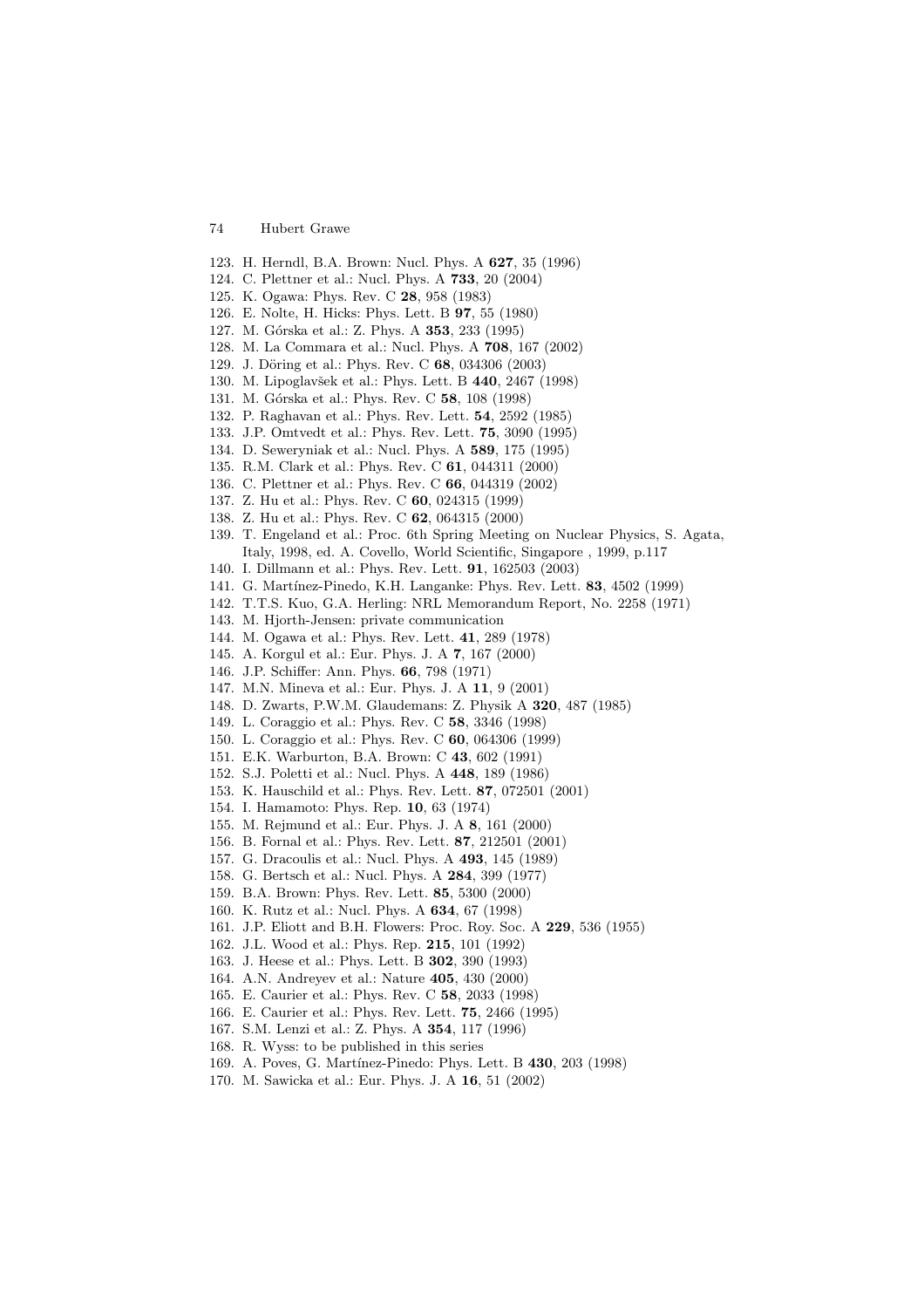123. H. Herndl, B.A. Brown: Nucl. Phys. A **627**, 35 (1996)
124. C. Plettner et al.: Nucl. Phys. A **733**, 20 (2004)
125. K. Ogawa: Phys. Rev. C **28**, 958 (1983)
126. E. Nolte, H. Hicks: Phys. Lett. B **97**, 55 (1980)
127. M. Górska et al.: Z. Phys. A **353**, 233 (1995)
128. M. La Commara et al.: Nucl. Phys. A **708**, 167 (2002)
129. J. Döring et al.: Phys. Rev. C **68**, 034306 (2003)
130. M. Lipoglavšek et al.: Phys. Lett. B **440**, 2467 (1998)
131. M. Górska et al.: Phys. Rev. C **58**, 108 (1998)
132. P. Raghavan et al.: Phys. Rev. Lett. **54**, 2592 (1985)
133. J.P. Omtvedt et al.: Phys. Rev. Lett. **75**, 3090 (1995)
134. D. Seweryniak et al.: Nucl. Phys. A **589**, 175 (1995)
135. R.M. Clark et al.: Phys. Rev. C **61**, 044311 (2000)
136. C. Plettner et al.: Phys. Rev. C **66**, 044319 (2002)
137. Z. Hu et al.: Phys. Rev. C **60**, 024315 (1999)
138. Z. Hu et al.: Phys. Rev. C **62**, 064315 (2000)
139. T. Engeland et al.: Proc. 6th Spring Meeting on Nuclear Physics, S. Agata, Italy, 1998, ed. A. Covello, World Scientific, Singapore , 1999, p.117
140. I. Dillmann et al.: Phys. Rev. Lett. **91**, 162503 (2003)
141. G. Martínez-Pinedo, K.H. Langanke: Phys. Rev. Lett. **83**, 4502 (1999)
142. T.T.S. Kuo, G.A. Herling: NRL Memorandum Report, No. 2258 (1971)
143. M. Hjorth-Jensen: private communication
144. M. Ogawa et al.: Phys. Rev. Lett. **41**, 289 (1978)
145. A. Korgul et al.: Eur. Phys. J. A **7**, 167 (2000)
146. J.P. Schiffer: Ann. Phys. **66**, 798 (1971)
147. M.N. Mineva et al.: Eur. Phys. J. A **11**, 9 (2001)
148. D. Zwarts, P.W.M. Glaudemans: Z. Physik A **320**, 487 (1985)
149. L. Coraggio et al.: Phys. Rev. C **58**, 3346 (1998)
150. L. Coraggio et al.: Phys. Rev. C **60**, 064306 (1999)
151. E.K. Warburton, B.A. Brown: C **43**, 602 (1991)
152. S.J. Poletti et al.: Nucl. Phys. A **448**, 189 (1986)
153. K. Hauschild et al.: Phys. Rev. Lett. **87**, 072501 (2001)
154. I. Hamamoto: Phys. Rep. **10**, 63 (1974)
155. M. Rejmund et al.: Eur. Phys. J. A **8**, 161 (2000)
156. B. Fornal et al.: Phys. Rev. Lett. **87**, 212501 (2001)
157. G. Dracoulis et al.: Nucl. Phys. A **493**, 145 (1989)
158. G. Bertsch et al.: Nucl. Phys. A **284**, 399 (1977)
159. B.A. Brown: Phys. Rev. Lett. **85**, 5300 (2000)
160. K. Rutz et al.: Nucl. Phys. A **634**, 67 (1998)
161. J.P. Eliott and B.H. Flowers: Proc. Roy. Soc. A **229**, 536 (1955)
162. J.L. Wood et al.: Phys. Rep. **215**, 101 (1992)
163. J. Heese et al.: Phys. Lett. B **302**, 390 (1993)
164. A.N. Andreyev et al.: Nature **405**, 430 (2000)
165. E. Caurier et al.: Phys. Rev. C **58**, 2033 (1998)
166. E. Caurier et al.: Phys. Rev. Lett. **75**, 2466 (1995)
167. S.M. Lenzi et al.: Z. Phys. A **354**, 117 (1996)
168. R. Wyss: to be published in this series
169. A. Poves, G. Martínez-Pinedo: Phys. Lett. B **430**, 203 (1998)
170. M. Sawicka et al.: Eur. Phys. J. A **16**, 51 (2002)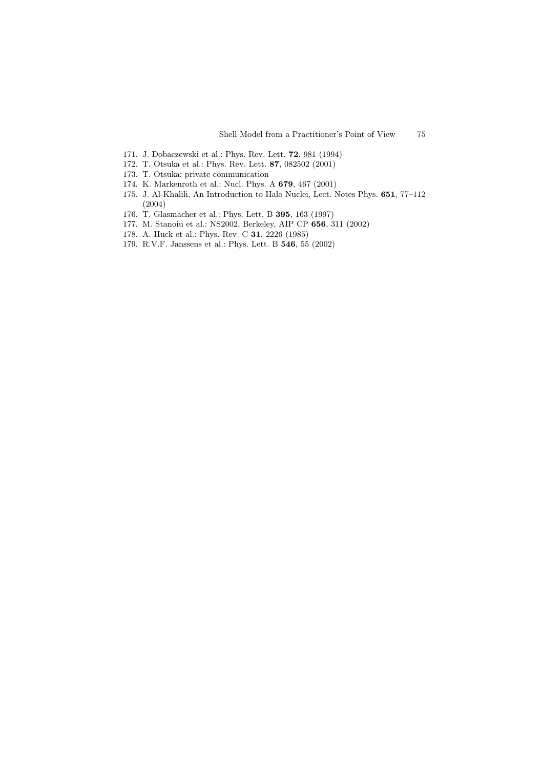171. J. Dobaczewski et al.: Phys. Rev. Lett. **72**, 981 (1994)
172. T. Otsuka et al.: Phys. Rev. Lett. **87**, 082502 (2001)
173. T. Otsuka: private communication
174. K. Markenroth et al.: Nucl. Phys. A **679**, 467 (2001)
175. J. Al-Khalili, An Introduction to Halo Nuclei, Lect. Notes Phys. **651**, 77–112 (2004)
176. T. Glasmacher et al.: Phys. Lett. B **395**, 163 (1997)
177. M. Stanoiu et al.: NS2002, Berkeley, AIP CP **656**, 311 (2002)
178. A. Huck et al.: Phys. Rev. C **31**, 2226 (1985)
179. R.V.F. Janssens et al.: Phys. Lett. B **546**, 55 (2002)